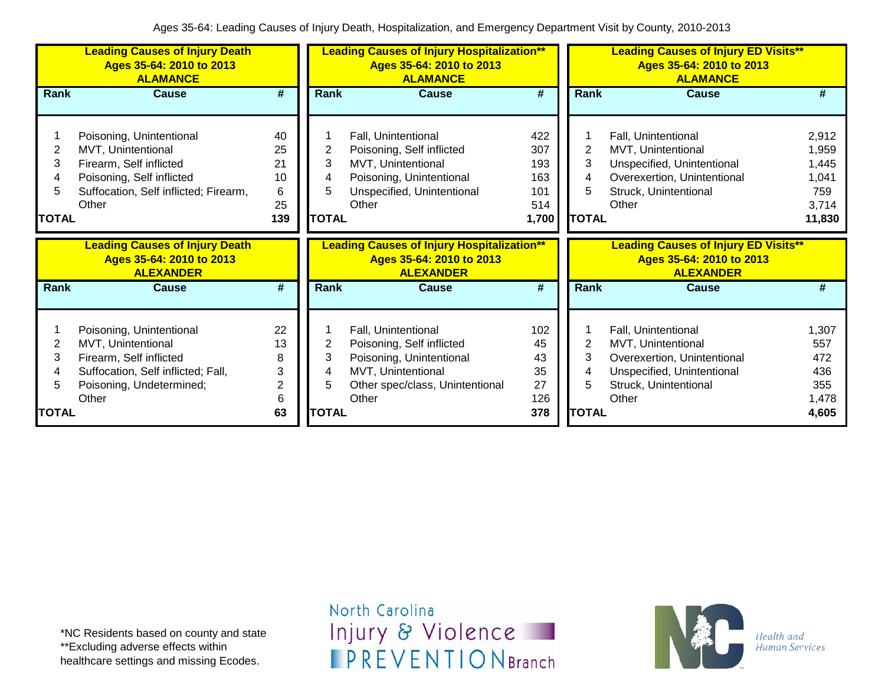# Ages 35-64: Leading Causes of Injury Death, Hospitalization, and Emergency Department Visit by County, 2010-2013

**Leading Causes of Injury Death**
**Ages 35-64: 2010 to 2013**
**ALAMANCE**

| Rank | Cause | # |
|---|---|---|
| 1 | Poisoning, Unintentional | 40 |
| 2 | MVT, Unintentional | 25 |
| 3 | Firearm, Self inflicted | 21 |
| 4 | Poisoning, Self inflicted | 10 |
| 5 | Suffocation, Self inflicted; Firearm, | 6 |
| | Other | 25 |
| **TOTAL** | | **139** |

**Leading Causes of Injury Hospitalization****
**Ages 35-64: 2010 to 2013**
**ALAMANCE**

| Rank | Cause | # |
|---|---|---|
| 1 | Fall, Unintentional | 422 |
| 2 | Poisoning, Self inflicted | 307 |
| 3 | MVT, Unintentional | 193 |
| 4 | Poisoning, Unintentional | 163 |
| 5 | Unspecified, Unintentional | 101 |
| | Other | 514 |
| **TOTAL** | | **1,700** |

**Leading Causes of Injury ED Visits****
**Ages 35-64: 2010 to 2013**
**ALAMANCE**

| Rank | Cause | # |
|---|---|---|
| 1 | Fall, Unintentional | 2,912 |
| 2 | MVT, Unintentional | 1,959 |
| 3 | Unspecified, Unintentional | 1,445 |
| 4 | Overexertion, Unintentional | 1,041 |
| 5 | Struck, Unintentional | 759 |
| | Other | 3,714 |
| **TOTAL** | | **11,830** |

**Leading Causes of Injury Death**
**Ages 35-64: 2010 to 2013**
**ALEXANDER**

| Rank | Cause | # |
|---|---|---|
| 1 | Poisoning, Unintentional | 22 |
| 2 | MVT, Unintentional | 13 |
| 3 | Firearm, Self inflicted | 8 |
| 4 | Suffocation, Self inflicted; Fall, | 3 |
| 5 | Poisoning, Undetermined; | 2 |
| | Other | 6 |
| **TOTAL** | | **63** |

**Leading Causes of Injury Hospitalization****
**Ages 35-64: 2010 to 2013**
**ALEXANDER**

| Rank | Cause | # |
|---|---|---|
| 1 | Fall, Unintentional | 102 |
| 2 | Poisoning, Self inflicted | 45 |
| 3 | Poisoning, Unintentional | 43 |
| 4 | MVT, Unintentional | 35 |
| 5 | Other spec/class, Unintentional | 27 |
| | Other | 126 |
| **TOTAL** | | **378** |

**Leading Causes of Injury ED Visits****
**Ages 35-64: 2010 to 2013**
**ALEXANDER**

| Rank | Cause | # |
|---|---|---|
| 1 | Fall, Unintentional | 1,307 |
| 2 | MVT, Unintentional | 557 |
| 3 | Overexertion, Unintentional | 472 |
| 4 | Unspecified, Unintentional | 436 |
| 5 | Struck, Unintentional | 355 |
| | Other | 1,478 |
| **TOTAL** | | **4,605** |

*NC Residents based on county and state
**Excluding adverse effects within healthcare settings and missing Ecodes.

North Carolina Injury & Violence PREVENTION Branch

NC Health and Human Services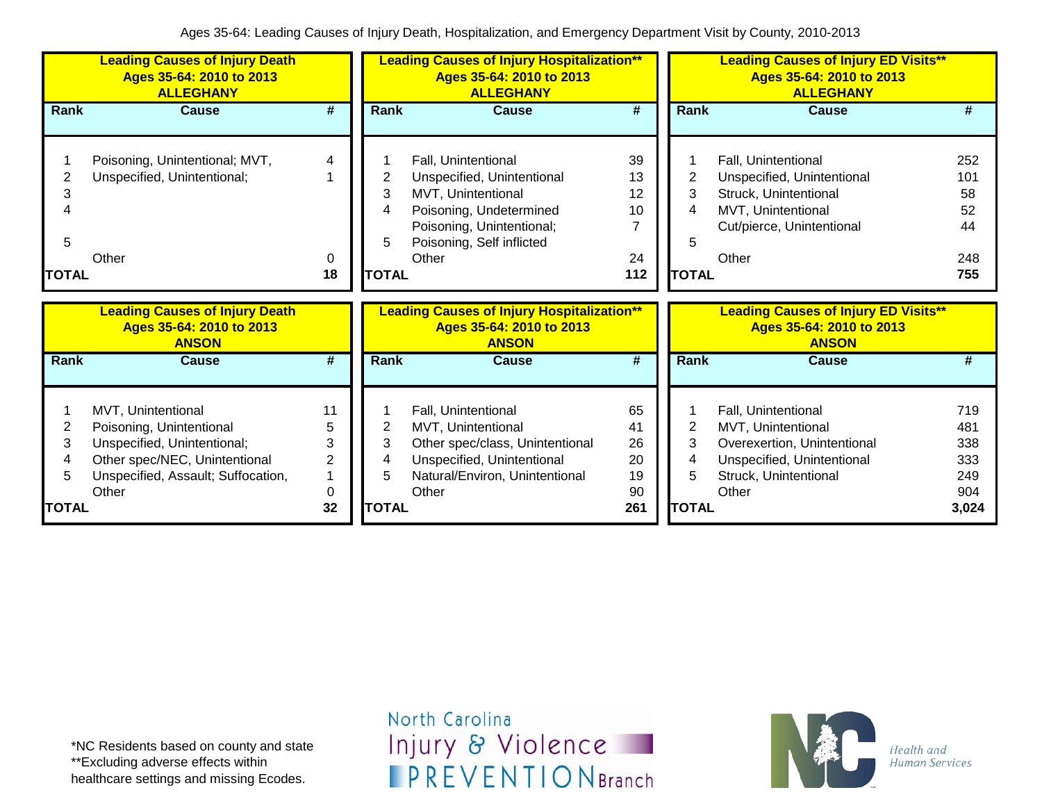Ages 35-64: Leading Causes of Injury Death, Hospitalization, and Emergency Department Visit by County, 2010-2013

**Leading Causes of Injury Death Ages 35-64: 2010 to 2013 ALLEGHANY**

| Rank | Cause | # |
|---|---|---|
| 1 | Poisoning, Unintentional; MVT, | 4 |
| 2 | Unspecified, Unintentional; | 1 |
| 3 | | |
| 4 | | |
| 5 | | |
| | Other | 0 |
| **TOTAL** | | **18** |

**Leading Causes of Injury Hospitalization** Ages 35-64: 2010 to 2013 ALLEGHANY**

| Rank | Cause | # |
|---|---|---|
| 1 | Fall, Unintentional | 39 |
| 2 | Unspecified, Unintentional | 13 |
| 3 | MVT, Unintentional | 12 |
| 4 | Poisoning, Undetermined | 10 |
| | Poisoning, Unintentional; | 7 |
| 5 | Poisoning, Self inflicted | |
| | Other | 24 |
| **TOTAL** | | **112** |

**Leading Causes of Injury ED Visits** Ages 35-64: 2010 to 2013 ALLEGHANY**

| Rank | Cause | # |
|---|---|---|
| 1 | Fall, Unintentional | 252 |
| 2 | Unspecified, Unintentional | 101 |
| 3 | Struck, Unintentional | 58 |
| 4 | MVT, Unintentional | 52 |
| | Cut/pierce, Unintentional | 44 |
| 5 | | |
| | Other | 248 |
| **TOTAL** | | **755** |

**Leading Causes of Injury Death Ages 35-64: 2010 to 2013 ANSON**

| Rank | Cause | # |
|---|---|---|
| 1 | MVT, Unintentional | 11 |
| 2 | Poisoning, Unintentional | 5 |
| 3 | Unspecified, Unintentional; | 3 |
| 4 | Other spec/NEC, Unintentional | 2 |
| 5 | Unspecified, Assault; Suffocation, | 1 |
| | Other | 0 |
| **TOTAL** | | **32** |

**Leading Causes of Injury Hospitalization** Ages 35-64: 2010 to 2013 ANSON**

| Rank | Cause | # |
|---|---|---|
| 1 | Fall, Unintentional | 65 |
| 2 | MVT, Unintentional | 41 |
| 3 | Other spec/class, Unintentional | 26 |
| 4 | Unspecified, Unintentional | 20 |
| 5 | Natural/Environ, Unintentional | 19 |
| | Other | 90 |
| **TOTAL** | | **261** |

**Leading Causes of Injury ED Visits** Ages 35-64: 2010 to 2013 ANSON**

| Rank | Cause | # |
|---|---|---|
| 1 | Fall, Unintentional | 719 |
| 2 | MVT, Unintentional | 481 |
| 3 | Overexertion, Unintentional | 338 |
| 4 | Unspecified, Unintentional | 333 |
| 5 | Struck, Unintentional | 249 |
| | Other | 904 |
| **TOTAL** | | **3,024** |

*NC Residents based on county and state
**Excluding adverse effects within healthcare settings and missing Ecodes.

North Carolina Injury & Violence PREVENTION Branch

Health and Human Services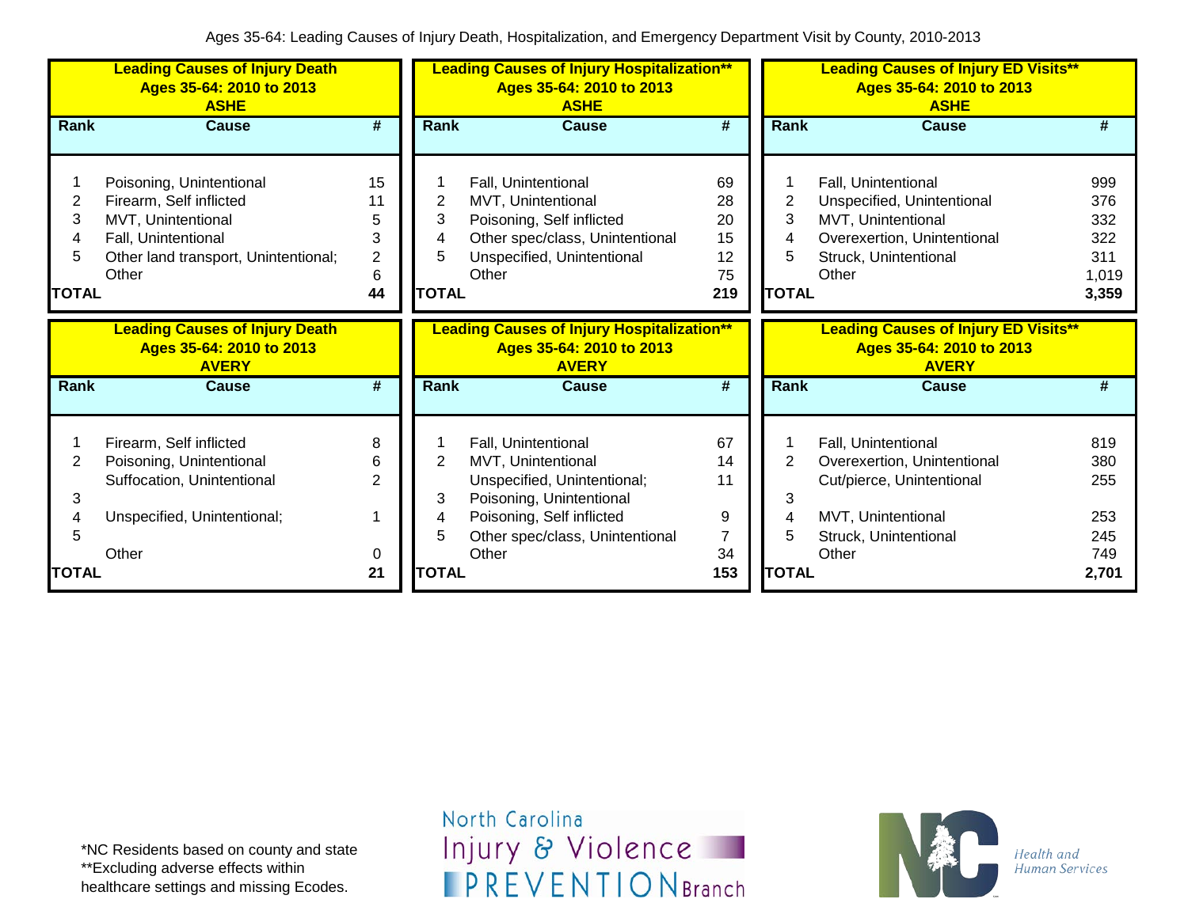Ages 35-64: Leading Causes of Injury Death, Hospitalization, and Emergency Department Visit by County, 2010-2013

**Leading Causes of Injury Death**
**Ages 35-64: 2010 to 2013**
**ASHE**

| Rank | Cause | # |
|---|---|---|
| 1 | Poisoning, Unintentional | 15 |
| 2 | Firearm, Self inflicted | 11 |
| 3 | MVT, Unintentional | 5 |
| 4 | Fall, Unintentional | 3 |
| 5 | Other land transport, Unintentional; | 2 |
| | Other | 6 |
| **TOTAL** | | **44** |

**Leading Causes of Injury Hospitalization****
**Ages 35-64: 2010 to 2013**
**ASHE**

| Rank | Cause | # |
|---|---|---|
| 1 | Fall, Unintentional | 69 |
| 2 | MVT, Unintentional | 28 |
| 3 | Poisoning, Self inflicted | 20 |
| 4 | Other spec/class, Unintentional | 15 |
| 5 | Unspecified, Unintentional | 12 |
| | Other | 75 |
| **TOTAL** | | **219** |

**Leading Causes of Injury ED Visits****
**Ages 35-64: 2010 to 2013**
**ASHE**

| Rank | Cause | # |
|---|---|---|
| 1 | Fall, Unintentional | 999 |
| 2 | Unspecified, Unintentional | 376 |
| 3 | MVT, Unintentional | 332 |
| 4 | Overexertion, Unintentional | 322 |
| 5 | Struck, Unintentional | 311 |
| | Other | 1,019 |
| **TOTAL** | | **3,359** |

**Leading Causes of Injury Death**
**Ages 35-64: 2010 to 2013**
**AVERY**

| Rank | Cause | # |
|---|---|---|
| 1 | Firearm, Self inflicted | 8 |
| 2 | Poisoning, Unintentional | 6 |
| | Suffocation, Unintentional | 2 |
| 3 | | |
| 4 | Unspecified, Unintentional; | 1 |
| 5 | | |
| | Other | 0 |
| **TOTAL** | | **21** |

**Leading Causes of Injury Hospitalization****
**Ages 35-64: 2010 to 2013**
**AVERY**

| Rank | Cause | # |
|---|---|---|
| 1 | Fall, Unintentional | 67 |
| 2 | MVT, Unintentional | 14 |
| | Unspecified, Unintentional; | 11 |
| 3 | Poisoning, Unintentional | |
| 4 | Poisoning, Self inflicted | 9 |
| 5 | Other spec/class, Unintentional | 7 |
| | Other | 34 |
| **TOTAL** | | **153** |

**Leading Causes of Injury ED Visits****
**Ages 35-64: 2010 to 2013**
**AVERY**

| Rank | Cause | # |
|---|---|---|
| 1 | Fall, Unintentional | 819 |
| 2 | Overexertion, Unintentional | 380 |
| | Cut/pierce, Unintentional | 255 |
| 3 | | |
| 4 | MVT, Unintentional | 253 |
| 5 | Struck, Unintentional | 245 |
| | Other | 749 |
| **TOTAL** | | **2,701** |

*NC Residents based on county and state
**Excluding adverse effects within healthcare settings and missing Ecodes.

North Carolina Injury & Violence PREVENTION Branch

Health and Human Services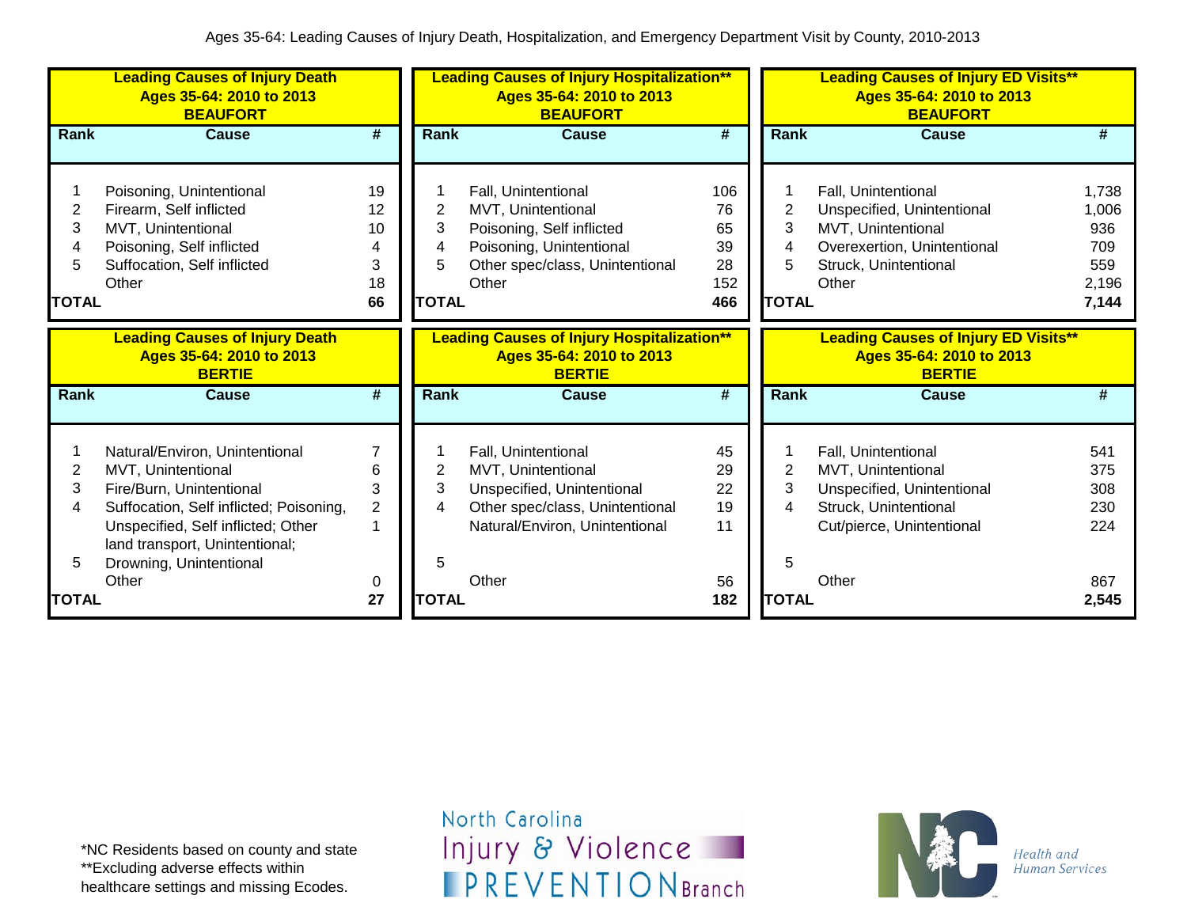Ages 35-64: Leading Causes of Injury Death, Hospitalization, and Emergency Department Visit by County, 2010-2013

**Leading Causes of Injury Death**
**Ages 35-64: 2010 to 2013**
**BEAUFORT**

| Rank | Cause | # |
|---|---|---|
| 1 | Poisoning, Unintentional | 19 |
| 2 | Firearm, Self inflicted | 12 |
| 3 | MVT, Unintentional | 10 |
| 4 | Poisoning, Self inflicted | 4 |
| 5 | Suffocation, Self inflicted | 3 |
| | Other | 18 |
| **TOTAL** | | **66** |

**Leading Causes of Injury Hospitalization****
**Ages 35-64: 2010 to 2013**
**BEAUFORT**

| Rank | Cause | # |
|---|---|---|
| 1 | Fall, Unintentional | 106 |
| 2 | MVT, Unintentional | 76 |
| 3 | Poisoning, Self inflicted | 65 |
| 4 | Poisoning, Unintentional | 39 |
| 5 | Other spec/class, Unintentional | 28 |
| | Other | 152 |
| **TOTAL** | | **466** |

**Leading Causes of Injury ED Visits****
**Ages 35-64: 2010 to 2013**
**BEAUFORT**

| Rank | Cause | # |
|---|---|---|
| 1 | Fall, Unintentional | 1,738 |
| 2 | Unspecified, Unintentional | 1,006 |
| 3 | MVT, Unintentional | 936 |
| 4 | Overexertion, Unintentional | 709 |
| 5 | Struck, Unintentional | 559 |
| | Other | 2,196 |
| **TOTAL** | | **7,144** |

**Leading Causes of Injury Death**
**Ages 35-64: 2010 to 2013**
**BERTIE**

| Rank | Cause | # |
|---|---|---|
| 1 | Natural/Environ, Unintentional | 7 |
| 2 | MVT, Unintentional | 6 |
| 3 | Fire/Burn, Unintentional | 3 |
| 4 | Suffocation, Self inflicted; Poisoning, | 2 |
| | Unspecified, Self inflicted; Other land transport, Unintentional; | 1 |
| 5 | Drowning, Unintentional | |
| | Other | 0 |
| **TOTAL** | | **27** |

**Leading Causes of Injury Hospitalization****
**Ages 35-64: 2010 to 2013**
**BERTIE**

| Rank | Cause | # |
|---|---|---|
| 1 | Fall, Unintentional | 45 |
| 2 | MVT, Unintentional | 29 |
| 3 | Unspecified, Unintentional | 22 |
| 4 | Other spec/class, Unintentional | 19 |
| | Natural/Environ, Unintentional | 11 |
| 5 | | |
| | Other | 56 |
| **TOTAL** | | **182** |

**Leading Causes of Injury ED Visits****
**Ages 35-64: 2010 to 2013**
**BERTIE**

| Rank | Cause | # |
|---|---|---|
| 1 | Fall, Unintentional | 541 |
| 2 | MVT, Unintentional | 375 |
| 3 | Unspecified, Unintentional | 308 |
| 4 | Struck, Unintentional | 230 |
| | Cut/pierce, Unintentional | 224 |
| 5 | | |
| | Other | 867 |
| **TOTAL** | | **2,545** |

*NC Residents based on county and state
**Excluding adverse effects within healthcare settings and missing Ecodes.

North Carolina Injury & Violence PREVENTION Branch

Health and Human Services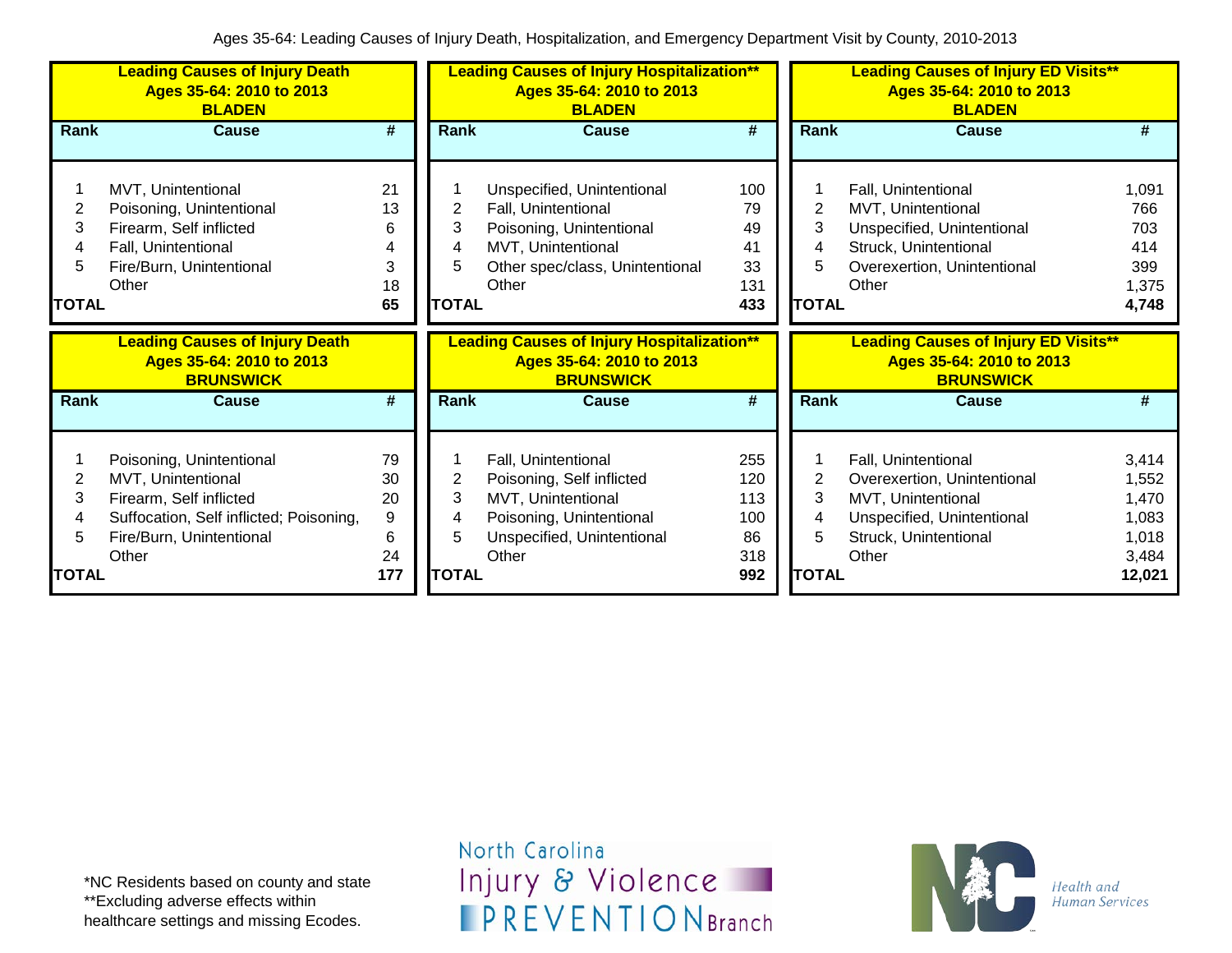# Ages 35-64: Leading Causes of Injury Death, Hospitalization, and Emergency Department Visit by County, 2010-2013

## BLADEN

**Leading Causes of Injury Death — Ages 35-64: 2010 to 2013 — BLADEN**

| Rank | Cause | # |
|---|---|---|
| 1 | MVT, Unintentional | 21 |
| 2 | Poisoning, Unintentional | 13 |
| 3 | Firearm, Self inflicted | 6 |
| 4 | Fall, Unintentional | 4 |
| 5 | Fire/Burn, Unintentional | 3 |
| | Other | 18 |
| TOTAL | | 65 |

**Leading Causes of Injury Hospitalization** — Ages 35-64: 2010 to 2013 — BLADEN**

| Rank | Cause | # |
|---|---|---|
| 1 | Unspecified, Unintentional | 100 |
| 2 | Fall, Unintentional | 79 |
| 3 | Poisoning, Unintentional | 49 |
| 4 | MVT, Unintentional | 41 |
| 5 | Other spec/class, Unintentional | 33 |
| | Other | 131 |
| TOTAL | | 433 |

**Leading Causes of Injury ED Visits** — Ages 35-64: 2010 to 2013 — BLADEN**

| Rank | Cause | # |
|---|---|---|
| 1 | Fall, Unintentional | 1,091 |
| 2 | MVT, Unintentional | 766 |
| 3 | Unspecified, Unintentional | 703 |
| 4 | Struck, Unintentional | 414 |
| 5 | Overexertion, Unintentional | 399 |
| | Other | 1,375 |
| TOTAL | | 4,748 |

## BRUNSWICK

**Leading Causes of Injury Death — Ages 35-64: 2010 to 2013 — BRUNSWICK**

| Rank | Cause | # |
|---|---|---|
| 1 | Poisoning, Unintentional | 79 |
| 2 | MVT, Unintentional | 30 |
| 3 | Firearm, Self inflicted | 20 |
| 4 | Suffocation, Self inflicted; Poisoning, | 9 |
| 5 | Fire/Burn, Unintentional | 6 |
| | Other | 24 |
| TOTAL | | 177 |

**Leading Causes of Injury Hospitalization** — Ages 35-64: 2010 to 2013 — BRUNSWICK**

| Rank | Cause | # |
|---|---|---|
| 1 | Fall, Unintentional | 255 |
| 2 | Poisoning, Self inflicted | 120 |
| 3 | MVT, Unintentional | 113 |
| 4 | Poisoning, Unintentional | 100 |
| 5 | Unspecified, Unintentional | 86 |
| | Other | 318 |
| TOTAL | | 992 |

**Leading Causes of Injury ED Visits** — Ages 35-64: 2010 to 2013 — BRUNSWICK**

| Rank | Cause | # |
|---|---|---|
| 1 | Fall, Unintentional | 3,414 |
| 2 | Overexertion, Unintentional | 1,552 |
| 3 | MVT, Unintentional | 1,470 |
| 4 | Unspecified, Unintentional | 1,083 |
| 5 | Struck, Unintentional | 1,018 |
| | Other | 3,484 |
| TOTAL | | 12,021 |

*NC Residents based on county and state
**Excluding adverse effects within healthcare settings and missing Ecodes.

North Carolina Injury & Violence PREVENTION Branch

Health and Human Services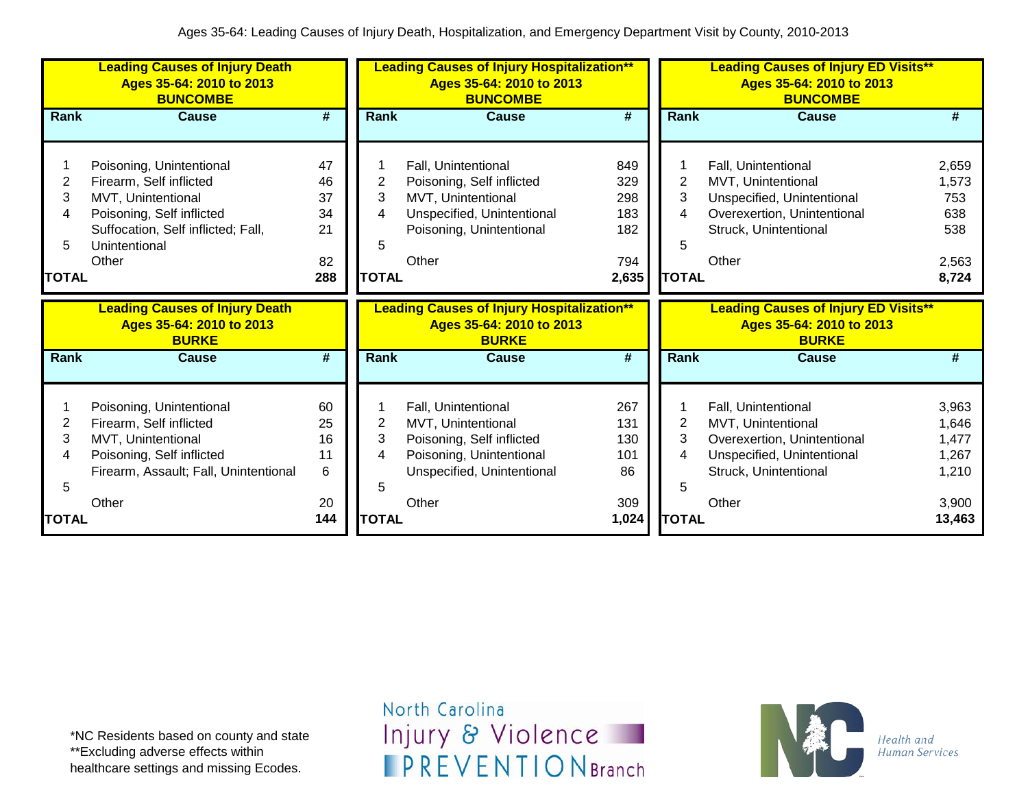Ages 35-64: Leading Causes of Injury Death, Hospitalization, and Emergency Department Visit by County, 2010-2013

**Leading Causes of Injury Death**
**Ages 35-64: 2010 to 2013**
**BUNCOMBE**

| Rank | Cause | # |
|---|---|---|
| 1 | Poisoning, Unintentional | 47 |
| 2 | Firearm, Self inflicted | 46 |
| 3 | MVT, Unintentional | 37 |
| 4 | Poisoning, Self inflicted | 34 |
| 5 | Suffocation, Self inflicted; Fall, Unintentional | 21 |
| | Other | 82 |
| **TOTAL** | | **288** |

**Leading Causes of Injury Hospitalization****
**Ages 35-64: 2010 to 2013**
**BUNCOMBE**

| Rank | Cause | # |
|---|---|---|
| 1 | Fall, Unintentional | 849 |
| 2 | Poisoning, Self inflicted | 329 |
| 3 | MVT, Unintentional | 298 |
| 4 | Unspecified, Unintentional | 183 |
| 5 | Poisoning, Unintentional | 182 |
| | Other | 794 |
| **TOTAL** | | **2,635** |

**Leading Causes of Injury ED Visits****
**Ages 35-64: 2010 to 2013**
**BUNCOMBE**

| Rank | Cause | # |
|---|---|---|
| 1 | Fall, Unintentional | 2,659 |
| 2 | MVT, Unintentional | 1,573 |
| 3 | Unspecified, Unintentional | 753 |
| 4 | Overexertion, Unintentional | 638 |
| 5 | Struck, Unintentional | 538 |
| | Other | 2,563 |
| **TOTAL** | | **8,724** |

**Leading Causes of Injury Death**
**Ages 35-64: 2010 to 2013**
**BURKE**

| Rank | Cause | # |
|---|---|---|
| 1 | Poisoning, Unintentional | 60 |
| 2 | Firearm, Self inflicted | 25 |
| 3 | MVT, Unintentional | 16 |
| 4 | Poisoning, Self inflicted | 11 |
| 5 | Firearm, Assault; Fall, Unintentional | 6 |
| | Other | 20 |
| **TOTAL** | | **144** |

**Leading Causes of Injury Hospitalization****
**Ages 35-64: 2010 to 2013**
**BURKE**

| Rank | Cause | # |
|---|---|---|
| 1 | Fall, Unintentional | 267 |
| 2 | MVT, Unintentional | 131 |
| 3 | Poisoning, Self inflicted | 130 |
| 4 | Poisoning, Unintentional | 101 |
| 5 | Unspecified, Unintentional | 86 |
| | Other | 309 |
| **TOTAL** | | **1,024** |

**Leading Causes of Injury ED Visits****
**Ages 35-64: 2010 to 2013**
**BURKE**

| Rank | Cause | # |
|---|---|---|
| 1 | Fall, Unintentional | 3,963 |
| 2 | MVT, Unintentional | 1,646 |
| 3 | Overexertion, Unintentional | 1,477 |
| 4 | Unspecified, Unintentional | 1,267 |
| 5 | Struck, Unintentional | 1,210 |
| | Other | 3,900 |
| **TOTAL** | | **13,463** |

*NC Residents based on county and state
**Excluding adverse effects within healthcare settings and missing Ecodes.

North Carolina Injury & Violence PREVENTION Branch

Health and Human Services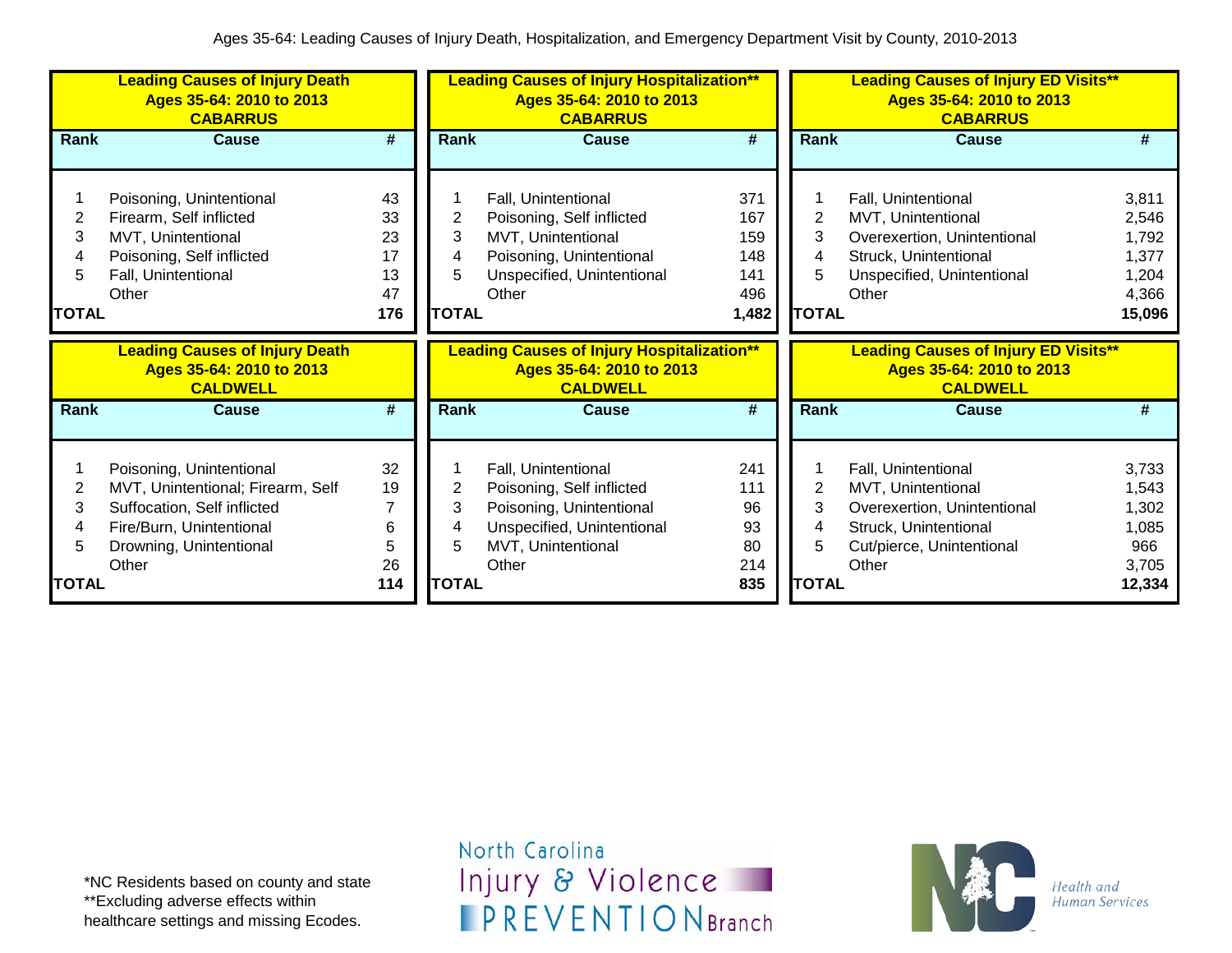Ages 35-64: Leading Causes of Injury Death, Hospitalization, and Emergency Department Visit by County, 2010-2013

**Leading Causes of Injury Death**
**Ages 35-64: 2010 to 2013**
**CABARRUS**

| Rank | Cause | # |
|---|---|---|
| 1 | Poisoning, Unintentional | 43 |
| 2 | Firearm, Self inflicted | 33 |
| 3 | MVT, Unintentional | 23 |
| 4 | Poisoning, Self inflicted | 17 |
| 5 | Fall, Unintentional | 13 |
| | Other | 47 |
| **TOTAL** | | **176** |

**Leading Causes of Injury Hospitalization\*\***
**Ages 35-64: 2010 to 2013**
**CABARRUS**

| Rank | Cause | # |
|---|---|---|
| 1 | Fall, Unintentional | 371 |
| 2 | Poisoning, Self inflicted | 167 |
| 3 | MVT, Unintentional | 159 |
| 4 | Poisoning, Unintentional | 148 |
| 5 | Unspecified, Unintentional | 141 |
| | Other | 496 |
| **TOTAL** | | **1,482** |

**Leading Causes of Injury ED Visits\*\***
**Ages 35-64: 2010 to 2013**
**CABARRUS**

| Rank | Cause | # |
|---|---|---|
| 1 | Fall, Unintentional | 3,811 |
| 2 | MVT, Unintentional | 2,546 |
| 3 | Overexertion, Unintentional | 1,792 |
| 4 | Struck, Unintentional | 1,377 |
| 5 | Unspecified, Unintentional | 1,204 |
| | Other | 4,366 |
| **TOTAL** | | **15,096** |

**Leading Causes of Injury Death**
**Ages 35-64: 2010 to 2013**
**CALDWELL**

| Rank | Cause | # |
|---|---|---|
| 1 | Poisoning, Unintentional | 32 |
| 2 | MVT, Unintentional; Firearm, Self | 19 |
| 3 | Suffocation, Self inflicted | 7 |
| 4 | Fire/Burn, Unintentional | 6 |
| 5 | Drowning, Unintentional | 5 |
| | Other | 26 |
| **TOTAL** | | **114** |

**Leading Causes of Injury Hospitalization\*\***
**Ages 35-64: 2010 to 2013**
**CALDWELL**

| Rank | Cause | # |
|---|---|---|
| 1 | Fall, Unintentional | 241 |
| 2 | Poisoning, Self inflicted | 111 |
| 3 | Poisoning, Unintentional | 96 |
| 4 | Unspecified, Unintentional | 93 |
| 5 | MVT, Unintentional | 80 |
| | Other | 214 |
| **TOTAL** | | **835** |

**Leading Causes of Injury ED Visits\*\***
**Ages 35-64: 2010 to 2013**
**CALDWELL**

| Rank | Cause | # |
|---|---|---|
| 1 | Fall, Unintentional | 3,733 |
| 2 | MVT, Unintentional | 1,543 |
| 3 | Overexertion, Unintentional | 1,302 |
| 4 | Struck, Unintentional | 1,085 |
| 5 | Cut/pierce, Unintentional | 966 |
| | Other | 3,705 |
| **TOTAL** | | **12,334** |

*NC Residents based on county and state
**Excluding adverse effects within healthcare settings and missing Ecodes.

North Carolina Injury & Violence PREVENTION Branch

Health and Human Services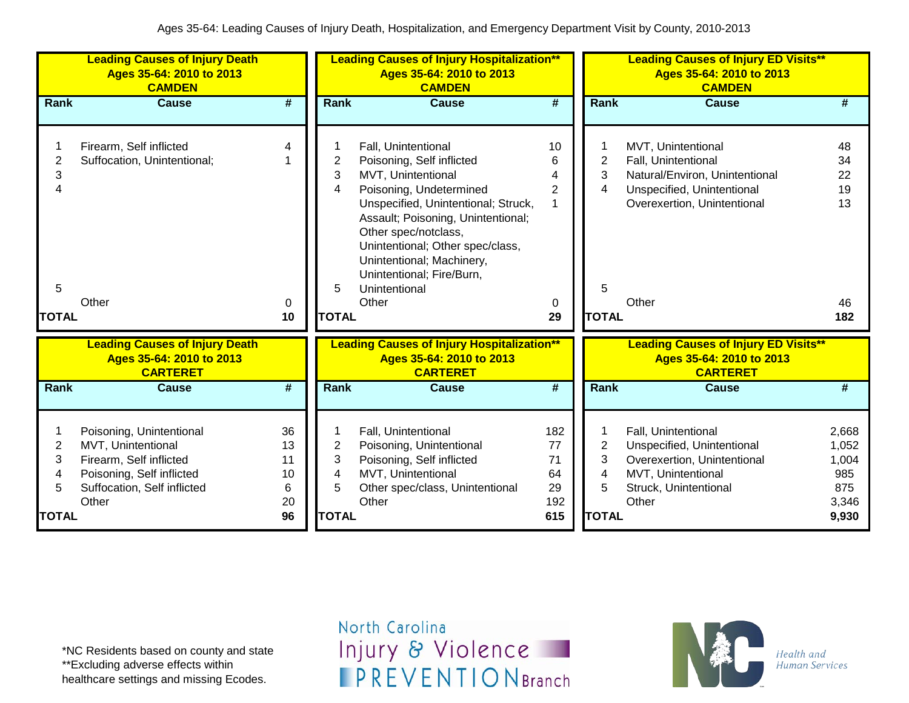Ages 35-64: Leading Causes of Injury Death, Hospitalization, and Emergency Department Visit by County, 2010-2013

**Leading Causes of Injury Death**
**Ages 35-64: 2010 to 2013**
**CAMDEN**

| Rank | Cause | # |
|---|---|---|
| 1 | Firearm, Self inflicted | 4 |
| 2 | Suffocation, Unintentional; | 1 |
| 3 | | |
| 4 | | |
| 5 | | |
| | Other | 0 |
| **TOTAL** | | **10** |

**Leading Causes of Injury Hospitalization****
**Ages 35-64: 2010 to 2013**
**CAMDEN**

| Rank | Cause | # |
|---|---|---|
| 1 | Fall, Unintentional | 10 |
| 2 | Poisoning, Self inflicted | 6 |
| 3 | MVT, Unintentional | 4 |
| 4 | Poisoning, Undetermined | 2 |
| 5 | Unspecified, Unintentional; Struck, Assault; Poisoning, Unintentional; Other spec/notclass, Unintentional; Other spec/class, Unintentional; Machinery, Unintentional; Fire/Burn, Unintentional | 1 |
| | Other | 0 |
| **TOTAL** | | **29** |

**Leading Causes of Injury ED Visits****
**Ages 35-64: 2010 to 2013**
**CAMDEN**

| Rank | Cause | # |
|---|---|---|
| 1 | MVT, Unintentional | 48 |
| 2 | Fall, Unintentional | 34 |
| 3 | Natural/Environ, Unintentional | 22 |
| 4 | Unspecified, Unintentional | 19 |
| 5 | Overexertion, Unintentional | 13 |
| | Other | 46 |
| **TOTAL** | | **182** |

**Leading Causes of Injury Death**
**Ages 35-64: 2010 to 2013**
**CARTERET**

| Rank | Cause | # |
|---|---|---|
| 1 | Poisoning, Unintentional | 36 |
| 2 | MVT, Unintentional | 13 |
| 3 | Firearm, Self inflicted | 11 |
| 4 | Poisoning, Self inflicted | 10 |
| 5 | Suffocation, Self inflicted | 6 |
| | Other | 20 |
| **TOTAL** | | **96** |

**Leading Causes of Injury Hospitalization****
**Ages 35-64: 2010 to 2013**
**CARTERET**

| Rank | Cause | # |
|---|---|---|
| 1 | Fall, Unintentional | 182 |
| 2 | Poisoning, Unintentional | 77 |
| 3 | Poisoning, Self inflicted | 71 |
| 4 | MVT, Unintentional | 64 |
| 5 | Other spec/class, Unintentional | 29 |
| | Other | 192 |
| **TOTAL** | | **615** |

**Leading Causes of Injury ED Visits****
**Ages 35-64: 2010 to 2013**
**CARTERET**

| Rank | Cause | # |
|---|---|---|
| 1 | Fall, Unintentional | 2,668 |
| 2 | Unspecified, Unintentional | 1,052 |
| 3 | Overexertion, Unintentional | 1,004 |
| 4 | MVT, Unintentional | 985 |
| 5 | Struck, Unintentional | 875 |
| | Other | 3,346 |
| **TOTAL** | | **9,930** |

*NC Residents based on county and state
**Excluding adverse effects within healthcare settings and missing Ecodes.

North Carolina Injury & Violence PREVENTION Branch

Health and Human Services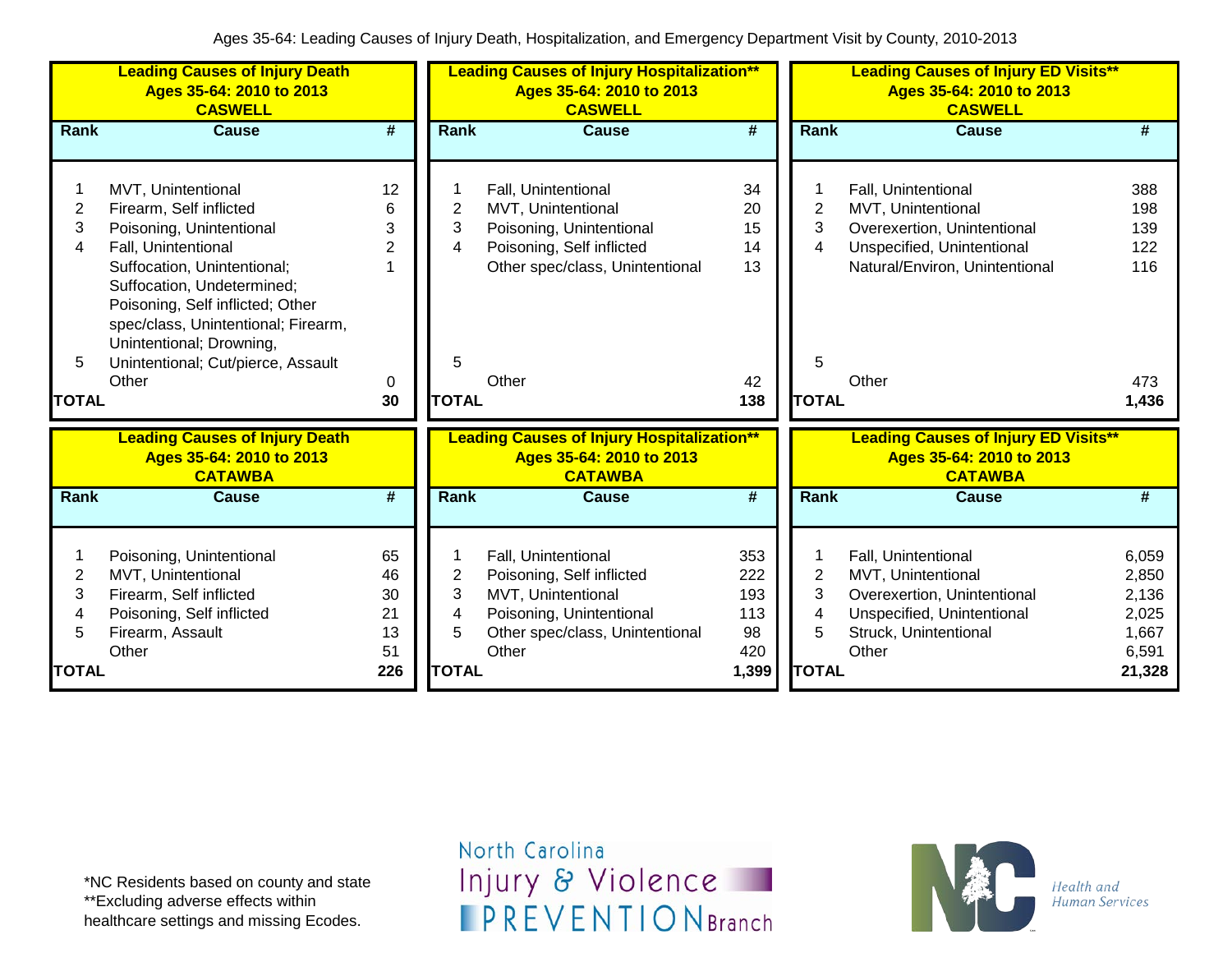Ages 35-64: Leading Causes of Injury Death, Hospitalization, and Emergency Department Visit by County, 2010-2013

**Leading Causes of Injury Death**
**Ages 35-64: 2010 to 2013**
**CASWELL**

| Rank | Cause | # |
|---|---|---|
| 1 | MVT, Unintentional | 12 |
| 2 | Firearm, Self inflicted | 6 |
| 3 | Poisoning, Unintentional | 3 |
| 4 | Fall, Unintentional | 2 |
| 5 | Suffocation, Unintentional; Suffocation, Undetermined; Poisoning, Self inflicted; Other spec/class, Unintentional; Firearm, Unintentional; Drowning, Unintentional; Cut/pierce, Assault | 1 |
| | Other | 0 |
| **TOTAL** | | **30** |

**Leading Causes of Injury Hospitalization****
**Ages 35-64: 2010 to 2013**
**CASWELL**

| Rank | Cause | # |
|---|---|---|
| 1 | Fall, Unintentional | 34 |
| 2 | MVT, Unintentional | 20 |
| 3 | Poisoning, Unintentional | 15 |
| 4 | Poisoning, Self inflicted | 14 |
| 5 | Other spec/class, Unintentional | 13 |
| | Other | 42 |
| **TOTAL** | | **138** |

**Leading Causes of Injury ED Visits****
**Ages 35-64: 2010 to 2013**
**CASWELL**

| Rank | Cause | # |
|---|---|---|
| 1 | Fall, Unintentional | 388 |
| 2 | MVT, Unintentional | 198 |
| 3 | Overexertion, Unintentional | 139 |
| 4 | Unspecified, Unintentional | 122 |
| 5 | Natural/Environ, Unintentional | 116 |
| | Other | 473 |
| **TOTAL** | | **1,436** |

**Leading Causes of Injury Death**
**Ages 35-64: 2010 to 2013**
**CATAWBA**

| Rank | Cause | # |
|---|---|---|
| 1 | Poisoning, Unintentional | 65 |
| 2 | MVT, Unintentional | 46 |
| 3 | Firearm, Self inflicted | 30 |
| 4 | Poisoning, Self inflicted | 21 |
| 5 | Firearm, Assault | 13 |
| | Other | 51 |
| **TOTAL** | | **226** |

**Leading Causes of Injury Hospitalization****
**Ages 35-64: 2010 to 2013**
**CATAWBA**

| Rank | Cause | # |
|---|---|---|
| 1 | Fall, Unintentional | 353 |
| 2 | Poisoning, Self inflicted | 222 |
| 3 | MVT, Unintentional | 193 |
| 4 | Poisoning, Unintentional | 113 |
| 5 | Other spec/class, Unintentional | 98 |
| | Other | 420 |
| **TOTAL** | | **1,399** |

**Leading Causes of Injury ED Visits****
**Ages 35-64: 2010 to 2013**
**CATAWBA**

| Rank | Cause | # |
|---|---|---|
| 1 | Fall, Unintentional | 6,059 |
| 2 | MVT, Unintentional | 2,850 |
| 3 | Overexertion, Unintentional | 2,136 |
| 4 | Unspecified, Unintentional | 2,025 |
| 5 | Struck, Unintentional | 1,667 |
| | Other | 6,591 |
| **TOTAL** | | **21,328** |

*NC Residents based on county and state
**Excluding adverse effects within healthcare settings and missing Ecodes.

North Carolina Injury & Violence PREVENTION Branch

Health and Human Services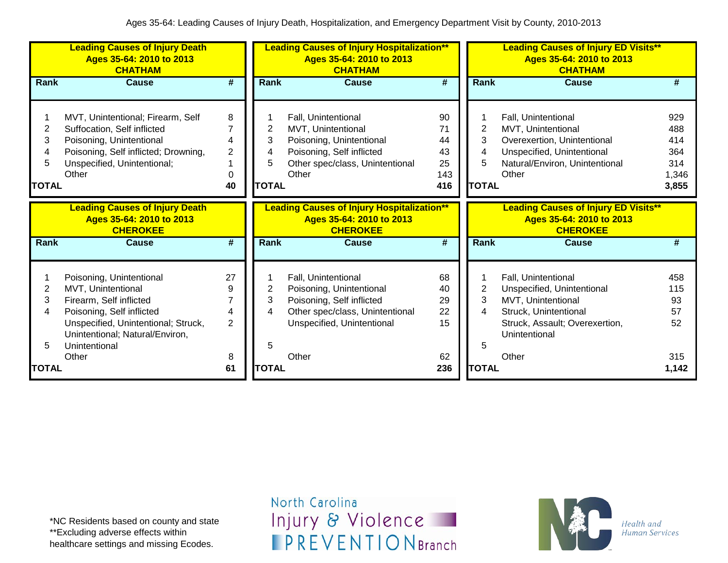Ages 35-64: Leading Causes of Injury Death, Hospitalization, and Emergency Department Visit by County, 2010-2013

**Leading Causes of Injury Death**
**Ages 35-64: 2010 to 2013**
**CHATHAM**

| Rank | Cause | # |
|---|---|---|
| 1 | MVT, Unintentional; Firearm, Self | 8 |
| 2 | Suffocation, Self inflicted | 7 |
| 3 | Poisoning, Unintentional | 4 |
| 4 | Poisoning, Self inflicted; Drowning, | 2 |
| 5 | Unspecified, Unintentional; | 1 |
| | Other | 0 |
| **TOTAL** | | **40** |

**Leading Causes of Injury Hospitalization****
**Ages 35-64: 2010 to 2013**
**CHATHAM**

| Rank | Cause | # |
|---|---|---|
| 1 | Fall, Unintentional | 90 |
| 2 | MVT, Unintentional | 71 |
| 3 | Poisoning, Unintentional | 44 |
| 4 | Poisoning, Self inflicted | 43 |
| 5 | Other spec/class, Unintentional | 25 |
| | Other | 143 |
| **TOTAL** | | **416** |

**Leading Causes of Injury ED Visits****
**Ages 35-64: 2010 to 2013**
**CHATHAM**

| Rank | Cause | # |
|---|---|---|
| 1 | Fall, Unintentional | 929 |
| 2 | MVT, Unintentional | 488 |
| 3 | Overexertion, Unintentional | 414 |
| 4 | Unspecified, Unintentional | 364 |
| 5 | Natural/Environ, Unintentional | 314 |
| | Other | 1,346 |
| **TOTAL** | | **3,855** |

**Leading Causes of Injury Death**
**Ages 35-64: 2010 to 2013**
**CHEROKEE**

| Rank | Cause | # |
|---|---|---|
| 1 | Poisoning, Unintentional | 27 |
| 2 | MVT, Unintentional | 9 |
| 3 | Firearm, Self inflicted | 7 |
| 4 | Poisoning, Self inflicted | 4 |
| 5 | Unspecified, Unintentional; Struck, Unintentional; Natural/Environ, Unintentional | 2 |
| | Other | 8 |
| **TOTAL** | | **61** |

**Leading Causes of Injury Hospitalization****
**Ages 35-64: 2010 to 2013**
**CHEROKEE**

| Rank | Cause | # |
|---|---|---|
| 1 | Fall, Unintentional | 68 |
| 2 | Poisoning, Unintentional | 40 |
| 3 | Poisoning, Self inflicted | 29 |
| 4 | Other spec/class, Unintentional | 22 |
| 5 | Unspecified, Unintentional | 15 |
| | Other | 62 |
| **TOTAL** | | **236** |

**Leading Causes of Injury ED Visits****
**Ages 35-64: 2010 to 2013**
**CHEROKEE**

| Rank | Cause | # |
|---|---|---|
| 1 | Fall, Unintentional | 458 |
| 2 | Unspecified, Unintentional | 115 |
| 3 | MVT, Unintentional | 93 |
| 4 | Struck, Unintentional | 57 |
| 5 | Struck, Assault; Overexertion, Unintentional | 52 |
| | Other | 315 |
| **TOTAL** | | **1,142** |

*NC Residents based on county and state
**Excluding adverse effects within healthcare settings and missing Ecodes.

North Carolina Injury & Violence PREVENTION Branch

NC Health and Human Services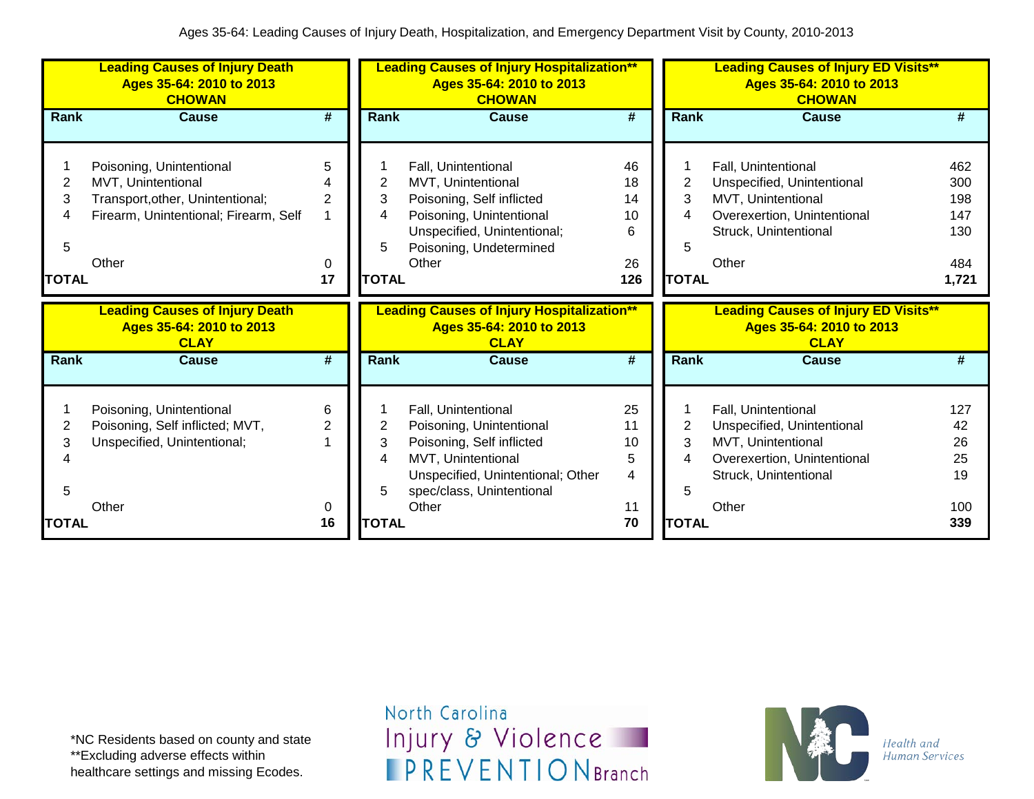Ages 35-64: Leading Causes of Injury Death, Hospitalization, and Emergency Department Visit by County, 2010-2013

**Leading Causes of Injury Death**
**Ages 35-64: 2010 to 2013**
**CHOWAN**

| Rank | Cause | # |
|---|---|---|
| 1 | Poisoning, Unintentional | 5 |
| 2 | MVT, Unintentional | 4 |
| 3 | Transport,other, Unintentional; | 2 |
| 4 | Firearm, Unintentional; Firearm, Self | 1 |
| 5 | | |
| | Other | 0 |
| **TOTAL** | | **17** |

**Leading Causes of Injury Hospitalization****
**Ages 35-64: 2010 to 2013**
**CHOWAN**

| Rank | Cause | # |
|---|---|---|
| 1 | Fall, Unintentional | 46 |
| 2 | MVT, Unintentional | 18 |
| 3 | Poisoning, Self inflicted | 14 |
| 4 | Poisoning, Unintentional | 10 |
| | Unspecified, Unintentional; | 6 |
| 5 | Poisoning, Undetermined | |
| | Other | 26 |
| **TOTAL** | | **126** |

**Leading Causes of Injury ED Visits****
**Ages 35-64: 2010 to 2013**
**CHOWAN**

| Rank | Cause | # |
|---|---|---|
| 1 | Fall, Unintentional | 462 |
| 2 | Unspecified, Unintentional | 300 |
| 3 | MVT, Unintentional | 198 |
| 4 | Overexertion, Unintentional | 147 |
| | Struck, Unintentional | 130 |
| 5 | | |
| | Other | 484 |
| **TOTAL** | | **1,721** |

**Leading Causes of Injury Death**
**Ages 35-64: 2010 to 2013**
**CLAY**

| Rank | Cause | # |
|---|---|---|
| 1 | Poisoning, Unintentional | 6 |
| 2 | Poisoning, Self inflicted; MVT, | 2 |
| 3 | Unspecified, Unintentional; | 1 |
| 4 | | |
| 5 | | |
| | Other | 0 |
| **TOTAL** | | **16** |

**Leading Causes of Injury Hospitalization****
**Ages 35-64: 2010 to 2013**
**CLAY**

| Rank | Cause | # |
|---|---|---|
| 1 | Fall, Unintentional | 25 |
| 2 | Poisoning, Unintentional | 11 |
| 3 | Poisoning, Self inflicted | 10 |
| 4 | MVT, Unintentional | 5 |
| | Unspecified, Unintentional; Other | 4 |
| 5 | spec/class, Unintentional | |
| | Other | 11 |
| **TOTAL** | | **70** |

**Leading Causes of Injury ED Visits****
**Ages 35-64: 2010 to 2013**
**CLAY**

| Rank | Cause | # |
|---|---|---|
| 1 | Fall, Unintentional | 127 |
| 2 | Unspecified, Unintentional | 42 |
| 3 | MVT, Unintentional | 26 |
| 4 | Overexertion, Unintentional | 25 |
| | Struck, Unintentional | 19 |
| 5 | | |
| | Other | 100 |
| **TOTAL** | | **339** |

*NC Residents based on county and state
**Excluding adverse effects within healthcare settings and missing Ecodes.

North Carolina Injury & Violence PREVENTION Branch

NC Health and Human Services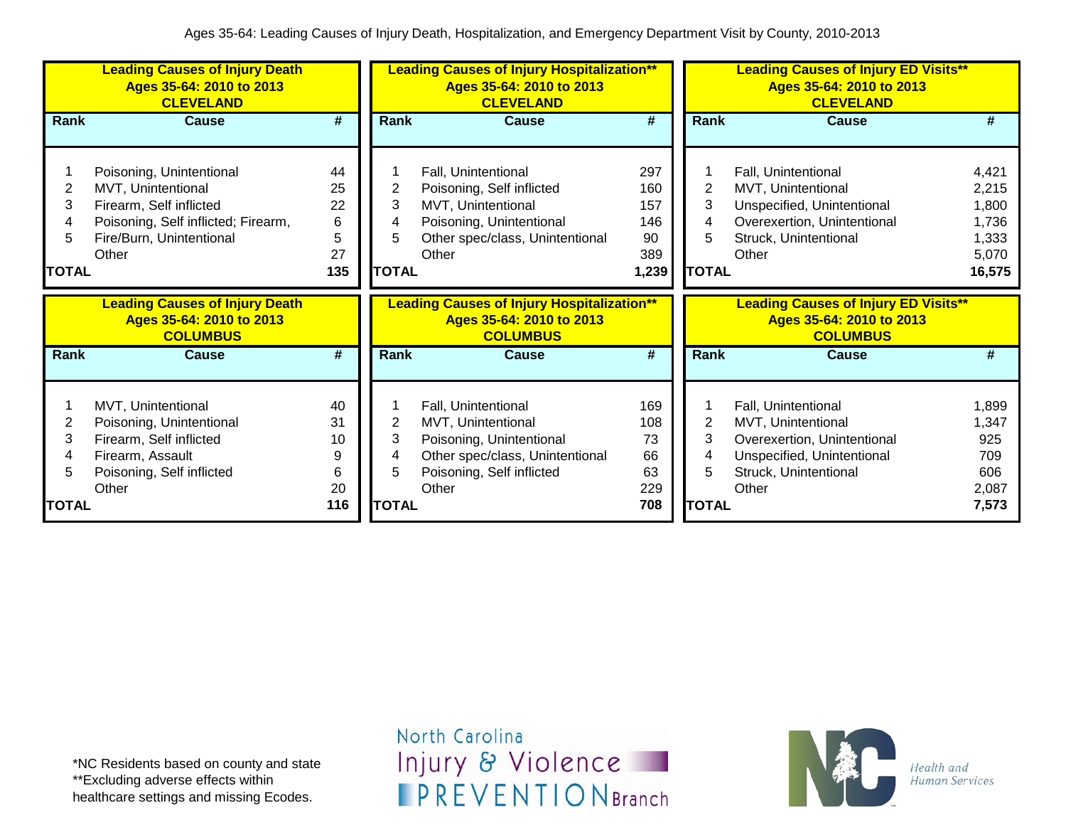Ages 35-64: Leading Causes of Injury Death, Hospitalization, and Emergency Department Visit by County, 2010-2013

**Leading Causes of Injury Death**
**Ages 35-64: 2010 to 2013**
**CLEVELAND**

| Rank | Cause | # |
|---|---|---|
| 1 | Poisoning, Unintentional | 44 |
| 2 | MVT, Unintentional | 25 |
| 3 | Firearm, Self inflicted | 22 |
| 4 | Poisoning, Self inflicted; Firearm, | 6 |
| 5 | Fire/Burn, Unintentional | 5 |
| | Other | 27 |
| **TOTAL** | | **135** |

**Leading Causes of Injury Hospitalization****
**Ages 35-64: 2010 to 2013**
**CLEVELAND**

| Rank | Cause | # |
|---|---|---|
| 1 | Fall, Unintentional | 297 |
| 2 | Poisoning, Self inflicted | 160 |
| 3 | MVT, Unintentional | 157 |
| 4 | Poisoning, Unintentional | 146 |
| 5 | Other spec/class, Unintentional | 90 |
| | Other | 389 |
| **TOTAL** | | **1,239** |

**Leading Causes of Injury ED Visits****
**Ages 35-64: 2010 to 2013**
**CLEVELAND**

| Rank | Cause | # |
|---|---|---|
| 1 | Fall, Unintentional | 4,421 |
| 2 | MVT, Unintentional | 2,215 |
| 3 | Unspecified, Unintentional | 1,800 |
| 4 | Overexertion, Unintentional | 1,736 |
| 5 | Struck, Unintentional | 1,333 |
| | Other | 5,070 |
| **TOTAL** | | **16,575** |

**Leading Causes of Injury Death**
**Ages 35-64: 2010 to 2013**
**COLUMBUS**

| Rank | Cause | # |
|---|---|---|
| 1 | MVT, Unintentional | 40 |
| 2 | Poisoning, Unintentional | 31 |
| 3 | Firearm, Self inflicted | 10 |
| 4 | Firearm, Assault | 9 |
| 5 | Poisoning, Self inflicted | 6 |
| | Other | 20 |
| **TOTAL** | | **116** |

**Leading Causes of Injury Hospitalization****
**Ages 35-64: 2010 to 2013**
**COLUMBUS**

| Rank | Cause | # |
|---|---|---|
| 1 | Fall, Unintentional | 169 |
| 2 | MVT, Unintentional | 108 |
| 3 | Poisoning, Unintentional | 73 |
| 4 | Other spec/class, Unintentional | 66 |
| 5 | Poisoning, Self inflicted | 63 |
| | Other | 229 |
| **TOTAL** | | **708** |

**Leading Causes of Injury ED Visits****
**Ages 35-64: 2010 to 2013**
**COLUMBUS**

| Rank | Cause | # |
|---|---|---|
| 1 | Fall, Unintentional | 1,899 |
| 2 | MVT, Unintentional | 1,347 |
| 3 | Overexertion, Unintentional | 925 |
| 4 | Unspecified, Unintentional | 709 |
| 5 | Struck, Unintentional | 606 |
| | Other | 2,087 |
| **TOTAL** | | **7,573** |

*NC Residents based on county and state
**Excluding adverse effects within healthcare settings and missing Ecodes.

North Carolina Injury & Violence PREVENTION Branch

Health and Human Services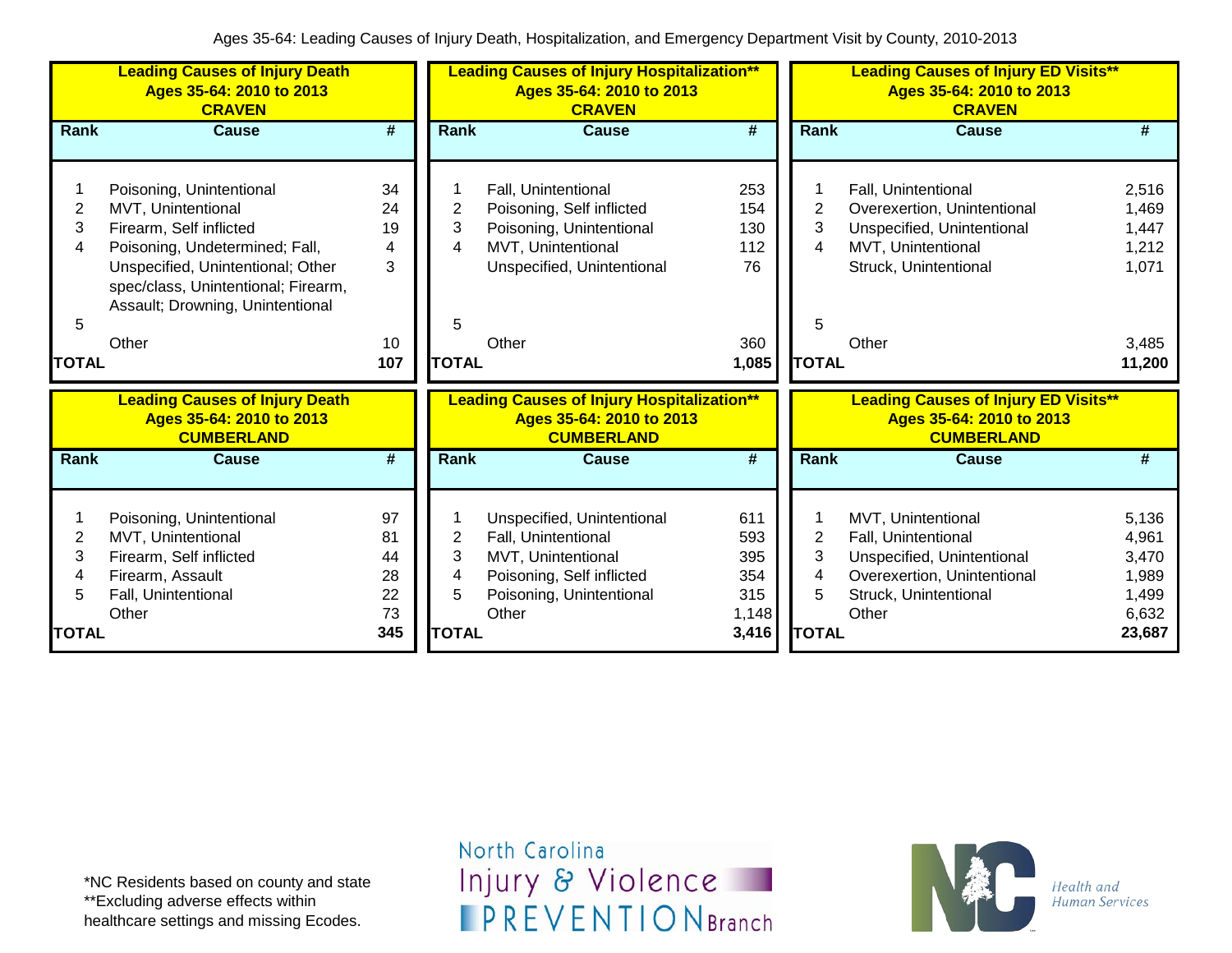Ages 35-64: Leading Causes of Injury Death, Hospitalization, and Emergency Department Visit by County, 2010-2013

**Leading Causes of Injury Death**
**Ages 35-64: 2010 to 2013**
**CRAVEN**

| Rank | Cause | # |
|---|---|---|
| 1 | Poisoning, Unintentional | 34 |
| 2 | MVT, Unintentional | 24 |
| 3 | Firearm, Self inflicted | 19 |
| 4 | Poisoning, Undetermined; Fall, | 4 |
| | Unspecified, Unintentional; Other spec/class, Unintentional; Firearm, Assault; Drowning, Unintentional | 3 |
| 5 | | |
| | Other | 10 |
| **TOTAL** | | **107** |

**Leading Causes of Injury Hospitalization****
**Ages 35-64: 2010 to 2013**
**CRAVEN**

| Rank | Cause | # |
|---|---|---|
| 1 | Fall, Unintentional | 253 |
| 2 | Poisoning, Self inflicted | 154 |
| 3 | Poisoning, Unintentional | 130 |
| 4 | MVT, Unintentional | 112 |
| | Unspecified, Unintentional | 76 |
| 5 | | |
| | Other | 360 |
| **TOTAL** | | **1,085** |

**Leading Causes of Injury ED Visits****
**Ages 35-64: 2010 to 2013**
**CRAVEN**

| Rank | Cause | # |
|---|---|---|
| 1 | Fall, Unintentional | 2,516 |
| 2 | Overexertion, Unintentional | 1,469 |
| 3 | Unspecified, Unintentional | 1,447 |
| 4 | MVT, Unintentional | 1,212 |
| | Struck, Unintentional | 1,071 |
| 5 | | |
| | Other | 3,485 |
| **TOTAL** | | **11,200** |

**Leading Causes of Injury Death**
**Ages 35-64: 2010 to 2013**
**CUMBERLAND**

| Rank | Cause | # |
|---|---|---|
| 1 | Poisoning, Unintentional | 97 |
| 2 | MVT, Unintentional | 81 |
| 3 | Firearm, Self inflicted | 44 |
| 4 | Firearm, Assault | 28 |
| 5 | Fall, Unintentional | 22 |
| | Other | 73 |
| **TOTAL** | | **345** |

**Leading Causes of Injury Hospitalization****
**Ages 35-64: 2010 to 2013**
**CUMBERLAND**

| Rank | Cause | # |
|---|---|---|
| 1 | Unspecified, Unintentional | 611 |
| 2 | Fall, Unintentional | 593 |
| 3 | MVT, Unintentional | 395 |
| 4 | Poisoning, Self inflicted | 354 |
| 5 | Poisoning, Unintentional | 315 |
| | Other | 1,148 |
| **TOTAL** | | **3,416** |

**Leading Causes of Injury ED Visits****
**Ages 35-64: 2010 to 2013**
**CUMBERLAND**

| Rank | Cause | # |
|---|---|---|
| 1 | MVT, Unintentional | 5,136 |
| 2 | Fall, Unintentional | 4,961 |
| 3 | Unspecified, Unintentional | 3,470 |
| 4 | Overexertion, Unintentional | 1,989 |
| 5 | Struck, Unintentional | 1,499 |
| | Other | 6,632 |
| **TOTAL** | | **23,687** |

*NC Residents based on county and state
**Excluding adverse effects within healthcare settings and missing Ecodes.

North Carolina Injury & Violence PREVENTION Branch

Health and Human Services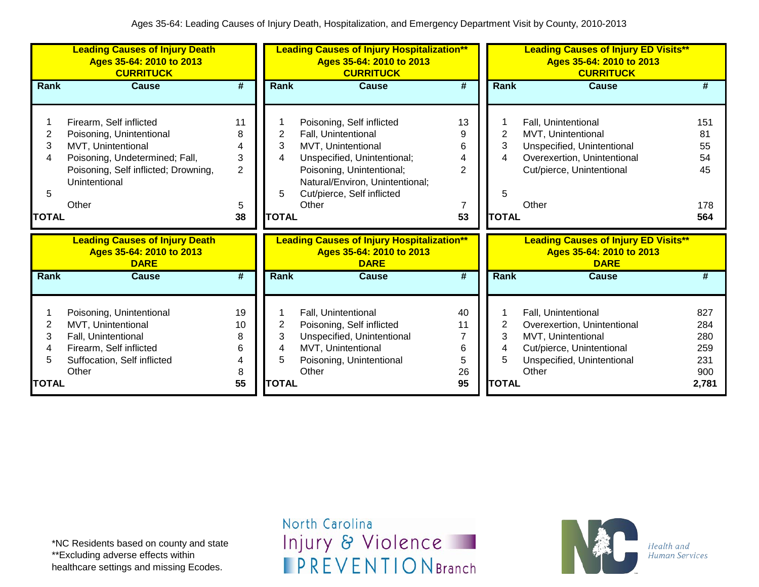Ages 35-64: Leading Causes of Injury Death, Hospitalization, and Emergency Department Visit by County, 2010-2013

**Leading Causes of Injury Death**
**Ages 35-64: 2010 to 2013**
**CURRITUCK**

| Rank | Cause | # |
|---|---|---|
| 1 | Firearm, Self inflicted | 11 |
| 2 | Poisoning, Unintentional | 8 |
| 3 | MVT, Unintentional | 4 |
| 4 | Poisoning, Undetermined; Fall, | 3 |
| | Poisoning, Self inflicted; Drowning, Unintentional | 2 |
| 5 | | |
| | Other | 5 |
| **TOTAL** | | **38** |

**Leading Causes of Injury Hospitalization****
**Ages 35-64: 2010 to 2013**
**CURRITUCK**

| Rank | Cause | # |
|---|---|---|
| 1 | Poisoning, Self inflicted | 13 |
| 2 | Fall, Unintentional | 9 |
| 3 | MVT, Unintentional | 6 |
| 4 | Unspecified, Unintentional; | 4 |
| | Poisoning, Unintentional; Natural/Environ, Unintentional; | 2 |
| 5 | Cut/pierce, Self inflicted | |
| | Other | 7 |
| **TOTAL** | | **53** |

**Leading Causes of Injury ED Visits****
**Ages 35-64: 2010 to 2013**
**CURRITUCK**

| Rank | Cause | # |
|---|---|---|
| 1 | Fall, Unintentional | 151 |
| 2 | MVT, Unintentional | 81 |
| 3 | Unspecified, Unintentional | 55 |
| 4 | Overexertion, Unintentional | 54 |
| | Cut/pierce, Unintentional | 45 |
| 5 | | |
| | Other | 178 |
| **TOTAL** | | **564** |

**Leading Causes of Injury Death**
**Ages 35-64: 2010 to 2013**
**DARE**

| Rank | Cause | # |
|---|---|---|
| 1 | Poisoning, Unintentional | 19 |
| 2 | MVT, Unintentional | 10 |
| 3 | Fall, Unintentional | 8 |
| 4 | Firearm, Self inflicted | 6 |
| 5 | Suffocation, Self inflicted | 4 |
| | Other | 8 |
| **TOTAL** | | **55** |

**Leading Causes of Injury Hospitalization****
**Ages 35-64: 2010 to 2013**
**DARE**

| Rank | Cause | # |
|---|---|---|
| 1 | Fall, Unintentional | 40 |
| 2 | Poisoning, Self inflicted | 11 |
| 3 | Unspecified, Unintentional | 7 |
| 4 | MVT, Unintentional | 6 |
| 5 | Poisoning, Unintentional | 5 |
| | Other | 26 |
| **TOTAL** | | **95** |

**Leading Causes of Injury ED Visits****
**Ages 35-64: 2010 to 2013**
**DARE**

| Rank | Cause | # |
|---|---|---|
| 1 | Fall, Unintentional | 827 |
| 2 | Overexertion, Unintentional | 284 |
| 3 | MVT, Unintentional | 280 |
| 4 | Cut/pierce, Unintentional | 259 |
| 5 | Unspecified, Unintentional | 231 |
| | Other | 900 |
| **TOTAL** | | **2,781** |

*NC Residents based on county and state
**Excluding adverse effects within healthcare settings and missing Ecodes.

North Carolina Injury & Violence PREVENTION Branch

Health and Human Services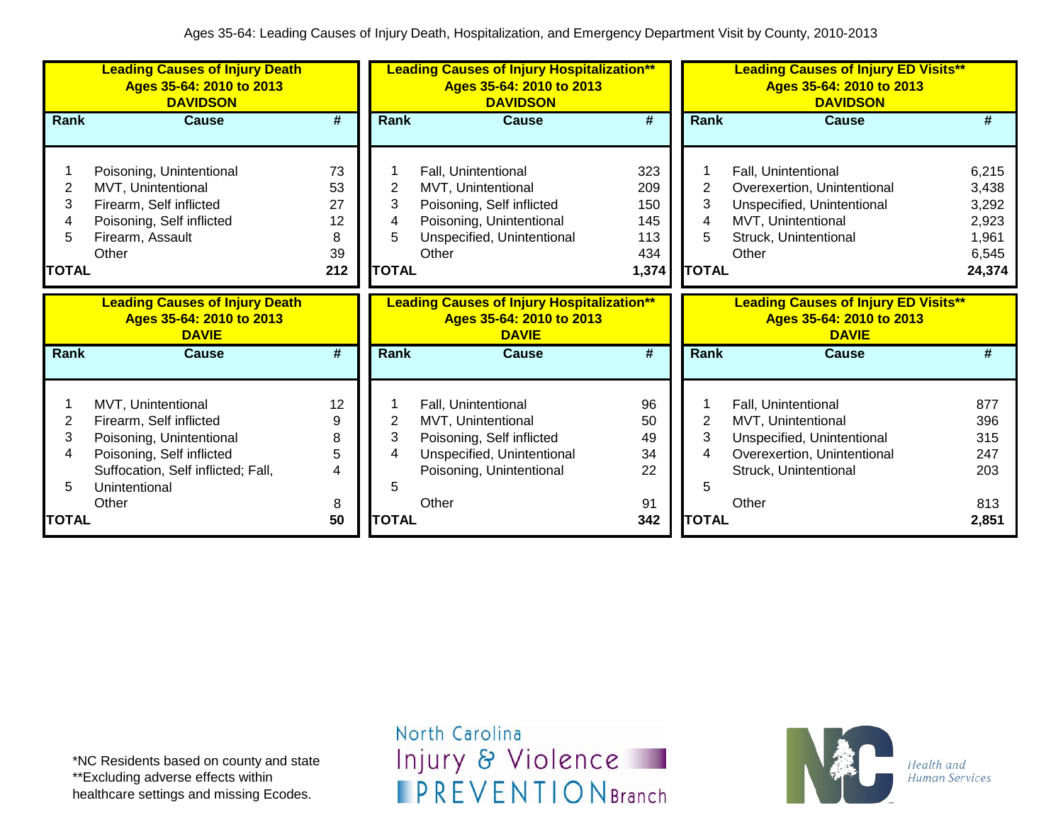Ages 35-64: Leading Causes of Injury Death, Hospitalization, and Emergency Department Visit by County, 2010-2013

**Leading Causes of Injury Death**
**Ages 35-64: 2010 to 2013**
**DAVIDSON**

| Rank | Cause | # |
|---|---|---|
| 1 | Poisoning, Unintentional | 73 |
| 2 | MVT, Unintentional | 53 |
| 3 | Firearm, Self inflicted | 27 |
| 4 | Poisoning, Self inflicted | 12 |
| 5 | Firearm, Assault | 8 |
| | Other | 39 |
| **TOTAL** | | **212** |

**Leading Causes of Injury Hospitalization****
**Ages 35-64: 2010 to 2013**
**DAVIDSON**

| Rank | Cause | # |
|---|---|---|
| 1 | Fall, Unintentional | 323 |
| 2 | MVT, Unintentional | 209 |
| 3 | Poisoning, Self inflicted | 150 |
| 4 | Poisoning, Unintentional | 145 |
| 5 | Unspecified, Unintentional | 113 |
| | Other | 434 |
| **TOTAL** | | **1,374** |

**Leading Causes of Injury ED Visits****
**Ages 35-64: 2010 to 2013**
**DAVIDSON**

| Rank | Cause | # |
|---|---|---|
| 1 | Fall, Unintentional | 6,215 |
| 2 | Overexertion, Unintentional | 3,438 |
| 3 | Unspecified, Unintentional | 3,292 |
| 4 | MVT, Unintentional | 2,923 |
| 5 | Struck, Unintentional | 1,961 |
| | Other | 6,545 |
| **TOTAL** | | **24,374** |

**Leading Causes of Injury Death**
**Ages 35-64: 2010 to 2013**
**DAVIE**

| Rank | Cause | # |
|---|---|---|
| 1 | MVT, Unintentional | 12 |
| 2 | Firearm, Self inflicted | 9 |
| 3 | Poisoning, Unintentional | 8 |
| 4 | Poisoning, Self inflicted | 5 |
| 5 | Suffocation, Self inflicted; Fall, Unintentional | 4 |
| | Other | 8 |
| **TOTAL** | | **50** |

**Leading Causes of Injury Hospitalization****
**Ages 35-64: 2010 to 2013**
**DAVIE**

| Rank | Cause | # |
|---|---|---|
| 1 | Fall, Unintentional | 96 |
| 2 | MVT, Unintentional | 50 |
| 3 | Poisoning, Self inflicted | 49 |
| 4 | Unspecified, Unintentional | 34 |
| 5 | Poisoning, Unintentional | 22 |
| | Other | 91 |
| **TOTAL** | | **342** |

**Leading Causes of Injury ED Visits****
**Ages 35-64: 2010 to 2013**
**DAVIE**

| Rank | Cause | # |
|---|---|---|
| 1 | Fall, Unintentional | 877 |
| 2 | MVT, Unintentional | 396 |
| 3 | Unspecified, Unintentional | 315 |
| 4 | Overexertion, Unintentional | 247 |
| 5 | Struck, Unintentional | 203 |
| | Other | 813 |
| **TOTAL** | | **2,851** |

*NC Residents based on county and state
**Excluding adverse effects within healthcare settings and missing Ecodes.

North Carolina Injury & Violence PREVENTION Branch

Health and Human Services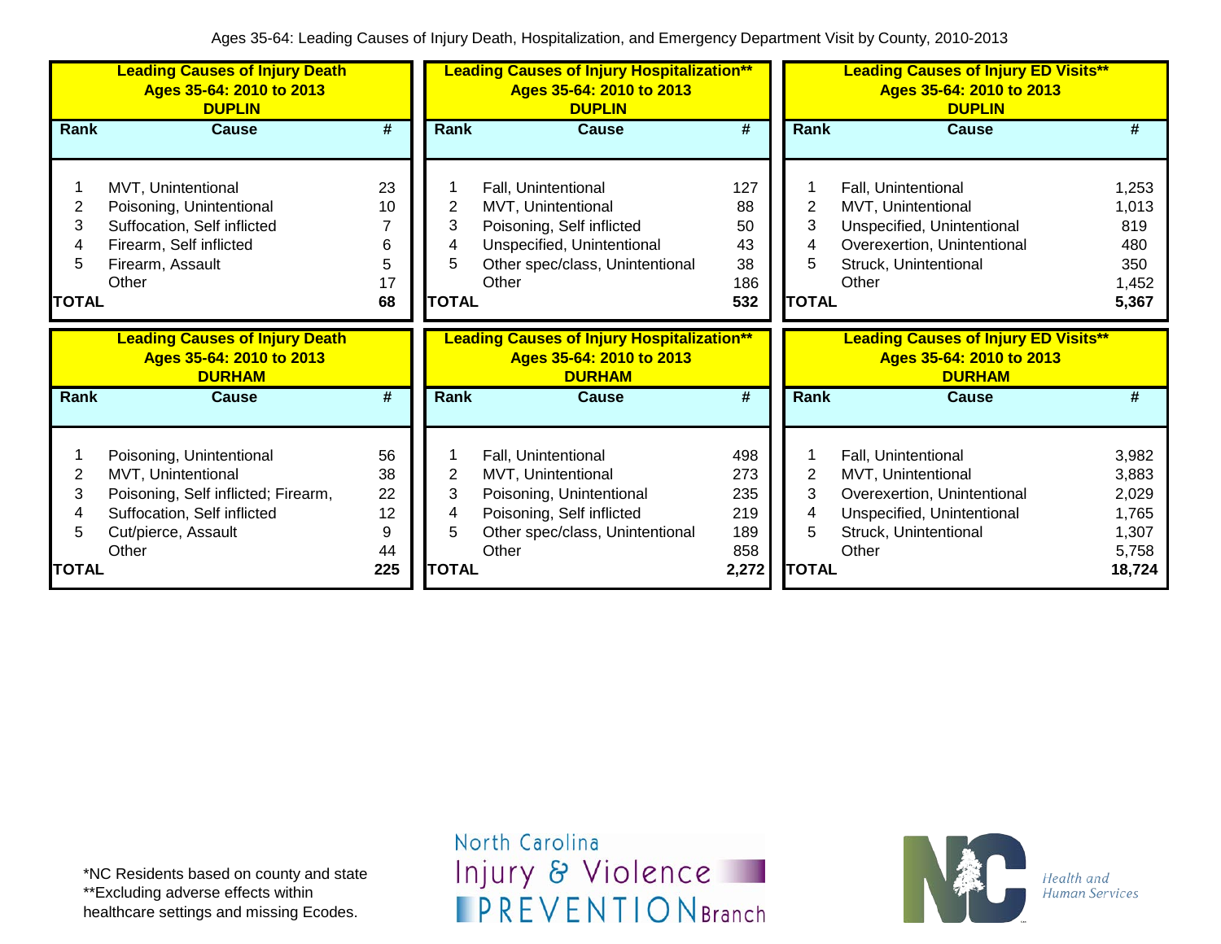Ages 35-64: Leading Causes of Injury Death, Hospitalization, and Emergency Department Visit by County, 2010-2013

**Leading Causes of Injury Death**
**Ages 35-64: 2010 to 2013**
**DUPLIN**

| Rank | Cause | # |
|---|---|---|
| 1 | MVT, Unintentional | 23 |
| 2 | Poisoning, Unintentional | 10 |
| 3 | Suffocation, Self inflicted | 7 |
| 4 | Firearm, Self inflicted | 6 |
| 5 | Firearm, Assault | 5 |
| | Other | 17 |
| **TOTAL** | | **68** |

**Leading Causes of Injury Hospitalization****
**Ages 35-64: 2010 to 2013**
**DUPLIN**

| Rank | Cause | # |
|---|---|---|
| 1 | Fall, Unintentional | 127 |
| 2 | MVT, Unintentional | 88 |
| 3 | Poisoning, Self inflicted | 50 |
| 4 | Unspecified, Unintentional | 43 |
| 5 | Other spec/class, Unintentional | 38 |
| | Other | 186 |
| **TOTAL** | | **532** |

**Leading Causes of Injury ED Visits****
**Ages 35-64: 2010 to 2013**
**DUPLIN**

| Rank | Cause | # |
|---|---|---|
| 1 | Fall, Unintentional | 1,253 |
| 2 | MVT, Unintentional | 1,013 |
| 3 | Unspecified, Unintentional | 819 |
| 4 | Overexertion, Unintentional | 480 |
| 5 | Struck, Unintentional | 350 |
| | Other | 1,452 |
| **TOTAL** | | **5,367** |

**Leading Causes of Injury Death**
**Ages 35-64: 2010 to 2013**
**DURHAM**

| Rank | Cause | # |
|---|---|---|
| 1 | Poisoning, Unintentional | 56 |
| 2 | MVT, Unintentional | 38 |
| 3 | Poisoning, Self inflicted; Firearm, | 22 |
| 4 | Suffocation, Self inflicted | 12 |
| 5 | Cut/pierce, Assault | 9 |
| | Other | 44 |
| **TOTAL** | | **225** |

**Leading Causes of Injury Hospitalization****
**Ages 35-64: 2010 to 2013**
**DURHAM**

| Rank | Cause | # |
|---|---|---|
| 1 | Fall, Unintentional | 498 |
| 2 | MVT, Unintentional | 273 |
| 3 | Poisoning, Unintentional | 235 |
| 4 | Poisoning, Self inflicted | 219 |
| 5 | Other spec/class, Unintentional | 189 |
| | Other | 858 |
| **TOTAL** | | **2,272** |

**Leading Causes of Injury ED Visits****
**Ages 35-64: 2010 to 2013**
**DURHAM**

| Rank | Cause | # |
|---|---|---|
| 1 | Fall, Unintentional | 3,982 |
| 2 | MVT, Unintentional | 3,883 |
| 3 | Overexertion, Unintentional | 2,029 |
| 4 | Unspecified, Unintentional | 1,765 |
| 5 | Struck, Unintentional | 1,307 |
| | Other | 5,758 |
| **TOTAL** | | **18,724** |

*NC Residents based on county and state
**Excluding adverse effects within healthcare settings and missing Ecodes.

North Carolina Injury & Violence PREVENTION Branch

Health and Human Services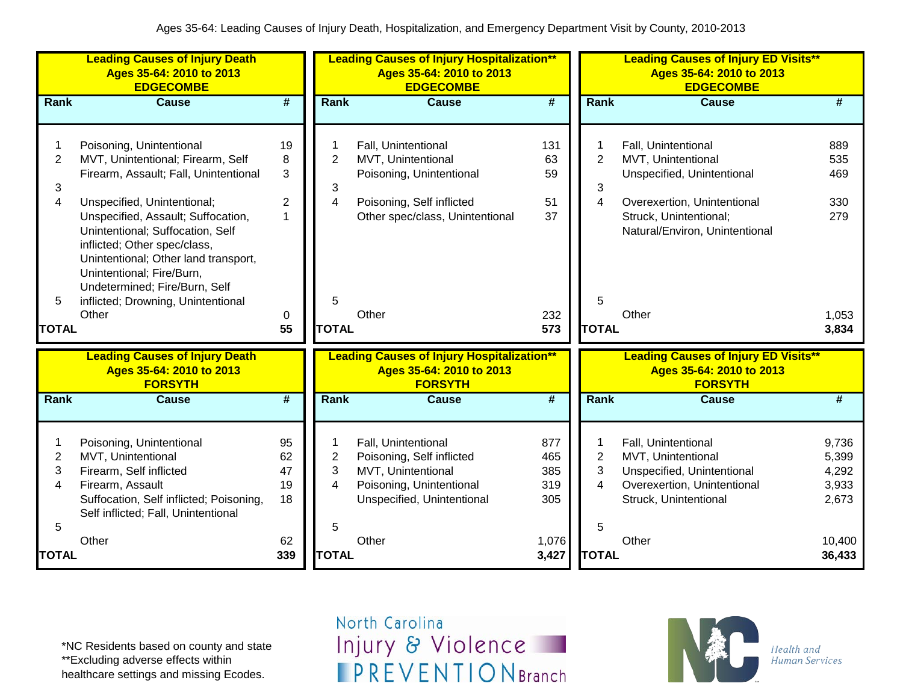Ages 35-64: Leading Causes of Injury Death, Hospitalization, and Emergency Department Visit by County, 2010-2013

**Leading Causes of Injury Death**
**Ages 35-64: 2010 to 2013**
**EDGECOMBE**

| Rank | Cause | # |
|---|---|---|
| 1 | Poisoning, Unintentional | 19 |
| 2 | MVT, Unintentional; Firearm, Self | 8 |
| 3 | Firearm, Assault; Fall, Unintentional | 3 |
| 4 | Unspecified, Unintentional; | 2 |
| 5 | Unspecified, Assault; Suffocation, Unintentional; Suffocation, Self inflicted; Other spec/class, Unintentional; Other land transport, Unintentional; Fire/Burn, Undetermined; Fire/Burn, Self inflicted; Drowning, Unintentional | 1 |
| | Other | 0 |
| **TOTAL** | | **55** |

**Leading Causes of Injury Hospitalization\*\***
**Ages 35-64: 2010 to 2013**
**EDGECOMBE**

| Rank | Cause | # |
|---|---|---|
| 1 | Fall, Unintentional | 131 |
| 2 | MVT, Unintentional | 63 |
| 3 | Poisoning, Unintentional | 59 |
| 4 | Poisoning, Self inflicted | 51 |
| 5 | Other spec/class, Unintentional | 37 |
| | Other | 232 |
| **TOTAL** | | **573** |

**Leading Causes of Injury ED Visits\*\***
**Ages 35-64: 2010 to 2013**
**EDGECOMBE**

| Rank | Cause | # |
|---|---|---|
| 1 | Fall, Unintentional | 889 |
| 2 | MVT, Unintentional | 535 |
| 3 | Unspecified, Unintentional | 469 |
| 4 | Overexertion, Unintentional | 330 |
| 5 | Struck, Unintentional; Natural/Environ, Unintentional | 279 |
| | Other | 1,053 |
| **TOTAL** | | **3,834** |

**Leading Causes of Injury Death**
**Ages 35-64: 2010 to 2013**
**FORSYTH**

| Rank | Cause | # |
|---|---|---|
| 1 | Poisoning, Unintentional | 95 |
| 2 | MVT, Unintentional | 62 |
| 3 | Firearm, Self inflicted | 47 |
| 4 | Firearm, Assault | 19 |
| 5 | Suffocation, Self inflicted; Poisoning, Self inflicted; Fall, Unintentional | 18 |
| | Other | 62 |
| **TOTAL** | | **339** |

**Leading Causes of Injury Hospitalization\*\***
**Ages 35-64: 2010 to 2013**
**FORSYTH**

| Rank | Cause | # |
|---|---|---|
| 1 | Fall, Unintentional | 877 |
| 2 | Poisoning, Self inflicted | 465 |
| 3 | MVT, Unintentional | 385 |
| 4 | Poisoning, Unintentional | 319 |
| 5 | Unspecified, Unintentional | 305 |
| | Other | 1,076 |
| **TOTAL** | | **3,427** |

**Leading Causes of Injury ED Visits\*\***
**Ages 35-64: 2010 to 2013**
**FORSYTH**

| Rank | Cause | # |
|---|---|---|
| 1 | Fall, Unintentional | 9,736 |
| 2 | MVT, Unintentional | 5,399 |
| 3 | Unspecified, Unintentional | 4,292 |
| 4 | Overexertion, Unintentional | 3,933 |
| 5 | Struck, Unintentional | 2,673 |
| | Other | 10,400 |
| **TOTAL** | | **36,433** |

\*NC Residents based on county and state
\*\*Excluding adverse effects within healthcare settings and missing Ecodes.

North Carolina Injury & Violence PREVENTION Branch

NC Health and Human Services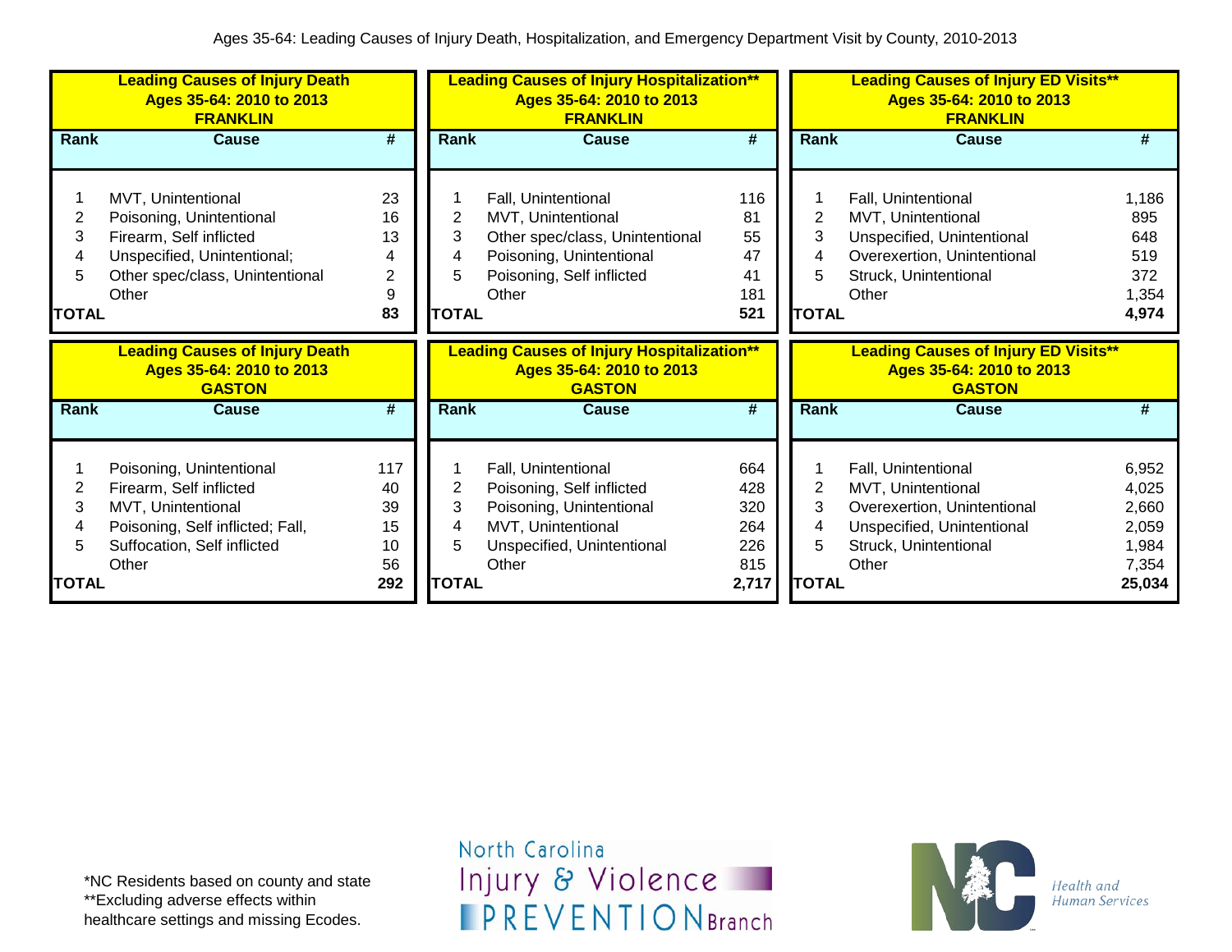Ages 35-64: Leading Causes of Injury Death, Hospitalization, and Emergency Department Visit by County, 2010-2013

**Leading Causes of Injury Death**
**Ages 35-64: 2010 to 2013**
**FRANKLIN**

| Rank | Cause | # |
|---|---|---|
| 1 | MVT, Unintentional | 23 |
| 2 | Poisoning, Unintentional | 16 |
| 3 | Firearm, Self inflicted | 13 |
| 4 | Unspecified, Unintentional; | 4 |
| 5 | Other spec/class, Unintentional | 2 |
| | Other | 9 |
| **TOTAL** | | **83** |

**Leading Causes of Injury Hospitalization****
**Ages 35-64: 2010 to 2013**
**FRANKLIN**

| Rank | Cause | # |
|---|---|---|
| 1 | Fall, Unintentional | 116 |
| 2 | MVT, Unintentional | 81 |
| 3 | Other spec/class, Unintentional | 55 |
| 4 | Poisoning, Unintentional | 47 |
| 5 | Poisoning, Self inflicted | 41 |
| | Other | 181 |
| **TOTAL** | | **521** |

**Leading Causes of Injury ED Visits****
**Ages 35-64: 2010 to 2013**
**FRANKLIN**

| Rank | Cause | # |
|---|---|---|
| 1 | Fall, Unintentional | 1,186 |
| 2 | MVT, Unintentional | 895 |
| 3 | Unspecified, Unintentional | 648 |
| 4 | Overexertion, Unintentional | 519 |
| 5 | Struck, Unintentional | 372 |
| | Other | 1,354 |
| **TOTAL** | | **4,974** |

**Leading Causes of Injury Death**
**Ages 35-64: 2010 to 2013**
**GASTON**

| Rank | Cause | # |
|---|---|---|
| 1 | Poisoning, Unintentional | 117 |
| 2 | Firearm, Self inflicted | 40 |
| 3 | MVT, Unintentional | 39 |
| 4 | Poisoning, Self inflicted; Fall, | 15 |
| 5 | Suffocation, Self inflicted | 10 |
| | Other | 56 |
| **TOTAL** | | **292** |

**Leading Causes of Injury Hospitalization****
**Ages 35-64: 2010 to 2013**
**GASTON**

| Rank | Cause | # |
|---|---|---|
| 1 | Fall, Unintentional | 664 |
| 2 | Poisoning, Self inflicted | 428 |
| 3 | Poisoning, Unintentional | 320 |
| 4 | MVT, Unintentional | 264 |
| 5 | Unspecified, Unintentional | 226 |
| | Other | 815 |
| **TOTAL** | | **2,717** |

**Leading Causes of Injury ED Visits****
**Ages 35-64: 2010 to 2013**
**GASTON**

| Rank | Cause | # |
|---|---|---|
| 1 | Fall, Unintentional | 6,952 |
| 2 | MVT, Unintentional | 4,025 |
| 3 | Overexertion, Unintentional | 2,660 |
| 4 | Unspecified, Unintentional | 2,059 |
| 5 | Struck, Unintentional | 1,984 |
| | Other | 7,354 |
| **TOTAL** | | **25,034** |

*NC Residents based on county and state
**Excluding adverse effects within healthcare settings and missing Ecodes.

North Carolina Injury & Violence PREVENTION Branch

Health and Human Services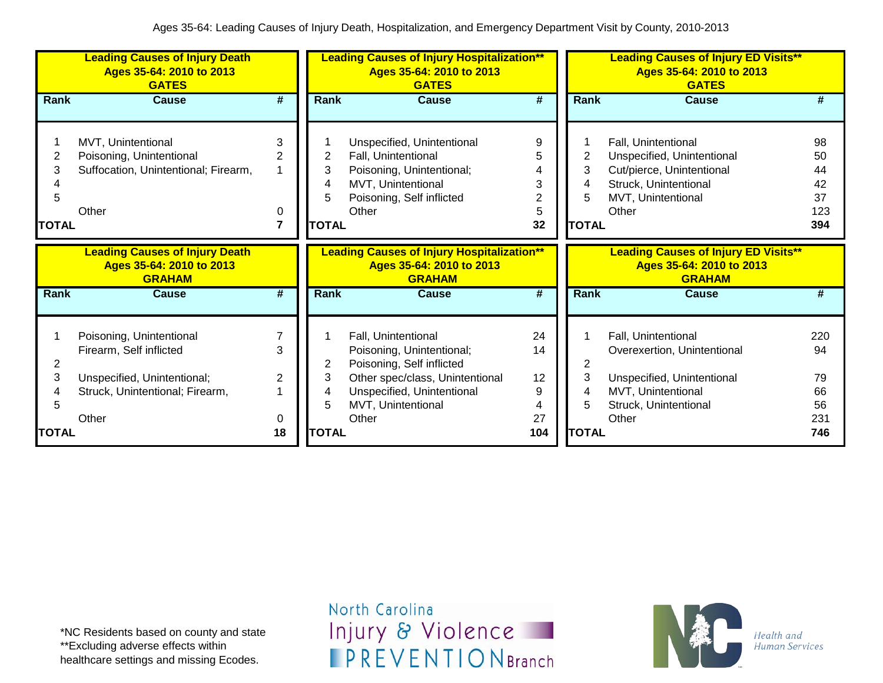Ages 35-64: Leading Causes of Injury Death, Hospitalization, and Emergency Department Visit by County, 2010-2013

**Leading Causes of Injury Death**
**Ages 35-64: 2010 to 2013**
**GATES**

| Rank | Cause | # |
|---|---|---|
| 1 | MVT, Unintentional | 3 |
| 2 | Poisoning, Unintentional | 2 |
| 3 | Suffocation, Unintentional; Firearm, | 1 |
| 4 | | |
| 5 | | |
| | Other | 0 |
| **TOTAL** | | **7** |

**Leading Causes of Injury Hospitalization\*\***
**Ages 35-64: 2010 to 2013**
**GATES**

| Rank | Cause | # |
|---|---|---|
| 1 | Unspecified, Unintentional | 9 |
| 2 | Fall, Unintentional | 5 |
| 3 | Poisoning, Unintentional; | 4 |
| 4 | MVT, Unintentional | 3 |
| 5 | Poisoning, Self inflicted | 2 |
| | Other | 5 |
| **TOTAL** | | **32** |

**Leading Causes of Injury ED Visits\*\***
**Ages 35-64: 2010 to 2013**
**GATES**

| Rank | Cause | # |
|---|---|---|
| 1 | Fall, Unintentional | 98 |
| 2 | Unspecified, Unintentional | 50 |
| 3 | Cut/pierce, Unintentional | 44 |
| 4 | Struck, Unintentional | 42 |
| 5 | MVT, Unintentional | 37 |
| | Other | 123 |
| **TOTAL** | | **394** |

**Leading Causes of Injury Death**
**Ages 35-64: 2010 to 2013**
**GRAHAM**

| Rank | Cause | # |
|---|---|---|
| 1 | Poisoning, Unintentional | 7 |
| | Firearm, Self inflicted | 3 |
| 2 | | |
| 3 | Unspecified, Unintentional; | 2 |
| 4 | Struck, Unintentional; Firearm, | 1 |
| 5 | | |
| | Other | 0 |
| **TOTAL** | | **18** |

**Leading Causes of Injury Hospitalization\*\***
**Ages 35-64: 2010 to 2013**
**GRAHAM**

| Rank | Cause | # |
|---|---|---|
| 1 | Fall, Unintentional | 24 |
| | Poisoning, Unintentional; | 14 |
| 2 | Poisoning, Self inflicted | |
| 3 | Other spec/class, Unintentional | 12 |
| 4 | Unspecified, Unintentional | 9 |
| 5 | MVT, Unintentional | 4 |
| | Other | 27 |
| **TOTAL** | | **104** |

**Leading Causes of Injury ED Visits\*\***
**Ages 35-64: 2010 to 2013**
**GRAHAM**

| Rank | Cause | # |
|---|---|---|
| 1 | Fall, Unintentional | 220 |
| | Overexertion, Unintentional | 94 |
| 2 | | |
| 3 | Unspecified, Unintentional | 79 |
| 4 | MVT, Unintentional | 66 |
| 5 | Struck, Unintentional | 56 |
| | Other | 231 |
| **TOTAL** | | **746** |

\*NC Residents based on county and state
\*\*Excluding adverse effects within healthcare settings and missing Ecodes.

North Carolina Injury & Violence PREVENTION Branch

NC Health and Human Services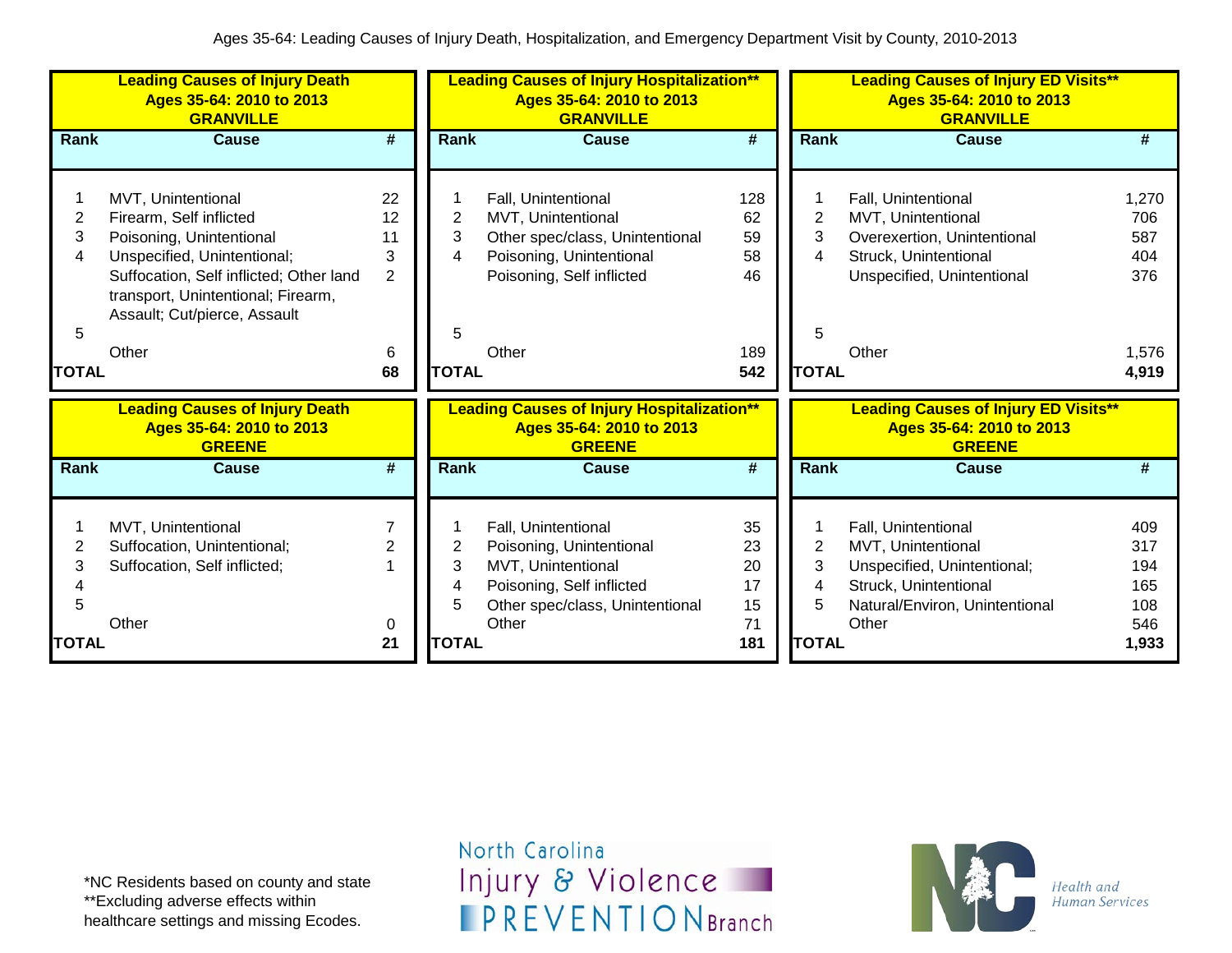Ages 35-64: Leading Causes of Injury Death, Hospitalization, and Emergency Department Visit by County, 2010-2013

**Leading Causes of Injury Death**
**Ages 35-64: 2010 to 2013**
**GRANVILLE**

| Rank | Cause | # |
|---|---|---|
| 1 | MVT, Unintentional | 22 |
| 2 | Firearm, Self inflicted | 12 |
| 3 | Poisoning, Unintentional | 11 |
| 4 | Unspecified, Unintentional; | 3 |
| | Suffocation, Self inflicted; Other land transport, Unintentional; Firearm, Assault; Cut/pierce, Assault | 2 |
| 5 | | |
| | Other | 6 |
| **TOTAL** | | **68** |

**Leading Causes of Injury Hospitalization****
**Ages 35-64: 2010 to 2013**
**GRANVILLE**

| Rank | Cause | # |
|---|---|---|
| 1 | Fall, Unintentional | 128 |
| 2 | MVT, Unintentional | 62 |
| 3 | Other spec/class, Unintentional | 59 |
| 4 | Poisoning, Unintentional | 58 |
| | Poisoning, Self inflicted | 46 |
| 5 | | |
| | Other | 189 |
| **TOTAL** | | **542** |

**Leading Causes of Injury ED Visits****
**Ages 35-64: 2010 to 2013**
**GRANVILLE**

| Rank | Cause | # |
|---|---|---|
| 1 | Fall, Unintentional | 1,270 |
| 2 | MVT, Unintentional | 706 |
| 3 | Overexertion, Unintentional | 587 |
| 4 | Struck, Unintentional | 404 |
| | Unspecified, Unintentional | 376 |
| 5 | | |
| | Other | 1,576 |
| **TOTAL** | | **4,919** |

**Leading Causes of Injury Death**
**Ages 35-64: 2010 to 2013**
**GREENE**

| Rank | Cause | # |
|---|---|---|
| 1 | MVT, Unintentional | 7 |
| 2 | Suffocation, Unintentional; | 2 |
| 3 | Suffocation, Self inflicted; | 1 |
| 4 | | |
| 5 | | |
| | Other | 0 |
| **TOTAL** | | **21** |

**Leading Causes of Injury Hospitalization****
**Ages 35-64: 2010 to 2013**
**GREENE**

| Rank | Cause | # |
|---|---|---|
| 1 | Fall, Unintentional | 35 |
| 2 | Poisoning, Unintentional | 23 |
| 3 | MVT, Unintentional | 20 |
| 4 | Poisoning, Self inflicted | 17 |
| 5 | Other spec/class, Unintentional | 15 |
| | Other | 71 |
| **TOTAL** | | **181** |

**Leading Causes of Injury ED Visits****
**Ages 35-64: 2010 to 2013**
**GREENE**

| Rank | Cause | # |
|---|---|---|
| 1 | Fall, Unintentional | 409 |
| 2 | MVT, Unintentional | 317 |
| 3 | Unspecified, Unintentional; | 194 |
| 4 | Struck, Unintentional | 165 |
| 5 | Natural/Environ, Unintentional | 108 |
| | Other | 546 |
| **TOTAL** | | **1,933** |

*NC Residents based on county and state
**Excluding adverse effects within healthcare settings and missing Ecodes.

North Carolina Injury & Violence PREVENTION Branch

NC Health and Human Services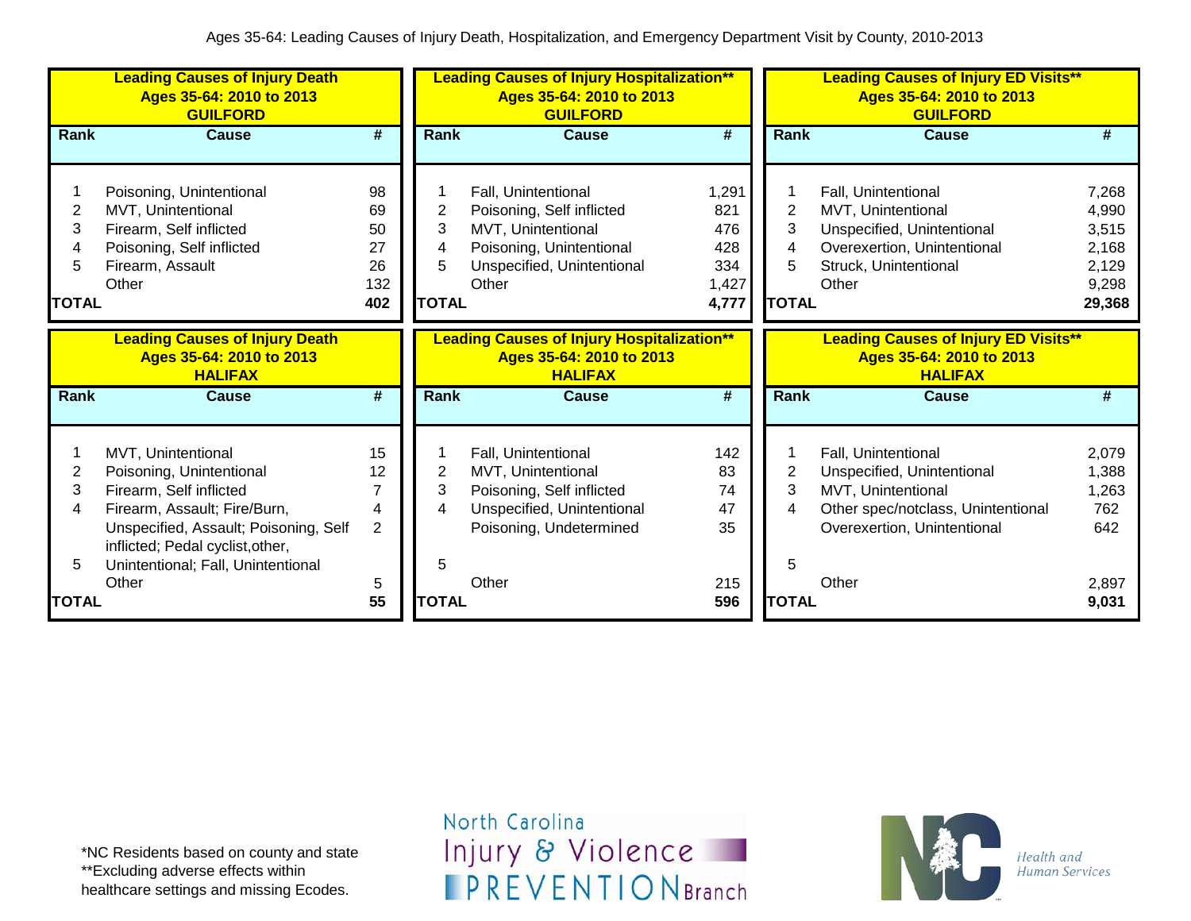Ages 35-64: Leading Causes of Injury Death, Hospitalization, and Emergency Department Visit by County, 2010-2013

**Leading Causes of Injury Death**
**Ages 35-64: 2010 to 2013**
**GUILFORD**

| Rank | Cause | # |
|---|---|---|
| 1 | Poisoning, Unintentional | 98 |
| 2 | MVT, Unintentional | 69 |
| 3 | Firearm, Self inflicted | 50 |
| 4 | Poisoning, Self inflicted | 27 |
| 5 | Firearm, Assault | 26 |
| | Other | 132 |
| **TOTAL** | | **402** |

**Leading Causes of Injury Hospitalization****
**Ages 35-64: 2010 to 2013**
**GUILFORD**

| Rank | Cause | # |
|---|---|---|
| 1 | Fall, Unintentional | 1,291 |
| 2 | Poisoning, Self inflicted | 821 |
| 3 | MVT, Unintentional | 476 |
| 4 | Poisoning, Unintentional | 428 |
| 5 | Unspecified, Unintentional | 334 |
| | Other | 1,427 |
| **TOTAL** | | **4,777** |

**Leading Causes of Injury ED Visits****
**Ages 35-64: 2010 to 2013**
**GUILFORD**

| Rank | Cause | # |
|---|---|---|
| 1 | Fall, Unintentional | 7,268 |
| 2 | MVT, Unintentional | 4,990 |
| 3 | Unspecified, Unintentional | 3,515 |
| 4 | Overexertion, Unintentional | 2,168 |
| 5 | Struck, Unintentional | 2,129 |
| | Other | 9,298 |
| **TOTAL** | | **29,368** |

**Leading Causes of Injury Death**
**Ages 35-64: 2010 to 2013**
**HALIFAX**

| Rank | Cause | # |
|---|---|---|
| 1 | MVT, Unintentional | 15 |
| 2 | Poisoning, Unintentional | 12 |
| 3 | Firearm, Self inflicted | 7 |
| 4 | Firearm, Assault; Fire/Burn, | 4 |
| 5 | Unspecified, Assault; Poisoning, Self inflicted; Pedal cyclist,other, Unintentional; Fall, Unintentional | 2 |
| | Other | 5 |
| **TOTAL** | | **55** |

**Leading Causes of Injury Hospitalization****
**Ages 35-64: 2010 to 2013**
**HALIFAX**

| Rank | Cause | # |
|---|---|---|
| 1 | Fall, Unintentional | 142 |
| 2 | MVT, Unintentional | 83 |
| 3 | Poisoning, Self inflicted | 74 |
| 4 | Unspecified, Unintentional | 47 |
| | Poisoning, Undetermined | 35 |
| 5 | | |
| | Other | 215 |
| **TOTAL** | | **596** |

**Leading Causes of Injury ED Visits****
**Ages 35-64: 2010 to 2013**
**HALIFAX**

| Rank | Cause | # |
|---|---|---|
| 1 | Fall, Unintentional | 2,079 |
| 2 | Unspecified, Unintentional | 1,388 |
| 3 | MVT, Unintentional | 1,263 |
| 4 | Other spec/notclass, Unintentional | 762 |
| | Overexertion, Unintentional | 642 |
| 5 | | |
| | Other | 2,897 |
| **TOTAL** | | **9,031** |

*NC Residents based on county and state
**Excluding adverse effects within healthcare settings and missing Ecodes.

North Carolina Injury & Violence PREVENTION Branch

NC Health and Human Services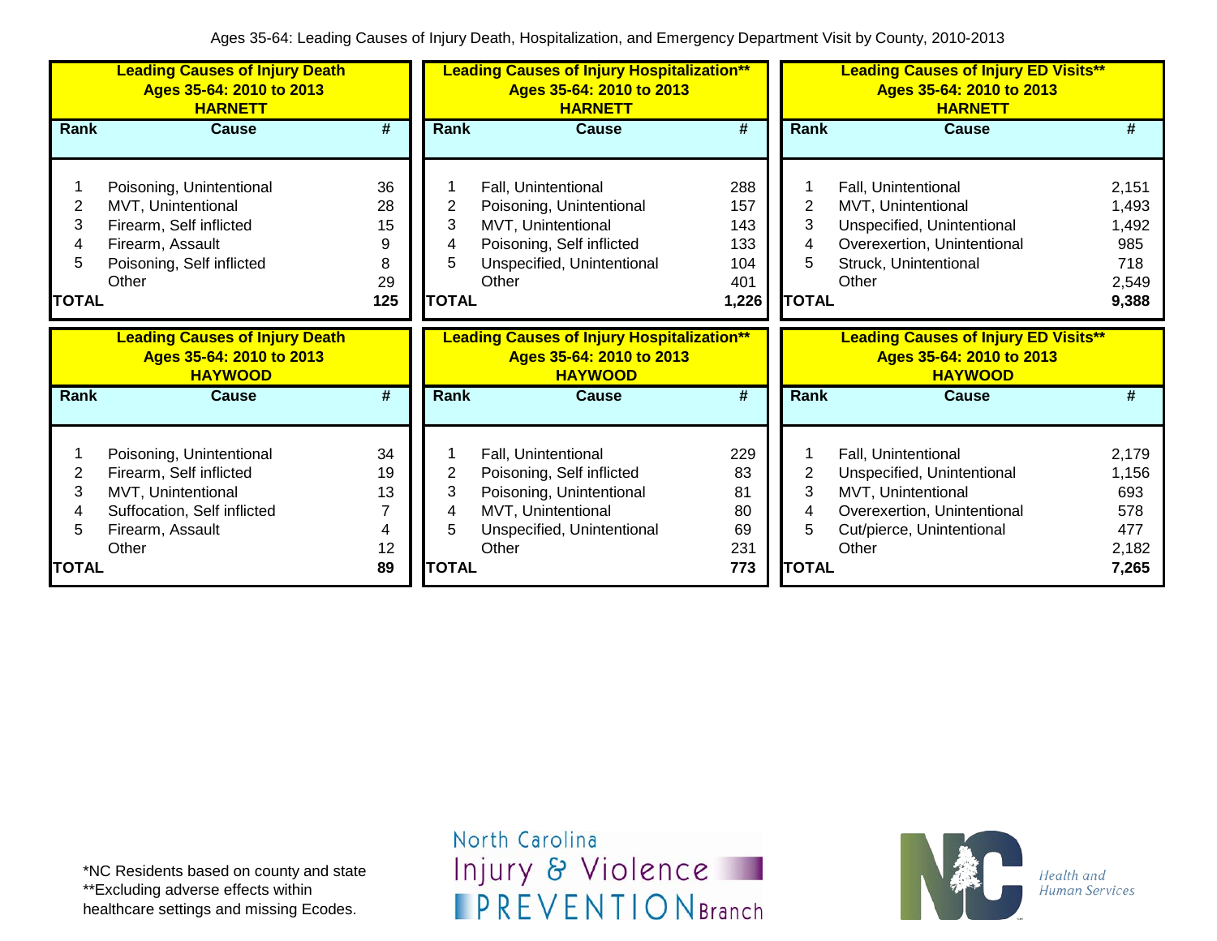Ages 35-64: Leading Causes of Injury Death, Hospitalization, and Emergency Department Visit by County, 2010-2013

**Leading Causes of Injury Death**
**Ages 35-64: 2010 to 2013**
**HARNETT**

| Rank | Cause | # |
|---|---|---|
| 1 | Poisoning, Unintentional | 36 |
| 2 | MVT, Unintentional | 28 |
| 3 | Firearm, Self inflicted | 15 |
| 4 | Firearm, Assault | 9 |
| 5 | Poisoning, Self inflicted | 8 |
| | Other | 29 |
| **TOTAL** | | **125** |

**Leading Causes of Injury Hospitalization****
**Ages 35-64: 2010 to 2013**
**HARNETT**

| Rank | Cause | # |
|---|---|---|
| 1 | Fall, Unintentional | 288 |
| 2 | Poisoning, Unintentional | 157 |
| 3 | MVT, Unintentional | 143 |
| 4 | Poisoning, Self inflicted | 133 |
| 5 | Unspecified, Unintentional | 104 |
| | Other | 401 |
| **TOTAL** | | **1,226** |

**Leading Causes of Injury ED Visits****
**Ages 35-64: 2010 to 2013**
**HARNETT**

| Rank | Cause | # |
|---|---|---|
| 1 | Fall, Unintentional | 2,151 |
| 2 | MVT, Unintentional | 1,493 |
| 3 | Unspecified, Unintentional | 1,492 |
| 4 | Overexertion, Unintentional | 985 |
| 5 | Struck, Unintentional | 718 |
| | Other | 2,549 |
| **TOTAL** | | **9,388** |

**Leading Causes of Injury Death**
**Ages 35-64: 2010 to 2013**
**HAYWOOD**

| Rank | Cause | # |
|---|---|---|
| 1 | Poisoning, Unintentional | 34 |
| 2 | Firearm, Self inflicted | 19 |
| 3 | MVT, Unintentional | 13 |
| 4 | Suffocation, Self inflicted | 7 |
| 5 | Firearm, Assault | 4 |
| | Other | 12 |
| **TOTAL** | | **89** |

**Leading Causes of Injury Hospitalization****
**Ages 35-64: 2010 to 2013**
**HAYWOOD**

| Rank | Cause | # |
|---|---|---|
| 1 | Fall, Unintentional | 229 |
| 2 | Poisoning, Self inflicted | 83 |
| 3 | Poisoning, Unintentional | 81 |
| 4 | MVT, Unintentional | 80 |
| 5 | Unspecified, Unintentional | 69 |
| | Other | 231 |
| **TOTAL** | | **773** |

**Leading Causes of Injury ED Visits****
**Ages 35-64: 2010 to 2013**
**HAYWOOD**

| Rank | Cause | # |
|---|---|---|
| 1 | Fall, Unintentional | 2,179 |
| 2 | Unspecified, Unintentional | 1,156 |
| 3 | MVT, Unintentional | 693 |
| 4 | Overexertion, Unintentional | 578 |
| 5 | Cut/pierce, Unintentional | 477 |
| | Other | 2,182 |
| **TOTAL** | | **7,265** |

*NC Residents based on county and state
**Excluding adverse effects within healthcare settings and missing Ecodes.

North Carolina Injury & Violence PREVENTION Branch

Health and Human Services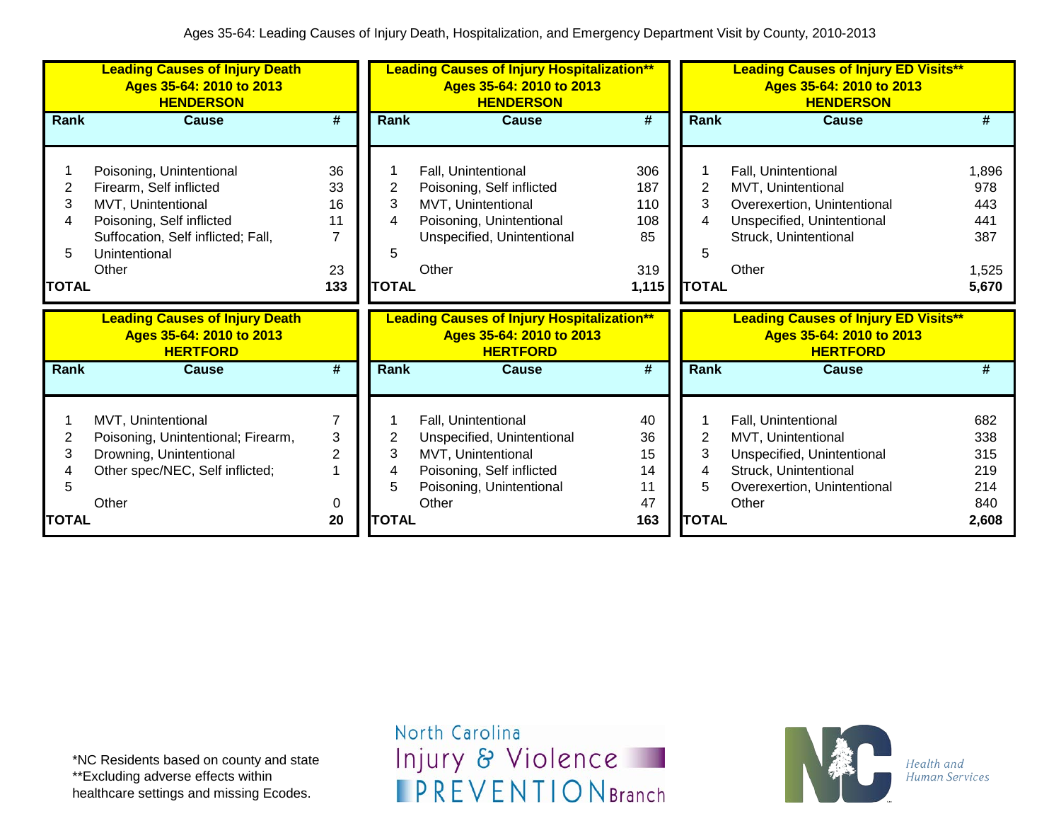Ages 35-64: Leading Causes of Injury Death, Hospitalization, and Emergency Department Visit by County, 2010-2013

**Leading Causes of Injury Death**
**Ages 35-64: 2010 to 2013**
**HENDERSON**

| Rank | Cause | # |
|---|---|---|
| 1 | Poisoning, Unintentional | 36 |
| 2 | Firearm, Self inflicted | 33 |
| 3 | MVT, Unintentional | 16 |
| 4 | Poisoning, Self inflicted | 11 |
| 5 | Suffocation, Self inflicted; Fall, Unintentional | 7 |
| | Other | 23 |
| **TOTAL** | | **133** |

**Leading Causes of Injury Hospitalization****
**Ages 35-64: 2010 to 2013**
**HENDERSON**

| Rank | Cause | # |
|---|---|---|
| 1 | Fall, Unintentional | 306 |
| 2 | Poisoning, Self inflicted | 187 |
| 3 | MVT, Unintentional | 110 |
| 4 | Poisoning, Unintentional | 108 |
| 5 | Unspecified, Unintentional | 85 |
| | Other | 319 |
| **TOTAL** | | **1,115** |

**Leading Causes of Injury ED Visits****
**Ages 35-64: 2010 to 2013**
**HENDERSON**

| Rank | Cause | # |
|---|---|---|
| 1 | Fall, Unintentional | 1,896 |
| 2 | MVT, Unintentional | 978 |
| 3 | Overexertion, Unintentional | 443 |
| 4 | Unspecified, Unintentional | 441 |
| 5 | Struck, Unintentional | 387 |
| | Other | 1,525 |
| **TOTAL** | | **5,670** |

**Leading Causes of Injury Death**
**Ages 35-64: 2010 to 2013**
**HERTFORD**

| Rank | Cause | # |
|---|---|---|
| 1 | MVT, Unintentional | 7 |
| 2 | Poisoning, Unintentional; Firearm, | 3 |
| 3 | Drowning, Unintentional | 2 |
| 4 | Other spec/NEC, Self inflicted; | 1 |
| 5 | | |
| | Other | 0 |
| **TOTAL** | | **20** |

**Leading Causes of Injury Hospitalization****
**Ages 35-64: 2010 to 2013**
**HERTFORD**

| Rank | Cause | # |
|---|---|---|
| 1 | Fall, Unintentional | 40 |
| 2 | Unspecified, Unintentional | 36 |
| 3 | MVT, Unintentional | 15 |
| 4 | Poisoning, Self inflicted | 14 |
| 5 | Poisoning, Unintentional | 11 |
| | Other | 47 |
| **TOTAL** | | **163** |

**Leading Causes of Injury ED Visits****
**Ages 35-64: 2010 to 2013**
**HERTFORD**

| Rank | Cause | # |
|---|---|---|
| 1 | Fall, Unintentional | 682 |
| 2 | MVT, Unintentional | 338 |
| 3 | Unspecified, Unintentional | 315 |
| 4 | Struck, Unintentional | 219 |
| 5 | Overexertion, Unintentional | 214 |
| | Other | 840 |
| **TOTAL** | | **2,608** |

*NC Residents based on county and state
**Excluding adverse effects within healthcare settings and missing Ecodes.

North Carolina Injury & Violence PREVENTION Branch

NC Health and Human Services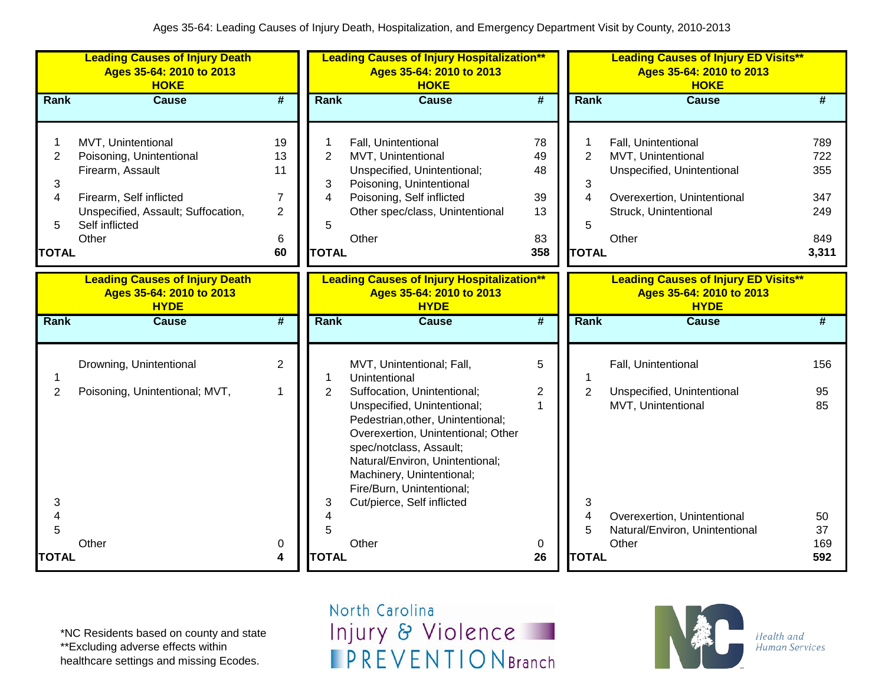Ages 35-64: Leading Causes of Injury Death, Hospitalization, and Emergency Department Visit by County, 2010-2013

**Leading Causes of Injury Death**
**Ages 35-64: 2010 to 2013**
**HOKE**

| Rank | Cause | # |
|---|---|---|
| 1 | MVT, Unintentional | 19 |
| 2 | Poisoning, Unintentional | 13 |
| 3 | Firearm, Assault | 11 |
| 4 | Firearm, Self inflicted | 7 |
| 5 | Unspecified, Assault; Suffocation, Self inflicted | 2 |
| | Other | 6 |
| **TOTAL** | | **60** |

**Leading Causes of Injury Hospitalization****
**Ages 35-64: 2010 to 2013**
**HOKE**

| Rank | Cause | # |
|---|---|---|
| 1 | Fall, Unintentional | 78 |
| 2 | MVT, Unintentional | 49 |
| 3 | Unspecified, Unintentional; Poisoning, Unintentional | 48 |
| 4 | Poisoning, Self inflicted | 39 |
| 5 | Other spec/class, Unintentional | 13 |
| | Other | 83 |
| **TOTAL** | | **358** |

**Leading Causes of Injury ED Visits****
**Ages 35-64: 2010 to 2013**
**HOKE**

| Rank | Cause | # |
|---|---|---|
| 1 | Fall, Unintentional | 789 |
| 2 | MVT, Unintentional | 722 |
| 3 | Unspecified, Unintentional | 355 |
| 4 | Overexertion, Unintentional | 347 |
| 5 | Struck, Unintentional | 249 |
| | Other | 849 |
| **TOTAL** | | **3,311** |

**Leading Causes of Injury Death**
**Ages 35-64: 2010 to 2013**
**HYDE**

| Rank | Cause | # |
|---|---|---|
| 1 | Drowning, Unintentional | 2 |
| 2 | Poisoning, Unintentional; MVT, | 1 |
| 3 | | |
| 4 | | |
| 5 | | |
| | Other | 0 |
| **TOTAL** | | **4** |

**Leading Causes of Injury Hospitalization****
**Ages 35-64: 2010 to 2013**
**HYDE**

| Rank | Cause | # |
|---|---|---|
| 1 | MVT, Unintentional; Fall, Unintentional | 5 |
| 2 | Suffocation, Unintentional; | 2 |
| 3 | Unspecified, Unintentional; Pedestrian,other, Unintentional; Overexertion, Unintentional; Other spec/notclass, Assault; Natural/Environ, Unintentional; Machinery, Unintentional; Fire/Burn, Unintentional; Cut/pierce, Self inflicted | 1 |
| 4 | | |
| 5 | | |
| | Other | 0 |
| **TOTAL** | | **26** |

**Leading Causes of Injury ED Visits****
**Ages 35-64: 2010 to 2013**
**HYDE**

| Rank | Cause | # |
|---|---|---|
| 1 | Fall, Unintentional | 156 |
| 2 | Unspecified, Unintentional | 95 |
| 3 | MVT, Unintentional | 85 |
| 4 | Overexertion, Unintentional | 50 |
| 5 | Natural/Environ, Unintentional | 37 |
| | Other | 169 |
| **TOTAL** | | **592** |

*NC Residents based on county and state
**Excluding adverse effects within healthcare settings and missing Ecodes.

North Carolina Injury & Violence PREVENTION Branch

NC Health and Human Services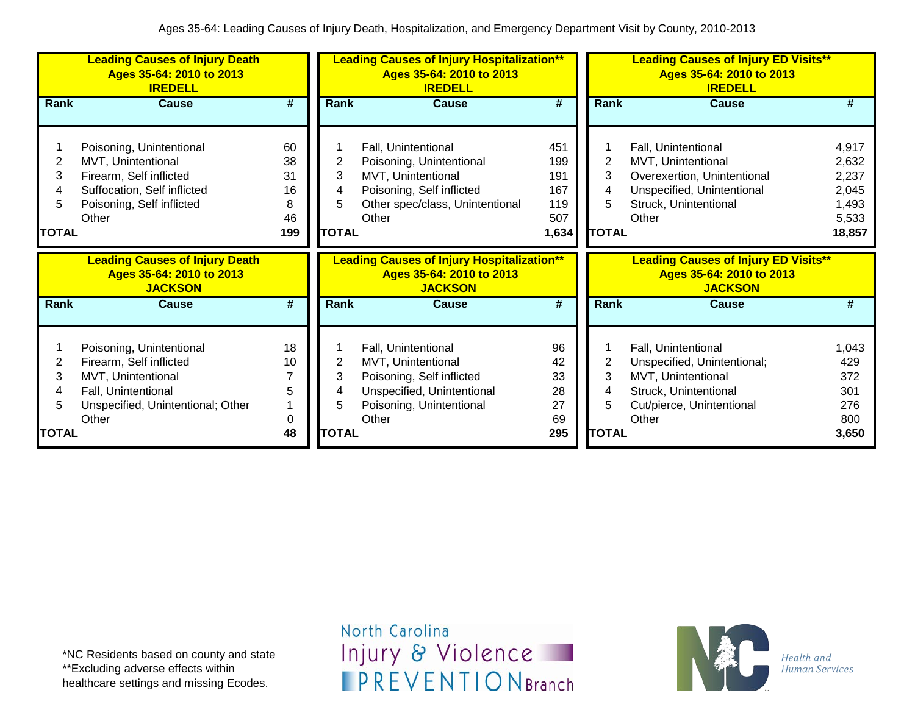Ages 35-64: Leading Causes of Injury Death, Hospitalization, and Emergency Department Visit by County, 2010-2013

**Leading Causes of Injury Death**
**Ages 35-64: 2010 to 2013**
**IREDELL**

| Rank | Cause | # |
|---|---|---|
| 1 | Poisoning, Unintentional | 60 |
| 2 | MVT, Unintentional | 38 |
| 3 | Firearm, Self inflicted | 31 |
| 4 | Suffocation, Self inflicted | 16 |
| 5 | Poisoning, Self inflicted | 8 |
| | Other | 46 |
| **TOTAL** | | **199** |

**Leading Causes of Injury Hospitalization****
**Ages 35-64: 2010 to 2013**
**IREDELL**

| Rank | Cause | # |
|---|---|---|
| 1 | Fall, Unintentional | 451 |
| 2 | Poisoning, Unintentional | 199 |
| 3 | MVT, Unintentional | 191 |
| 4 | Poisoning, Self inflicted | 167 |
| 5 | Other spec/class, Unintentional | 119 |
| | Other | 507 |
| **TOTAL** | | **1,634** |

**Leading Causes of Injury ED Visits****
**Ages 35-64: 2010 to 2013**
**IREDELL**

| Rank | Cause | # |
|---|---|---|
| 1 | Fall, Unintentional | 4,917 |
| 2 | MVT, Unintentional | 2,632 |
| 3 | Overexertion, Unintentional | 2,237 |
| 4 | Unspecified, Unintentional | 2,045 |
| 5 | Struck, Unintentional | 1,493 |
| | Other | 5,533 |
| **TOTAL** | | **18,857** |

**Leading Causes of Injury Death**
**Ages 35-64: 2010 to 2013**
**JACKSON**

| Rank | Cause | # |
|---|---|---|
| 1 | Poisoning, Unintentional | 18 |
| 2 | Firearm, Self inflicted | 10 |
| 3 | MVT, Unintentional | 7 |
| 4 | Fall, Unintentional | 5 |
| 5 | Unspecified, Unintentional; Other | 1 |
| | Other | 0 |
| **TOTAL** | | **48** |

**Leading Causes of Injury Hospitalization****
**Ages 35-64: 2010 to 2013**
**JACKSON**

| Rank | Cause | # |
|---|---|---|
| 1 | Fall, Unintentional | 96 |
| 2 | MVT, Unintentional | 42 |
| 3 | Poisoning, Self inflicted | 33 |
| 4 | Unspecified, Unintentional | 28 |
| 5 | Poisoning, Unintentional | 27 |
| | Other | 69 |
| **TOTAL** | | **295** |

**Leading Causes of Injury ED Visits****
**Ages 35-64: 2010 to 2013**
**JACKSON**

| Rank | Cause | # |
|---|---|---|
| 1 | Fall, Unintentional | 1,043 |
| 2 | Unspecified, Unintentional; | 429 |
| 3 | MVT, Unintentional | 372 |
| 4 | Struck, Unintentional | 301 |
| 5 | Cut/pierce, Unintentional | 276 |
| | Other | 800 |
| **TOTAL** | | **3,650** |

*NC Residents based on county and state
**Excluding adverse effects within healthcare settings and missing Ecodes.

North Carolina Injury & Violence PREVENTION Branch

Health and Human Services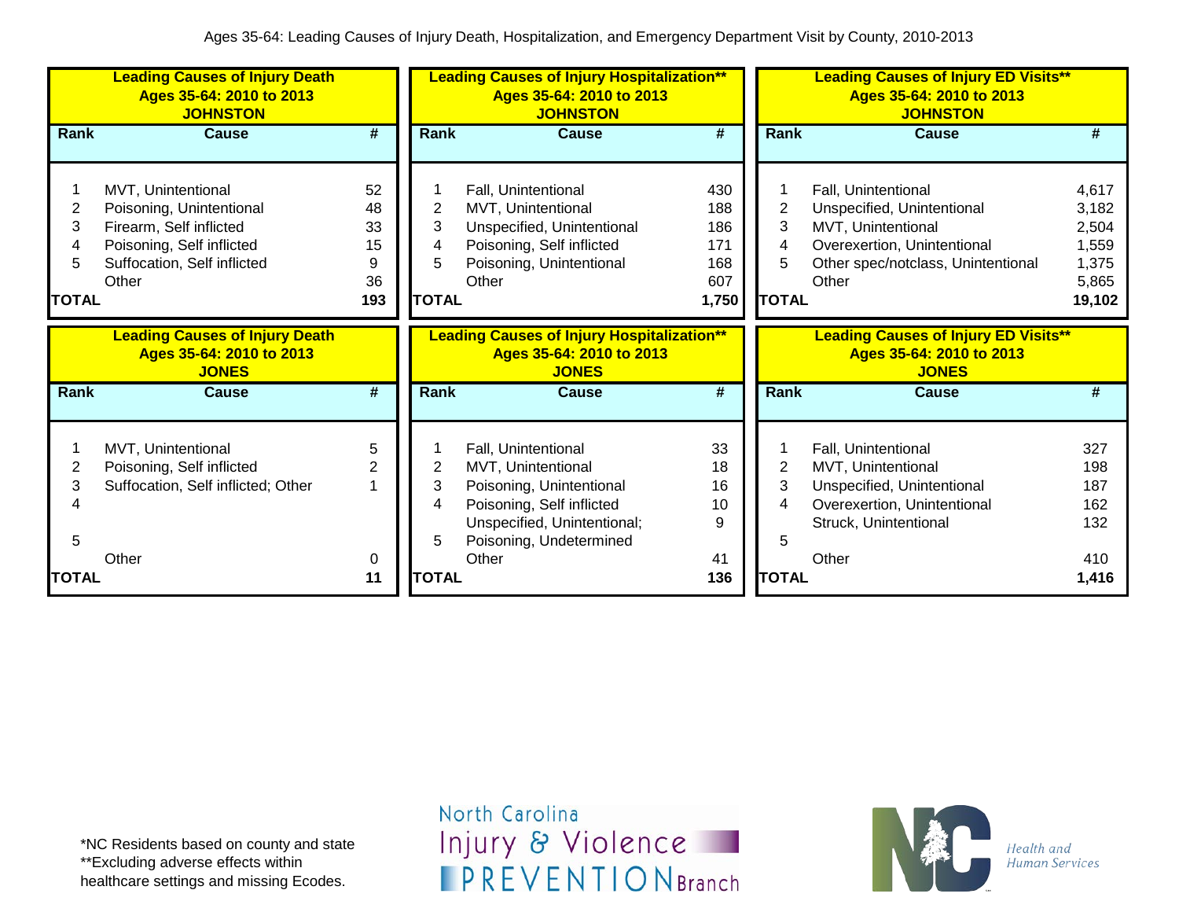Ages 35-64: Leading Causes of Injury Death, Hospitalization, and Emergency Department Visit by County, 2010-2013

**Leading Causes of Injury Death**
**Ages 35-64: 2010 to 2013**
**JOHNSTON**

| Rank | Cause | # |
|---|---|---|
| 1 | MVT, Unintentional | 52 |
| 2 | Poisoning, Unintentional | 48 |
| 3 | Firearm, Self inflicted | 33 |
| 4 | Poisoning, Self inflicted | 15 |
| 5 | Suffocation, Self inflicted | 9 |
| | Other | 36 |
| **TOTAL** | | **193** |

**Leading Causes of Injury Hospitalization\*\***
**Ages 35-64: 2010 to 2013**
**JOHNSTON**

| Rank | Cause | # |
|---|---|---|
| 1 | Fall, Unintentional | 430 |
| 2 | MVT, Unintentional | 188 |
| 3 | Unspecified, Unintentional | 186 |
| 4 | Poisoning, Self inflicted | 171 |
| 5 | Poisoning, Unintentional | 168 |
| | Other | 607 |
| **TOTAL** | | **1,750** |

**Leading Causes of Injury ED Visits\*\***
**Ages 35-64: 2010 to 2013**
**JOHNSTON**

| Rank | Cause | # |
|---|---|---|
| 1 | Fall, Unintentional | 4,617 |
| 2 | Unspecified, Unintentional | 3,182 |
| 3 | MVT, Unintentional | 2,504 |
| 4 | Overexertion, Unintentional | 1,559 |
| 5 | Other spec/notclass, Unintentional | 1,375 |
| | Other | 5,865 |
| **TOTAL** | | **19,102** |

**Leading Causes of Injury Death**
**Ages 35-64: 2010 to 2013**
**JONES**

| Rank | Cause | # |
|---|---|---|
| 1 | MVT, Unintentional | 5 |
| 2 | Poisoning, Self inflicted | 2 |
| 3 | Suffocation, Self inflicted; Other | 1 |
| 4 | | |
| 5 | | |
| | Other | 0 |
| **TOTAL** | | **11** |

**Leading Causes of Injury Hospitalization\*\***
**Ages 35-64: 2010 to 2013**
**JONES**

| Rank | Cause | # |
|---|---|---|
| 1 | Fall, Unintentional | 33 |
| 2 | MVT, Unintentional | 18 |
| 3 | Poisoning, Unintentional | 16 |
| 4 | Poisoning, Self inflicted | 10 |
| 5 | Unspecified, Unintentional; Poisoning, Undetermined | 9 |
| | Other | 41 |
| **TOTAL** | | **136** |

**Leading Causes of Injury ED Visits\*\***
**Ages 35-64: 2010 to 2013**
**JONES**

| Rank | Cause | # |
|---|---|---|
| 1 | Fall, Unintentional | 327 |
| 2 | MVT, Unintentional | 198 |
| 3 | Unspecified, Unintentional | 187 |
| 4 | Overexertion, Unintentional | 162 |
| 5 | Struck, Unintentional | 132 |
| | Other | 410 |
| **TOTAL** | | **1,416** |

\*NC Residents based on county and state
\*\*Excluding adverse effects within healthcare settings and missing Ecodes.

North Carolina Injury & Violence PREVENTION Branch

Health and Human Services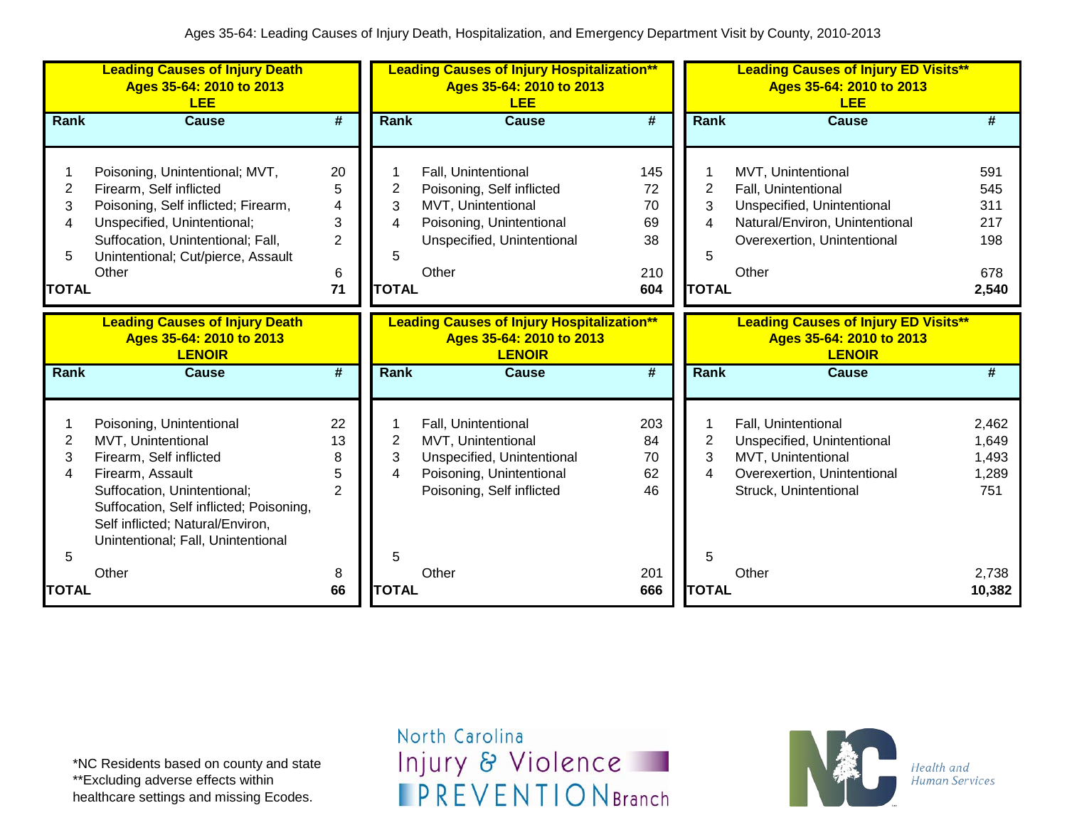Ages 35-64: Leading Causes of Injury Death, Hospitalization, and Emergency Department Visit by County, 2010-2013

**Leading Causes of Injury Death**
**Ages 35-64: 2010 to 2013**
**LEE**

| Rank | Cause | # |
|---|---|---|
| 1 | Poisoning, Unintentional; MVT, | 20 |
| 2 | Firearm, Self inflicted | 5 |
| 3 | Poisoning, Self inflicted; Firearm, | 4 |
| 4 | Unspecified, Unintentional; | 3 |
| 5 | Suffocation, Unintentional; Fall, Unintentional; Cut/pierce, Assault | 2 |
| | Other | 6 |
| **TOTAL** | | **71** |

**Leading Causes of Injury Hospitalization****
**Ages 35-64: 2010 to 2013**
**LEE**

| Rank | Cause | # |
|---|---|---|
| 1 | Fall, Unintentional | 145 |
| 2 | Poisoning, Self inflicted | 72 |
| 3 | MVT, Unintentional | 70 |
| 4 | Poisoning, Unintentional | 69 |
| 5 | Unspecified, Unintentional | 38 |
| | Other | 210 |
| **TOTAL** | | **604** |

**Leading Causes of Injury ED Visits****
**Ages 35-64: 2010 to 2013**
**LEE**

| Rank | Cause | # |
|---|---|---|
| 1 | MVT, Unintentional | 591 |
| 2 | Fall, Unintentional | 545 |
| 3 | Unspecified, Unintentional | 311 |
| 4 | Natural/Environ, Unintentional | 217 |
| 5 | Overexertion, Unintentional | 198 |
| | Other | 678 |
| **TOTAL** | | **2,540** |

**Leading Causes of Injury Death**
**Ages 35-64: 2010 to 2013**
**LENOIR**

| Rank | Cause | # |
|---|---|---|
| 1 | Poisoning, Unintentional | 22 |
| 2 | MVT, Unintentional | 13 |
| 3 | Firearm, Self inflicted | 8 |
| 4 | Firearm, Assault | 5 |
| 5 | Suffocation, Unintentional; Suffocation, Self inflicted; Poisoning, Self inflicted; Natural/Environ, Unintentional; Fall, Unintentional | 2 |
| | Other | 8 |
| **TOTAL** | | **66** |

**Leading Causes of Injury Hospitalization****
**Ages 35-64: 2010 to 2013**
**LENOIR**

| Rank | Cause | # |
|---|---|---|
| 1 | Fall, Unintentional | 203 |
| 2 | MVT, Unintentional | 84 |
| 3 | Unspecified, Unintentional | 70 |
| 4 | Poisoning, Unintentional | 62 |
| 5 | Poisoning, Self inflicted | 46 |
| | Other | 201 |
| **TOTAL** | | **666** |

**Leading Causes of Injury ED Visits****
**Ages 35-64: 2010 to 2013**
**LENOIR**

| Rank | Cause | # |
|---|---|---|
| 1 | Fall, Unintentional | 2,462 |
| 2 | Unspecified, Unintentional | 1,649 |
| 3 | MVT, Unintentional | 1,493 |
| 4 | Overexertion, Unintentional | 1,289 |
| 5 | Struck, Unintentional | 751 |
| | Other | 2,738 |
| **TOTAL** | | **10,382** |

*NC Residents based on county and state
**Excluding adverse effects within healthcare settings and missing Ecodes.

North Carolina Injury & Violence PREVENTION Branch

Health and Human Services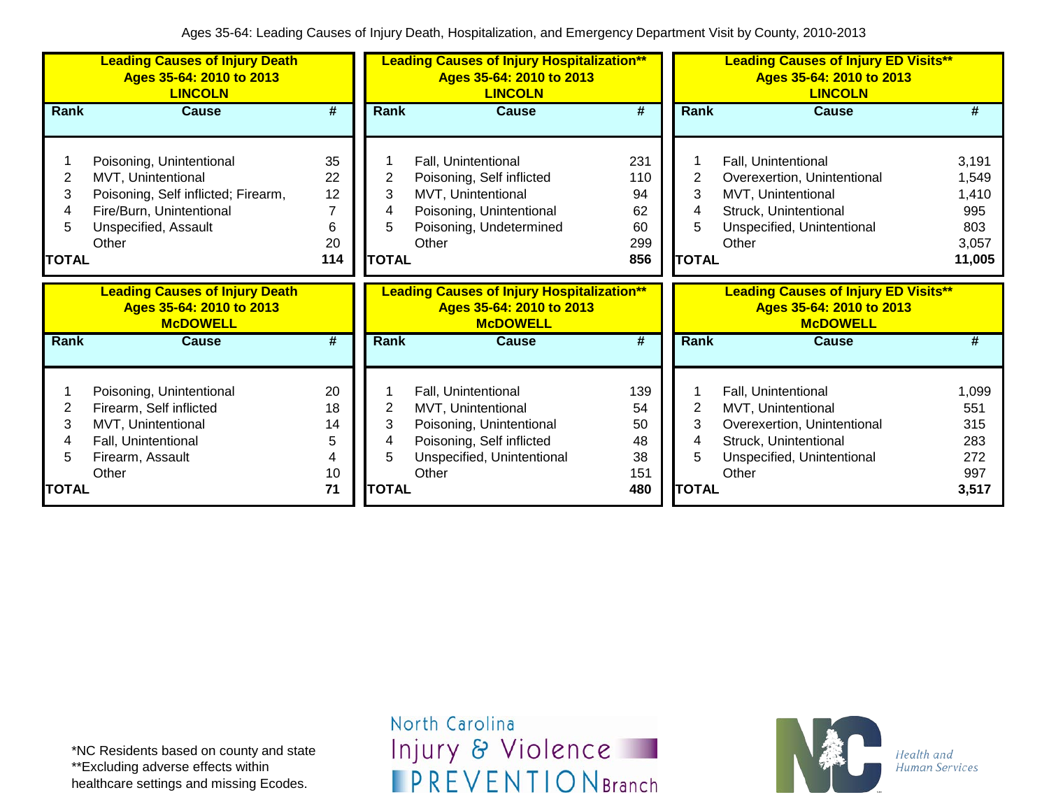Ages 35-64: Leading Causes of Injury Death, Hospitalization, and Emergency Department Visit by County, 2010-2013

### Leading Causes of Injury Death Ages 35-64: 2010 to 2013 LINCOLN

| Rank | Cause | # |
|---|---|---|
| 1 | Poisoning, Unintentional | 35 |
| 2 | MVT, Unintentional | 22 |
| 3 | Poisoning, Self inflicted; Firearm, | 12 |
| 4 | Fire/Burn, Unintentional | 7 |
| 5 | Unspecified, Assault | 6 |
| | Other | 20 |
| **TOTAL** | | **114** |

### Leading Causes of Injury Hospitalization** Ages 35-64: 2010 to 2013 LINCOLN

| Rank | Cause | # |
|---|---|---|
| 1 | Fall, Unintentional | 231 |
| 2 | Poisoning, Self inflicted | 110 |
| 3 | MVT, Unintentional | 94 |
| 4 | Poisoning, Unintentional | 62 |
| 5 | Poisoning, Undetermined | 60 |
| | Other | 299 |
| **TOTAL** | | **856** |

### Leading Causes of Injury ED Visits** Ages 35-64: 2010 to 2013 LINCOLN

| Rank | Cause | # |
|---|---|---|
| 1 | Fall, Unintentional | 3,191 |
| 2 | Overexertion, Unintentional | 1,549 |
| 3 | MVT, Unintentional | 1,410 |
| 4 | Struck, Unintentional | 995 |
| 5 | Unspecified, Unintentional | 803 |
| | Other | 3,057 |
| **TOTAL** | | **11,005** |

### Leading Causes of Injury Death Ages 35-64: 2010 to 2013 McDOWELL

| Rank | Cause | # |
|---|---|---|
| 1 | Poisoning, Unintentional | 20 |
| 2 | Firearm, Self inflicted | 18 |
| 3 | MVT, Unintentional | 14 |
| 4 | Fall, Unintentional | 5 |
| 5 | Firearm, Assault | 4 |
| | Other | 10 |
| **TOTAL** | | **71** |

### Leading Causes of Injury Hospitalization** Ages 35-64: 2010 to 2013 McDOWELL

| Rank | Cause | # |
|---|---|---|
| 1 | Fall, Unintentional | 139 |
| 2 | MVT, Unintentional | 54 |
| 3 | Poisoning, Unintentional | 50 |
| 4 | Poisoning, Self inflicted | 48 |
| 5 | Unspecified, Unintentional | 38 |
| | Other | 151 |
| **TOTAL** | | **480** |

### Leading Causes of Injury ED Visits** Ages 35-64: 2010 to 2013 McDOWELL

| Rank | Cause | # |
|---|---|---|
| 1 | Fall, Unintentional | 1,099 |
| 2 | MVT, Unintentional | 551 |
| 3 | Overexertion, Unintentional | 315 |
| 4 | Struck, Unintentional | 283 |
| 5 | Unspecified, Unintentional | 272 |
| | Other | 997 |
| **TOTAL** | | **3,517** |

*NC Residents based on county and state
**Excluding adverse effects within healthcare settings and missing Ecodes.

North Carolina Injury & Violence PREVENTION Branch

Health and Human Services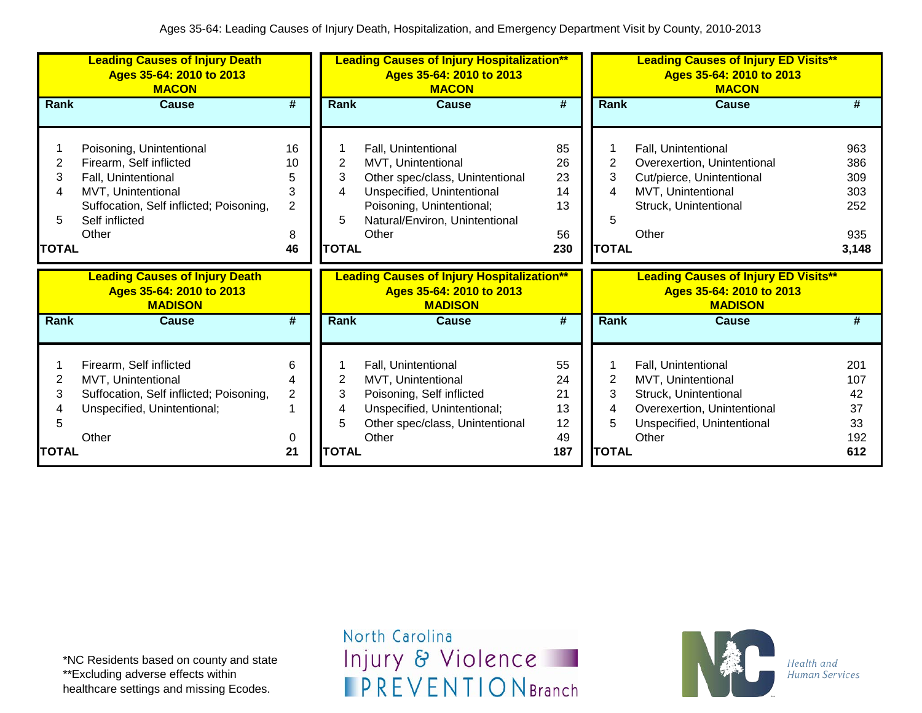Ages 35-64: Leading Causes of Injury Death, Hospitalization, and Emergency Department Visit by County, 2010-2013

**Leading Causes of Injury Death**
**Ages 35-64: 2010 to 2013**
**MACON**

| Rank | Cause | # |
|---|---|---|
| 1 | Poisoning, Unintentional | 16 |
| 2 | Firearm, Self inflicted | 10 |
| 3 | Fall, Unintentional | 5 |
| 4 | MVT, Unintentional | 3 |
| 5 | Suffocation, Self inflicted; Poisoning, Self inflicted | 2 |
| | Other | 8 |
| **TOTAL** | | **46** |

**Leading Causes of Injury Hospitalization****
**Ages 35-64: 2010 to 2013**
**MACON**

| Rank | Cause | # |
|---|---|---|
| 1 | Fall, Unintentional | 85 |
| 2 | MVT, Unintentional | 26 |
| 3 | Other spec/class, Unintentional | 23 |
| 4 | Unspecified, Unintentional | 14 |
| 5 | Poisoning, Unintentional; Natural/Environ, Unintentional | 13 |
| | Other | 56 |
| **TOTAL** | | **230** |

**Leading Causes of Injury ED Visits****
**Ages 35-64: 2010 to 2013**
**MACON**

| Rank | Cause | # |
|---|---|---|
| 1 | Fall, Unintentional | 963 |
| 2 | Overexertion, Unintentional | 386 |
| 3 | Cut/pierce, Unintentional | 309 |
| 4 | MVT, Unintentional | 303 |
| 5 | Struck, Unintentional | 252 |
| | Other | 935 |
| **TOTAL** | | **3,148** |

**Leading Causes of Injury Death**
**Ages 35-64: 2010 to 2013**
**MADISON**

| Rank | Cause | # |
|---|---|---|
| 1 | Firearm, Self inflicted | 6 |
| 2 | MVT, Unintentional | 4 |
| 3 | Suffocation, Self inflicted; Poisoning, | 2 |
| 4 | Unspecified, Unintentional; | 1 |
| 5 | | |
| | Other | 0 |
| **TOTAL** | | **21** |

**Leading Causes of Injury Hospitalization****
**Ages 35-64: 2010 to 2013**
**MADISON**

| Rank | Cause | # |
|---|---|---|
| 1 | Fall, Unintentional | 55 |
| 2 | MVT, Unintentional | 24 |
| 3 | Poisoning, Self inflicted | 21 |
| 4 | Unspecified, Unintentional; | 13 |
| 5 | Other spec/class, Unintentional | 12 |
| | Other | 49 |
| **TOTAL** | | **187** |

**Leading Causes of Injury ED Visits****
**Ages 35-64: 2010 to 2013**
**MADISON**

| Rank | Cause | # |
|---|---|---|
| 1 | Fall, Unintentional | 201 |
| 2 | MVT, Unintentional | 107 |
| 3 | Struck, Unintentional | 42 |
| 4 | Overexertion, Unintentional | 37 |
| 5 | Unspecified, Unintentional | 33 |
| | Other | 192 |
| **TOTAL** | | **612** |

*NC Residents based on county and state
**Excluding adverse effects within healthcare settings and missing Ecodes.

North Carolina Injury & Violence PREVENTION Branch

Health and Human Services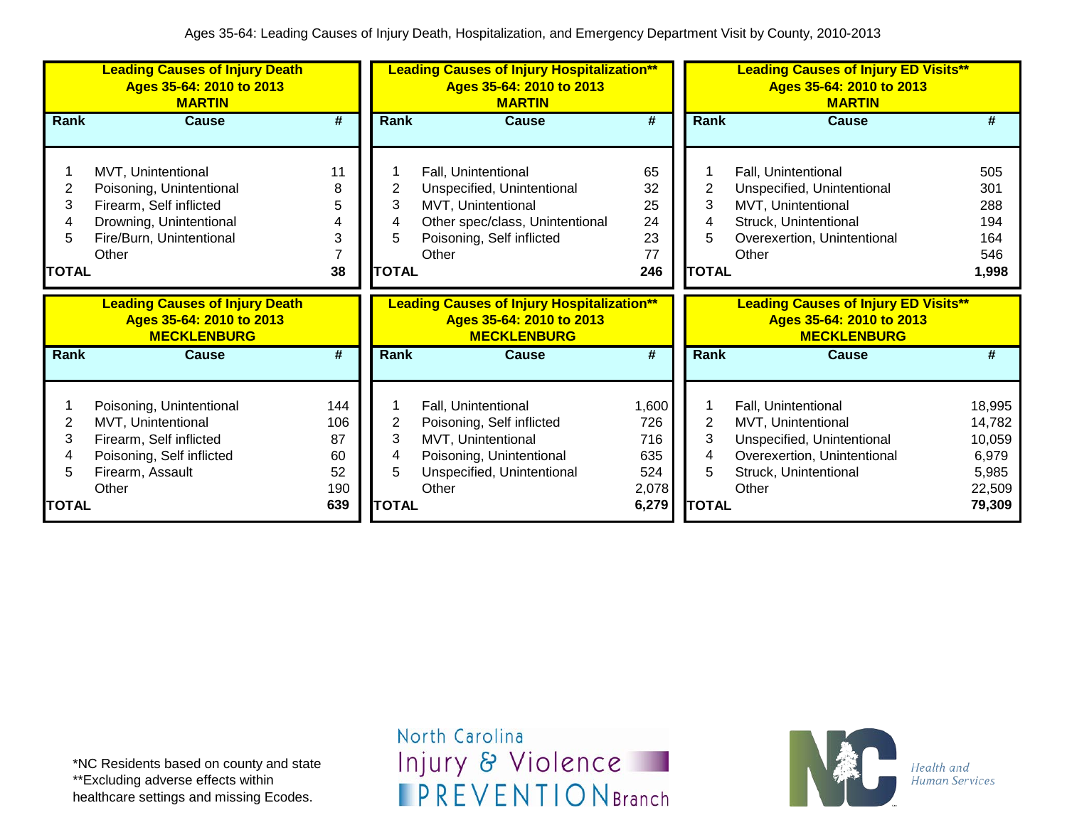Ages 35-64: Leading Causes of Injury Death, Hospitalization, and Emergency Department Visit by County, 2010-2013

**Leading Causes of Injury Death**
**Ages 35-64: 2010 to 2013**
**MARTIN**

| Rank | Cause | # |
|---|---|---|
| 1 | MVT, Unintentional | 11 |
| 2 | Poisoning, Unintentional | 8 |
| 3 | Firearm, Self inflicted | 5 |
| 4 | Drowning, Unintentional | 4 |
| 5 | Fire/Burn, Unintentional | 3 |
| | Other | 7 |
| **TOTAL** | | **38** |

**Leading Causes of Injury Hospitalization****
**Ages 35-64: 2010 to 2013**
**MARTIN**

| Rank | Cause | # |
|---|---|---|
| 1 | Fall, Unintentional | 65 |
| 2 | Unspecified, Unintentional | 32 |
| 3 | MVT, Unintentional | 25 |
| 4 | Other spec/class, Unintentional | 24 |
| 5 | Poisoning, Self inflicted | 23 |
| | Other | 77 |
| **TOTAL** | | **246** |

**Leading Causes of Injury ED Visits****
**Ages 35-64: 2010 to 2013**
**MARTIN**

| Rank | Cause | # |
|---|---|---|
| 1 | Fall, Unintentional | 505 |
| 2 | Unspecified, Unintentional | 301 |
| 3 | MVT, Unintentional | 288 |
| 4 | Struck, Unintentional | 194 |
| 5 | Overexertion, Unintentional | 164 |
| | Other | 546 |
| **TOTAL** | | **1,998** |

**Leading Causes of Injury Death**
**Ages 35-64: 2010 to 2013**
**MECKLENBURG**

| Rank | Cause | # |
|---|---|---|
| 1 | Poisoning, Unintentional | 144 |
| 2 | MVT, Unintentional | 106 |
| 3 | Firearm, Self inflicted | 87 |
| 4 | Poisoning, Self inflicted | 60 |
| 5 | Firearm, Assault | 52 |
| | Other | 190 |
| **TOTAL** | | **639** |

**Leading Causes of Injury Hospitalization****
**Ages 35-64: 2010 to 2013**
**MECKLENBURG**

| Rank | Cause | # |
|---|---|---|
| 1 | Fall, Unintentional | 1,600 |
| 2 | Poisoning, Self inflicted | 726 |
| 3 | MVT, Unintentional | 716 |
| 4 | Poisoning, Unintentional | 635 |
| 5 | Unspecified, Unintentional | 524 |
| | Other | 2,078 |
| **TOTAL** | | **6,279** |

**Leading Causes of Injury ED Visits****
**Ages 35-64: 2010 to 2013**
**MECKLENBURG**

| Rank | Cause | # |
|---|---|---|
| 1 | Fall, Unintentional | 18,995 |
| 2 | MVT, Unintentional | 14,782 |
| 3 | Unspecified, Unintentional | 10,059 |
| 4 | Overexertion, Unintentional | 6,979 |
| 5 | Struck, Unintentional | 5,985 |
| | Other | 22,509 |
| **TOTAL** | | **79,309** |

*NC Residents based on county and state
**Excluding adverse effects within healthcare settings and missing Ecodes.

North Carolina Injury & Violence PREVENTION Branch

NC Health and Human Services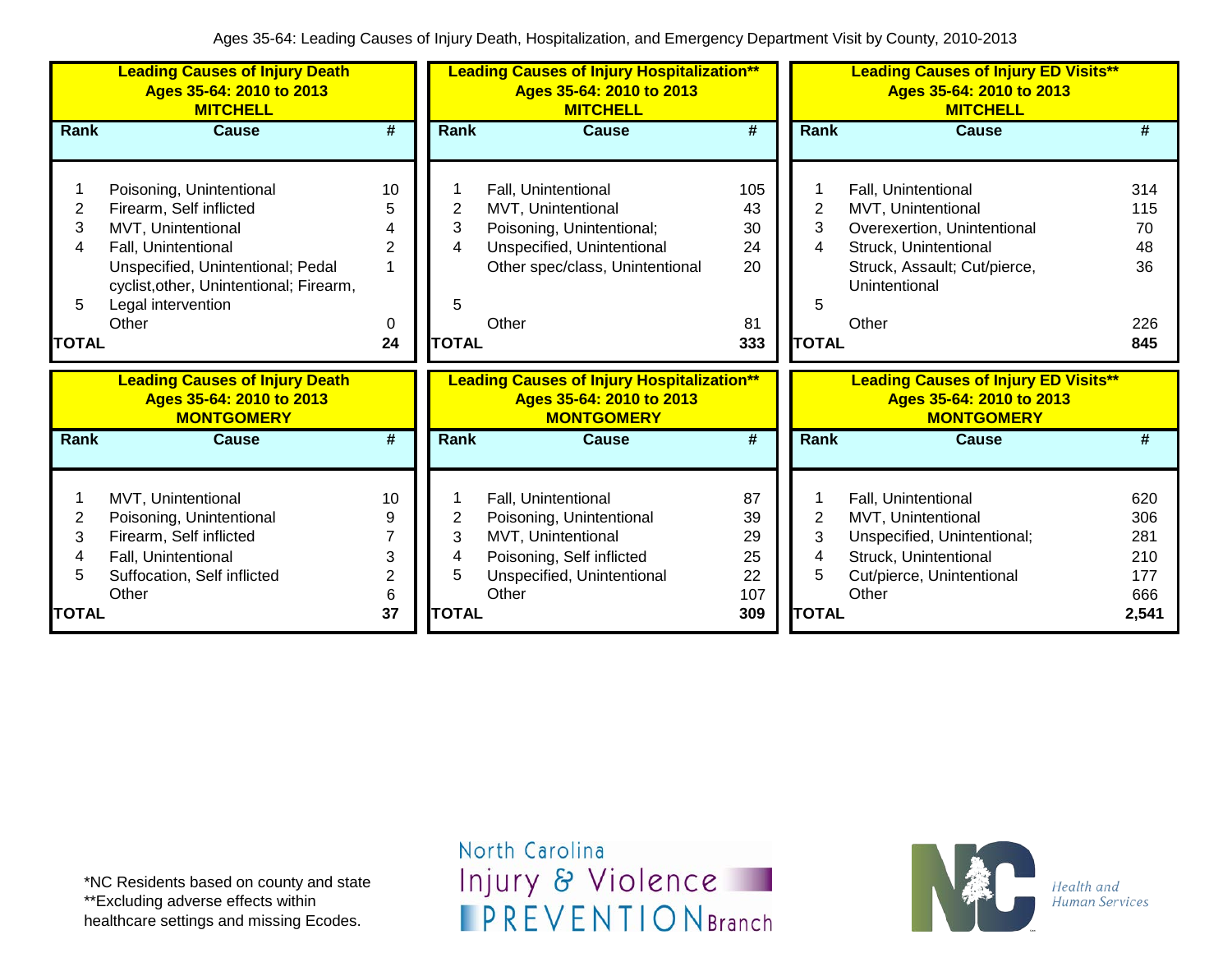Ages 35-64: Leading Causes of Injury Death, Hospitalization, and Emergency Department Visit by County, 2010-2013

**Leading Causes of Injury Death**
**Ages 35-64: 2010 to 2013**
**MITCHELL**

| Rank | Cause | # |
|---|---|---|
| 1 | Poisoning, Unintentional | 10 |
| 2 | Firearm, Self inflicted | 5 |
| 3 | MVT, Unintentional | 4 |
| 4 | Fall, Unintentional | 2 |
| 5 | Unspecified, Unintentional; Pedal cyclist,other, Unintentional; Firearm, Legal intervention | 1 |
| | Other | 0 |
| **TOTAL** | | **24** |

**Leading Causes of Injury Hospitalization****
**Ages 35-64: 2010 to 2013**
**MITCHELL**

| Rank | Cause | # |
|---|---|---|
| 1 | Fall, Unintentional | 105 |
| 2 | MVT, Unintentional | 43 |
| 3 | Poisoning, Unintentional; | 30 |
| 4 | Unspecified, Unintentional | 24 |
| 5 | Other spec/class, Unintentional | 20 |
| | Other | 81 |
| **TOTAL** | | **333** |

**Leading Causes of Injury ED Visits****
**Ages 35-64: 2010 to 2013**
**MITCHELL**

| Rank | Cause | # |
|---|---|---|
| 1 | Fall, Unintentional | 314 |
| 2 | MVT, Unintentional | 115 |
| 3 | Overexertion, Unintentional | 70 |
| 4 | Struck, Unintentional | 48 |
| 5 | Struck, Assault; Cut/pierce, Unintentional | 36 |
| | Other | 226 |
| **TOTAL** | | **845** |

**Leading Causes of Injury Death**
**Ages 35-64: 2010 to 2013**
**MONTGOMERY**

| Rank | Cause | # |
|---|---|---|
| 1 | MVT, Unintentional | 10 |
| 2 | Poisoning, Unintentional | 9 |
| 3 | Firearm, Self inflicted | 7 |
| 4 | Fall, Unintentional | 3 |
| 5 | Suffocation, Self inflicted | 2 |
| | Other | 6 |
| **TOTAL** | | **37** |

**Leading Causes of Injury Hospitalization****
**Ages 35-64: 2010 to 2013**
**MONTGOMERY**

| Rank | Cause | # |
|---|---|---|
| 1 | Fall, Unintentional | 87 |
| 2 | Poisoning, Unintentional | 39 |
| 3 | MVT, Unintentional | 29 |
| 4 | Poisoning, Self inflicted | 25 |
| 5 | Unspecified, Unintentional | 22 |
| | Other | 107 |
| **TOTAL** | | **309** |

**Leading Causes of Injury ED Visits****
**Ages 35-64: 2010 to 2013**
**MONTGOMERY**

| Rank | Cause | # |
|---|---|---|
| 1 | Fall, Unintentional | 620 |
| 2 | MVT, Unintentional | 306 |
| 3 | Unspecified, Unintentional; | 281 |
| 4 | Struck, Unintentional | 210 |
| 5 | Cut/pierce, Unintentional | 177 |
| | Other | 666 |
| **TOTAL** | | **2,541** |

*NC Residents based on county and state
**Excluding adverse effects within healthcare settings and missing Ecodes.

North Carolina Injury & Violence PREVENTION Branch

NC Health and Human Services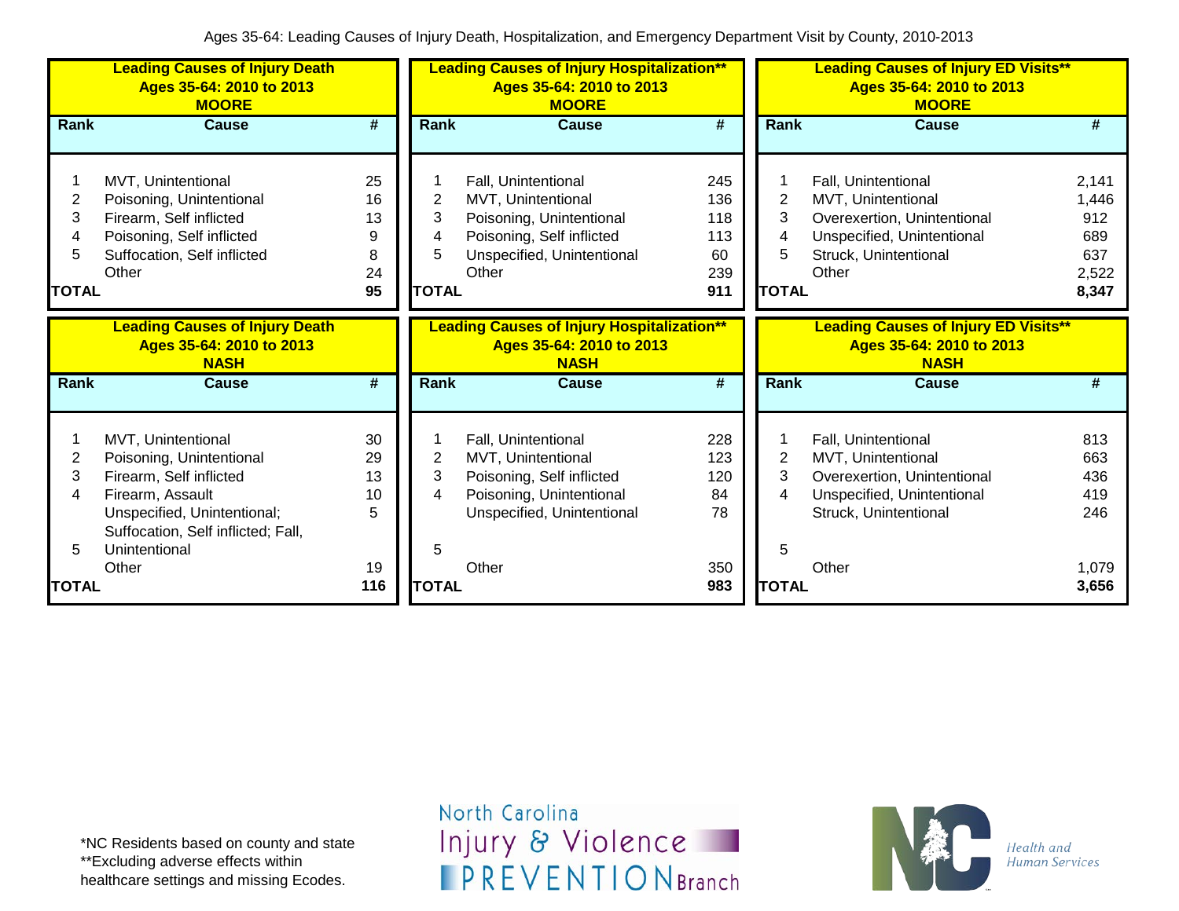Ages 35-64: Leading Causes of Injury Death, Hospitalization, and Emergency Department Visit by County, 2010-2013

**Leading Causes of Injury Death**
**Ages 35-64: 2010 to 2013**
**MOORE**

| Rank | Cause | # |
|---|---|---|
| 1 | MVT, Unintentional | 25 |
| 2 | Poisoning, Unintentional | 16 |
| 3 | Firearm, Self inflicted | 13 |
| 4 | Poisoning, Self inflicted | 9 |
| 5 | Suffocation, Self inflicted | 8 |
| | Other | 24 |
| **TOTAL** | | **95** |

**Leading Causes of Injury Hospitalization****
**Ages 35-64: 2010 to 2013**
**MOORE**

| Rank | Cause | # |
|---|---|---|
| 1 | Fall, Unintentional | 245 |
| 2 | MVT, Unintentional | 136 |
| 3 | Poisoning, Unintentional | 118 |
| 4 | Poisoning, Self inflicted | 113 |
| 5 | Unspecified, Unintentional | 60 |
| | Other | 239 |
| **TOTAL** | | **911** |

**Leading Causes of Injury ED Visits****
**Ages 35-64: 2010 to 2013**
**MOORE**

| Rank | Cause | # |
|---|---|---|
| 1 | Fall, Unintentional | 2,141 |
| 2 | MVT, Unintentional | 1,446 |
| 3 | Overexertion, Unintentional | 912 |
| 4 | Unspecified, Unintentional | 689 |
| 5 | Struck, Unintentional | 637 |
| | Other | 2,522 |
| **TOTAL** | | **8,347** |

**Leading Causes of Injury Death**
**Ages 35-64: 2010 to 2013**
**NASH**

| Rank | Cause | # |
|---|---|---|
| 1 | MVT, Unintentional | 30 |
| 2 | Poisoning, Unintentional | 29 |
| 3 | Firearm, Self inflicted | 13 |
| 4 | Firearm, Assault | 10 |
| 5 | Unspecified, Unintentional; Suffocation, Self inflicted; Fall, Unintentional | 5 |
| | Other | 19 |
| **TOTAL** | | **116** |

**Leading Causes of Injury Hospitalization****
**Ages 35-64: 2010 to 2013**
**NASH**

| Rank | Cause | # |
|---|---|---|
| 1 | Fall, Unintentional | 228 |
| 2 | MVT, Unintentional | 123 |
| 3 | Poisoning, Self inflicted | 120 |
| 4 | Poisoning, Unintentional | 84 |
| | Unspecified, Unintentional | 78 |
| 5 | | |
| | Other | 350 |
| **TOTAL** | | **983** |

**Leading Causes of Injury ED Visits****
**Ages 35-64: 2010 to 2013**
**NASH**

| Rank | Cause | # |
|---|---|---|
| 1 | Fall, Unintentional | 813 |
| 2 | MVT, Unintentional | 663 |
| 3 | Overexertion, Unintentional | 436 |
| 4 | Unspecified, Unintentional | 419 |
| | Struck, Unintentional | 246 |
| 5 | | |
| | Other | 1,079 |
| **TOTAL** | | **3,656** |

*NC Residents based on county and state
**Excluding adverse effects within healthcare settings and missing Ecodes.

North Carolina Injury & Violence PREVENTION Branch

Health and Human Services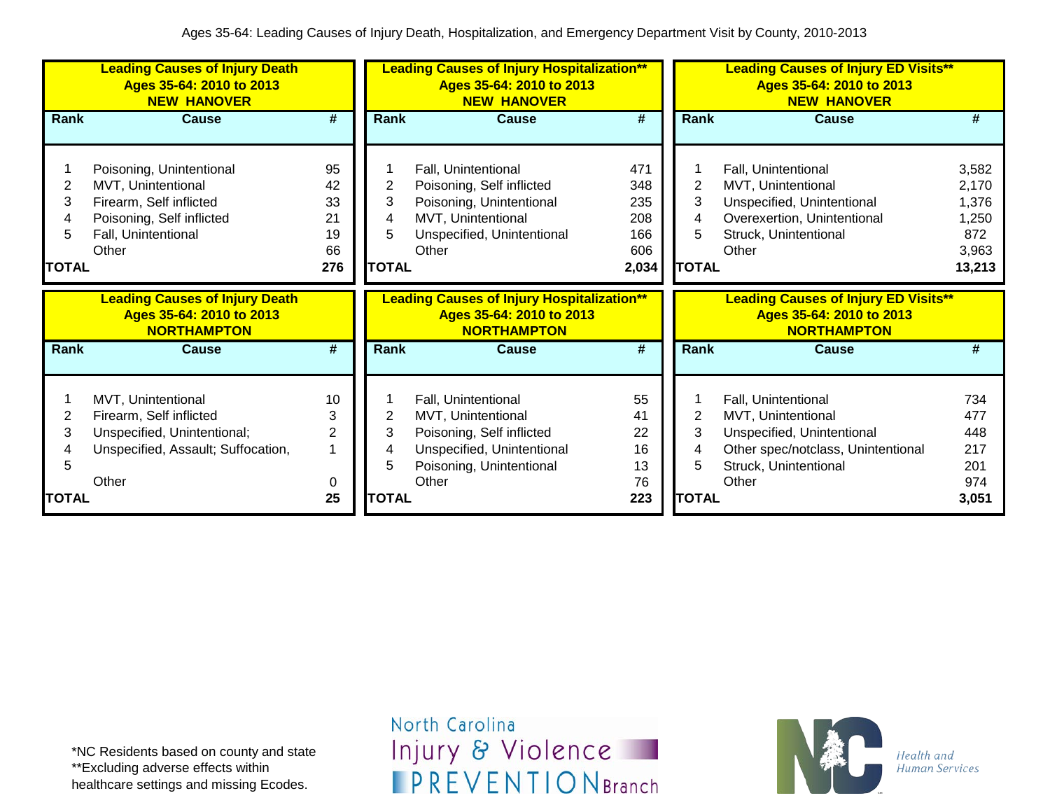Ages 35-64: Leading Causes of Injury Death, Hospitalization, and Emergency Department Visit by County, 2010-2013

**Leading Causes of Injury Death**
**Ages 35-64: 2010 to 2013**
**NEW HANOVER**

| Rank | Cause | # |
|---|---|---|
| 1 | Poisoning, Unintentional | 95 |
| 2 | MVT, Unintentional | 42 |
| 3 | Firearm, Self inflicted | 33 |
| 4 | Poisoning, Self inflicted | 21 |
| 5 | Fall, Unintentional | 19 |
| | Other | 66 |
| **TOTAL** | | **276** |

**Leading Causes of Injury Hospitalization****
**Ages 35-64: 2010 to 2013**
**NEW HANOVER**

| Rank | Cause | # |
|---|---|---|
| 1 | Fall, Unintentional | 471 |
| 2 | Poisoning, Self inflicted | 348 |
| 3 | Poisoning, Unintentional | 235 |
| 4 | MVT, Unintentional | 208 |
| 5 | Unspecified, Unintentional | 166 |
| | Other | 606 |
| **TOTAL** | | **2,034** |

**Leading Causes of Injury ED Visits****
**Ages 35-64: 2010 to 2013**
**NEW HANOVER**

| Rank | Cause | # |
|---|---|---|
| 1 | Fall, Unintentional | 3,582 |
| 2 | MVT, Unintentional | 2,170 |
| 3 | Unspecified, Unintentional | 1,376 |
| 4 | Overexertion, Unintentional | 1,250 |
| 5 | Struck, Unintentional | 872 |
| | Other | 3,963 |
| **TOTAL** | | **13,213** |

**Leading Causes of Injury Death**
**Ages 35-64: 2010 to 2013**
**NORTHAMPTON**

| Rank | Cause | # |
|---|---|---|
| 1 | MVT, Unintentional | 10 |
| 2 | Firearm, Self inflicted | 3 |
| 3 | Unspecified, Unintentional; | 2 |
| 4 | Unspecified, Assault; Suffocation, | 1 |
| 5 | | |
| | Other | 0 |
| **TOTAL** | | **25** |

**Leading Causes of Injury Hospitalization****
**Ages 35-64: 2010 to 2013**
**NORTHAMPTON**

| Rank | Cause | # |
|---|---|---|
| 1 | Fall, Unintentional | 55 |
| 2 | MVT, Unintentional | 41 |
| 3 | Poisoning, Self inflicted | 22 |
| 4 | Unspecified, Unintentional | 16 |
| 5 | Poisoning, Unintentional | 13 |
| | Other | 76 |
| **TOTAL** | | **223** |

**Leading Causes of Injury ED Visits****
**Ages 35-64: 2010 to 2013**
**NORTHAMPTON**

| Rank | Cause | # |
|---|---|---|
| 1 | Fall, Unintentional | 734 |
| 2 | MVT, Unintentional | 477 |
| 3 | Unspecified, Unintentional | 448 |
| 4 | Other spec/notclass, Unintentional | 217 |
| 5 | Struck, Unintentional | 201 |
| | Other | 974 |
| **TOTAL** | | **3,051** |

*NC Residents based on county and state
**Excluding adverse effects within healthcare settings and missing Ecodes.

North Carolina Injury & Violence PREVENTION Branch

NC Health and Human Services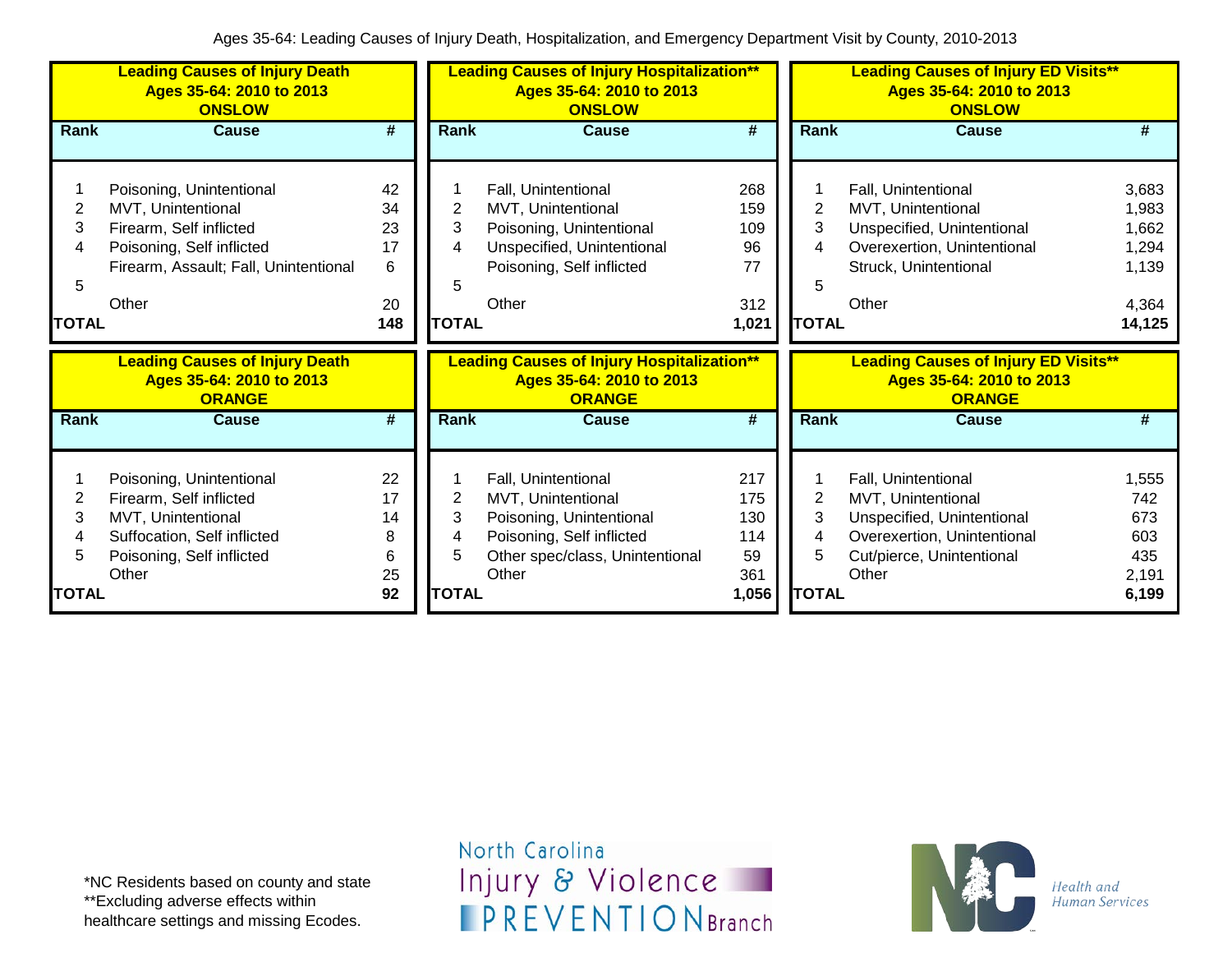Ages 35-64: Leading Causes of Injury Death, Hospitalization, and Emergency Department Visit by County, 2010-2013

**Leading Causes of Injury Death**
**Ages 35-64: 2010 to 2013**
**ONSLOW**

| Rank | Cause | # |
|---|---|---|
| 1 | Poisoning, Unintentional | 42 |
| 2 | MVT, Unintentional | 34 |
| 3 | Firearm, Self inflicted | 23 |
| 4 | Poisoning, Self inflicted | 17 |
| 5 | Firearm, Assault; Fall, Unintentional | 6 |
| | Other | 20 |
| **TOTAL** | | **148** |

**Leading Causes of Injury Hospitalization****
**Ages 35-64: 2010 to 2013**
**ONSLOW**

| Rank | Cause | # |
|---|---|---|
| 1 | Fall, Unintentional | 268 |
| 2 | MVT, Unintentional | 159 |
| 3 | Poisoning, Unintentional | 109 |
| 4 | Unspecified, Unintentional | 96 |
| 5 | Poisoning, Self inflicted | 77 |
| | Other | 312 |
| **TOTAL** | | **1,021** |

**Leading Causes of Injury ED Visits****
**Ages 35-64: 2010 to 2013**
**ONSLOW**

| Rank | Cause | # |
|---|---|---|
| 1 | Fall, Unintentional | 3,683 |
| 2 | MVT, Unintentional | 1,983 |
| 3 | Unspecified, Unintentional | 1,662 |
| 4 | Overexertion, Unintentional | 1,294 |
| 5 | Struck, Unintentional | 1,139 |
| | Other | 4,364 |
| **TOTAL** | | **14,125** |

**Leading Causes of Injury Death**
**Ages 35-64: 2010 to 2013**
**ORANGE**

| Rank | Cause | # |
|---|---|---|
| 1 | Poisoning, Unintentional | 22 |
| 2 | Firearm, Self inflicted | 17 |
| 3 | MVT, Unintentional | 14 |
| 4 | Suffocation, Self inflicted | 8 |
| 5 | Poisoning, Self inflicted | 6 |
| | Other | 25 |
| **TOTAL** | | **92** |

**Leading Causes of Injury Hospitalization****
**Ages 35-64: 2010 to 2013**
**ORANGE**

| Rank | Cause | # |
|---|---|---|
| 1 | Fall, Unintentional | 217 |
| 2 | MVT, Unintentional | 175 |
| 3 | Poisoning, Unintentional | 130 |
| 4 | Poisoning, Self inflicted | 114 |
| 5 | Other spec/class, Unintentional | 59 |
| | Other | 361 |
| **TOTAL** | | **1,056** |

**Leading Causes of Injury ED Visits****
**Ages 35-64: 2010 to 2013**
**ORANGE**

| Rank | Cause | # |
|---|---|---|
| 1 | Fall, Unintentional | 1,555 |
| 2 | MVT, Unintentional | 742 |
| 3 | Unspecified, Unintentional | 673 |
| 4 | Overexertion, Unintentional | 603 |
| 5 | Cut/pierce, Unintentional | 435 |
| | Other | 2,191 |
| **TOTAL** | | **6,199** |

*NC Residents based on county and state
**Excluding adverse effects within healthcare settings and missing Ecodes.

North Carolina Injury & Violence PREVENTION Branch

NC Health and Human Services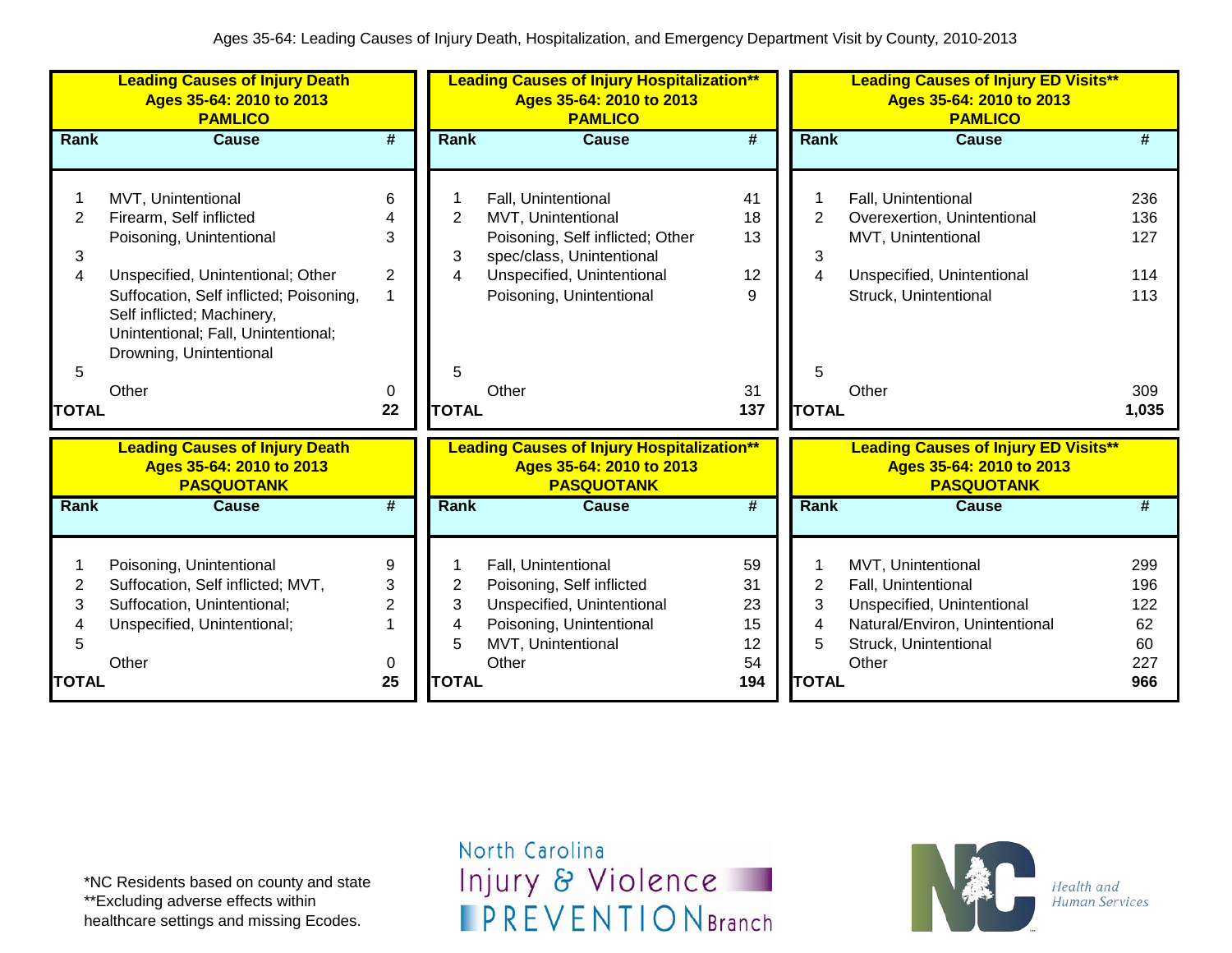Ages 35-64: Leading Causes of Injury Death, Hospitalization, and Emergency Department Visit by County, 2010-2013

**Leading Causes of Injury Death Ages 35-64: 2010 to 2013 PAMLICO**

| Rank | Cause | # |
|---|---|---|
| 1 | MVT, Unintentional | 6 |
| 2 | Firearm, Self inflicted | 4 |
| | Poisoning, Unintentional | 3 |
| 3 | | |
| 4 | Unspecified, Unintentional; Other | 2 |
| | Suffocation, Self inflicted; Poisoning, Self inflicted; Machinery, Unintentional; Fall, Unintentional; Drowning, Unintentional | 1 |
| 5 | | |
| | Other | 0 |
| TOTAL | | 22 |

**Leading Causes of Injury Hospitalization** Ages 35-64: 2010 to 2013 PAMLICO**

| Rank | Cause | # |
|---|---|---|
| 1 | Fall, Unintentional | 41 |
| 2 | MVT, Unintentional | 18 |
| 3 | Poisoning, Self inflicted; Other spec/class, Unintentional | 13 |
| 4 | Unspecified, Unintentional | 12 |
| | Poisoning, Unintentional | 9 |
| 5 | | |
| | Other | 31 |
| TOTAL | | 137 |

**Leading Causes of Injury ED Visits** Ages 35-64: 2010 to 2013 PAMLICO**

| Rank | Cause | # |
|---|---|---|
| 1 | Fall, Unintentional | 236 |
| 2 | Overexertion, Unintentional | 136 |
| | MVT, Unintentional | 127 |
| 3 | | |
| 4 | Unspecified, Unintentional | 114 |
| | Struck, Unintentional | 113 |
| 5 | | |
| | Other | 309 |
| TOTAL | | 1,035 |

**Leading Causes of Injury Death Ages 35-64: 2010 to 2013 PASQUOTANK**

| Rank | Cause | # |
|---|---|---|
| 1 | Poisoning, Unintentional | 9 |
| 2 | Suffocation, Self inflicted; MVT, | 3 |
| 3 | Suffocation, Unintentional; | 2 |
| 4 | Unspecified, Unintentional; | 1 |
| 5 | | |
| | Other | 0 |
| TOTAL | | 25 |

**Leading Causes of Injury Hospitalization** Ages 35-64: 2010 to 2013 PASQUOTANK**

| Rank | Cause | # |
|---|---|---|
| 1 | Fall, Unintentional | 59 |
| 2 | Poisoning, Self inflicted | 31 |
| 3 | Unspecified, Unintentional | 23 |
| 4 | Poisoning, Unintentional | 15 |
| 5 | MVT, Unintentional | 12 |
| | Other | 54 |
| TOTAL | | 194 |

**Leading Causes of Injury ED Visits** Ages 35-64: 2010 to 2013 PASQUOTANK**

| Rank | Cause | # |
|---|---|---|
| 1 | MVT, Unintentional | 299 |
| 2 | Fall, Unintentional | 196 |
| 3 | Unspecified, Unintentional | 122 |
| 4 | Natural/Environ, Unintentional | 62 |
| 5 | Struck, Unintentional | 60 |
| | Other | 227 |
| TOTAL | | 966 |

*NC Residents based on county and state
**Excluding adverse effects within healthcare settings and missing Ecodes.

North Carolina Injury & Violence PREVENTION Branch

NC Health and Human Services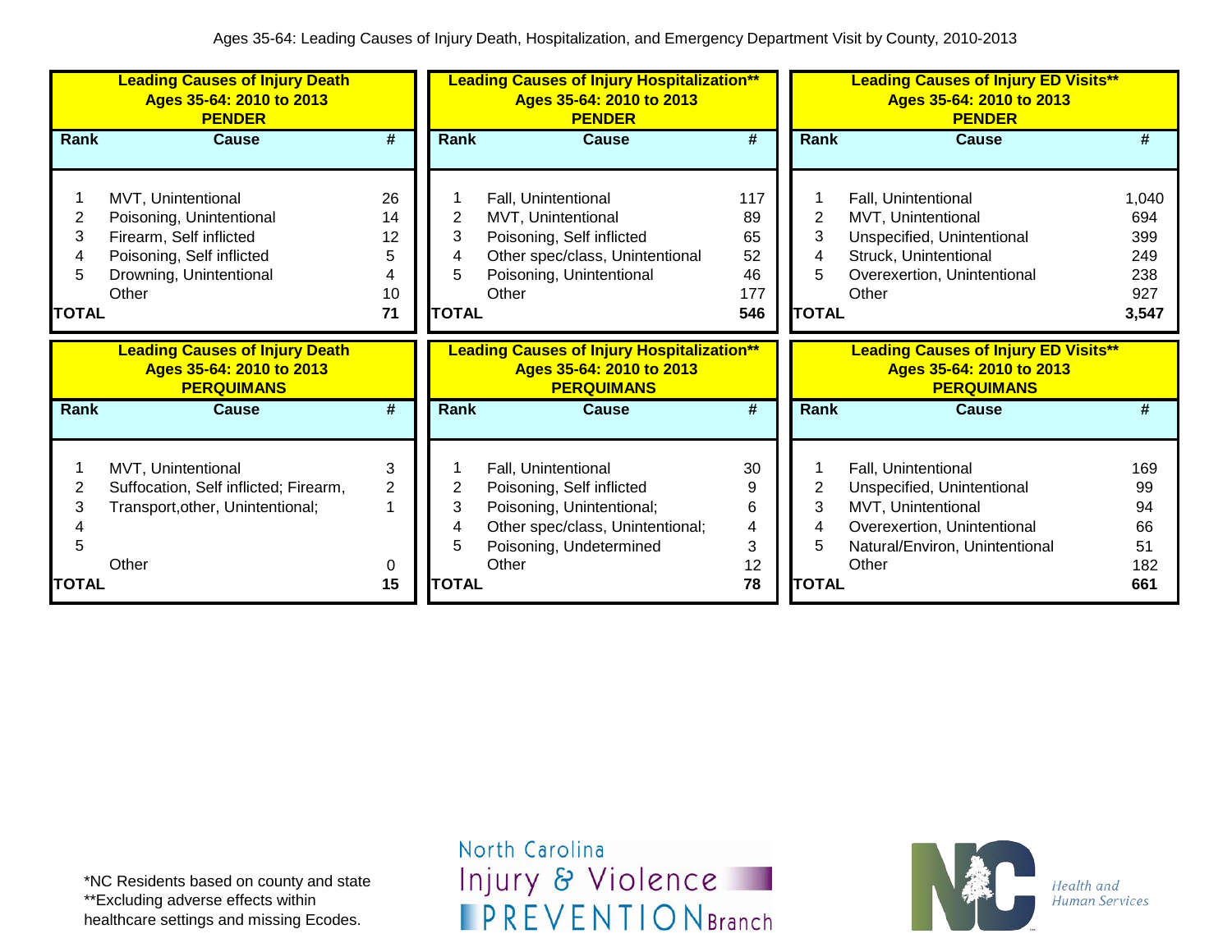Ages 35-64: Leading Causes of Injury Death, Hospitalization, and Emergency Department Visit by County, 2010-2013

**Leading Causes of Injury Death**
**Ages 35-64: 2010 to 2013**
**PENDER**

| Rank | Cause | # |
|---|---|---|
| 1 | MVT, Unintentional | 26 |
| 2 | Poisoning, Unintentional | 14 |
| 3 | Firearm, Self inflicted | 12 |
| 4 | Poisoning, Self inflicted | 5 |
| 5 | Drowning, Unintentional | 4 |
| | Other | 10 |
| **TOTAL** | | **71** |

**Leading Causes of Injury Hospitalization\*\***
**Ages 35-64: 2010 to 2013**
**PENDER**

| Rank | Cause | # |
|---|---|---|
| 1 | Fall, Unintentional | 117 |
| 2 | MVT, Unintentional | 89 |
| 3 | Poisoning, Self inflicted | 65 |
| 4 | Other spec/class, Unintentional | 52 |
| 5 | Poisoning, Unintentional | 46 |
| | Other | 177 |
| **TOTAL** | | **546** |

**Leading Causes of Injury ED Visits\*\***
**Ages 35-64: 2010 to 2013**
**PENDER**

| Rank | Cause | # |
|---|---|---|
| 1 | Fall, Unintentional | 1,040 |
| 2 | MVT, Unintentional | 694 |
| 3 | Unspecified, Unintentional | 399 |
| 4 | Struck, Unintentional | 249 |
| 5 | Overexertion, Unintentional | 238 |
| | Other | 927 |
| **TOTAL** | | **3,547** |

**Leading Causes of Injury Death**
**Ages 35-64: 2010 to 2013**
**PERQUIMANS**

| Rank | Cause | # |
|---|---|---|
| 1 | MVT, Unintentional | 3 |
| 2 | Suffocation, Self inflicted; Firearm, | 2 |
| 3 | Transport,other, Unintentional; | 1 |
| 4 | | |
| 5 | | |
| | Other | 0 |
| **TOTAL** | | **15** |

**Leading Causes of Injury Hospitalization\*\***
**Ages 35-64: 2010 to 2013**
**PERQUIMANS**

| Rank | Cause | # |
|---|---|---|
| 1 | Fall, Unintentional | 30 |
| 2 | Poisoning, Self inflicted | 9 |
| 3 | Poisoning, Unintentional; | 6 |
| 4 | Other spec/class, Unintentional; | 4 |
| 5 | Poisoning, Undetermined | 3 |
| | Other | 12 |
| **TOTAL** | | **78** |

**Leading Causes of Injury ED Visits\*\***
**Ages 35-64: 2010 to 2013**
**PERQUIMANS**

| Rank | Cause | # |
|---|---|---|
| 1 | Fall, Unintentional | 169 |
| 2 | Unspecified, Unintentional | 99 |
| 3 | MVT, Unintentional | 94 |
| 4 | Overexertion, Unintentional | 66 |
| 5 | Natural/Environ, Unintentional | 51 |
| | Other | 182 |
| **TOTAL** | | **661** |

*NC Residents based on county and state
**Excluding adverse effects within healthcare settings and missing Ecodes.

North Carolina Injury & Violence PREVENTION Branch

Health and Human Services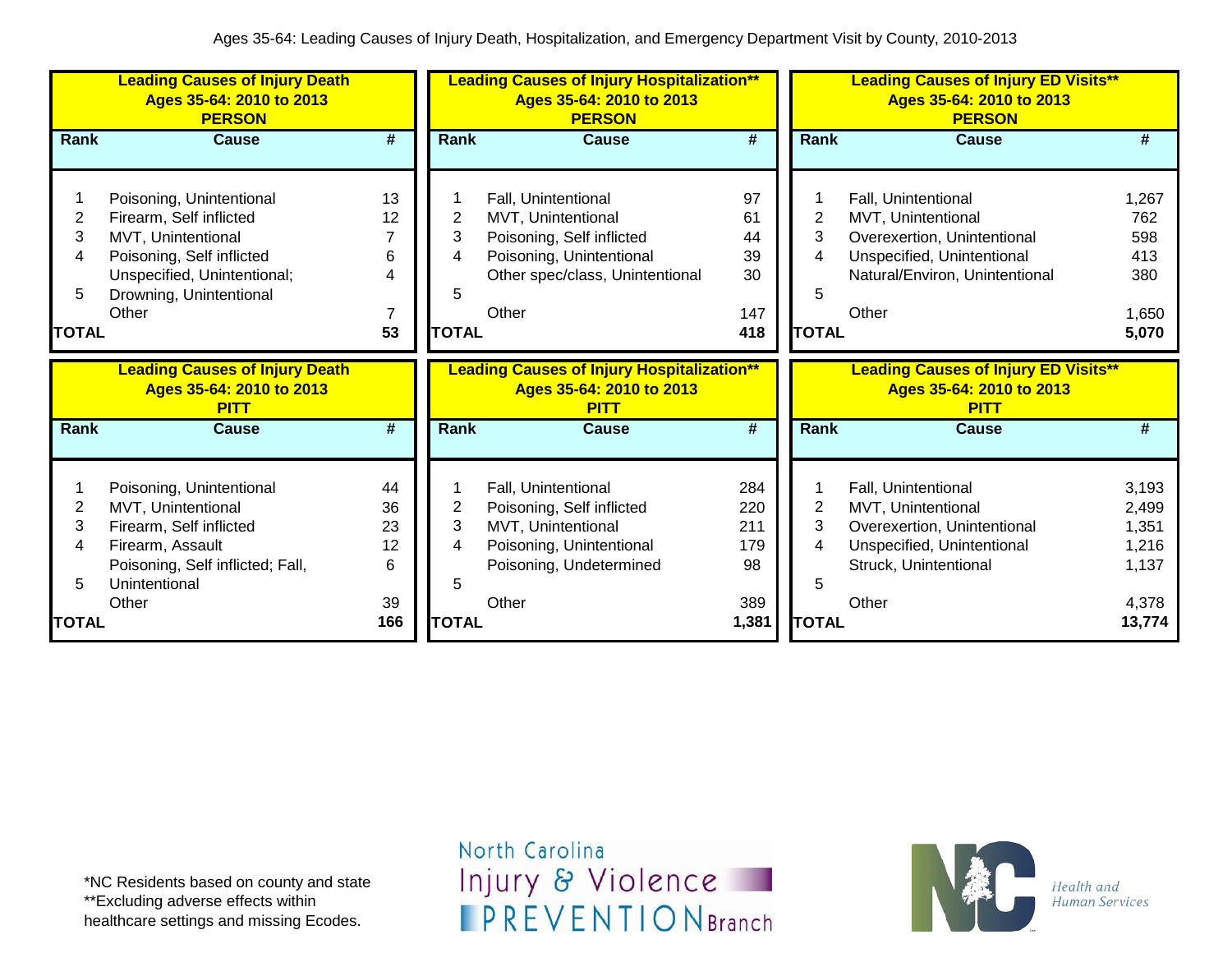Ages 35-64: Leading Causes of Injury Death, Hospitalization, and Emergency Department Visit by County, 2010-2013

**Leading Causes of Injury Death**
**Ages 35-64: 2010 to 2013**
**PERSON**

| Rank | Cause | # |
|---|---|---|
| 1 | Poisoning, Unintentional | 13 |
| 2 | Firearm, Self inflicted | 12 |
| 3 | MVT, Unintentional | 7 |
| 4 | Poisoning, Self inflicted | 6 |
| 5 | Unspecified, Unintentional; Drowning, Unintentional | 4 |
| | Other | 7 |
| **TOTAL** | | **53** |

**Leading Causes of Injury Hospitalization****
**Ages 35-64: 2010 to 2013**
**PERSON**

| Rank | Cause | # |
|---|---|---|
| 1 | Fall, Unintentional | 97 |
| 2 | MVT, Unintentional | 61 |
| 3 | Poisoning, Self inflicted | 44 |
| 4 | Poisoning, Unintentional | 39 |
| 5 | Other spec/class, Unintentional | 30 |
| | Other | 147 |
| **TOTAL** | | **418** |

**Leading Causes of Injury ED Visits****
**Ages 35-64: 2010 to 2013**
**PERSON**

| Rank | Cause | # |
|---|---|---|
| 1 | Fall, Unintentional | 1,267 |
| 2 | MVT, Unintentional | 762 |
| 3 | Overexertion, Unintentional | 598 |
| 4 | Unspecified, Unintentional | 413 |
| 5 | Natural/Environ, Unintentional | 380 |
| | Other | 1,650 |
| **TOTAL** | | **5,070** |

**Leading Causes of Injury Death**
**Ages 35-64: 2010 to 2013**
**PITT**

| Rank | Cause | # |
|---|---|---|
| 1 | Poisoning, Unintentional | 44 |
| 2 | MVT, Unintentional | 36 |
| 3 | Firearm, Self inflicted | 23 |
| 4 | Firearm, Assault | 12 |
| 5 | Poisoning, Self inflicted; Fall, Unintentional | 6 |
| | Other | 39 |
| **TOTAL** | | **166** |

**Leading Causes of Injury Hospitalization****
**Ages 35-64: 2010 to 2013**
**PITT**

| Rank | Cause | # |
|---|---|---|
| 1 | Fall, Unintentional | 284 |
| 2 | Poisoning, Self inflicted | 220 |
| 3 | MVT, Unintentional | 211 |
| 4 | Poisoning, Unintentional | 179 |
| 5 | Poisoning, Undetermined | 98 |
| | Other | 389 |
| **TOTAL** | | **1,381** |

**Leading Causes of Injury ED Visits****
**Ages 35-64: 2010 to 2013**
**PITT**

| Rank | Cause | # |
|---|---|---|
| 1 | Fall, Unintentional | 3,193 |
| 2 | MVT, Unintentional | 2,499 |
| 3 | Overexertion, Unintentional | 1,351 |
| 4 | Unspecified, Unintentional | 1,216 |
| 5 | Struck, Unintentional | 1,137 |
| | Other | 4,378 |
| **TOTAL** | | **13,774** |

*NC Residents based on county and state
**Excluding adverse effects within healthcare settings and missing Ecodes.

North Carolina Injury & Violence PREVENTION Branch

NC Health and Human Services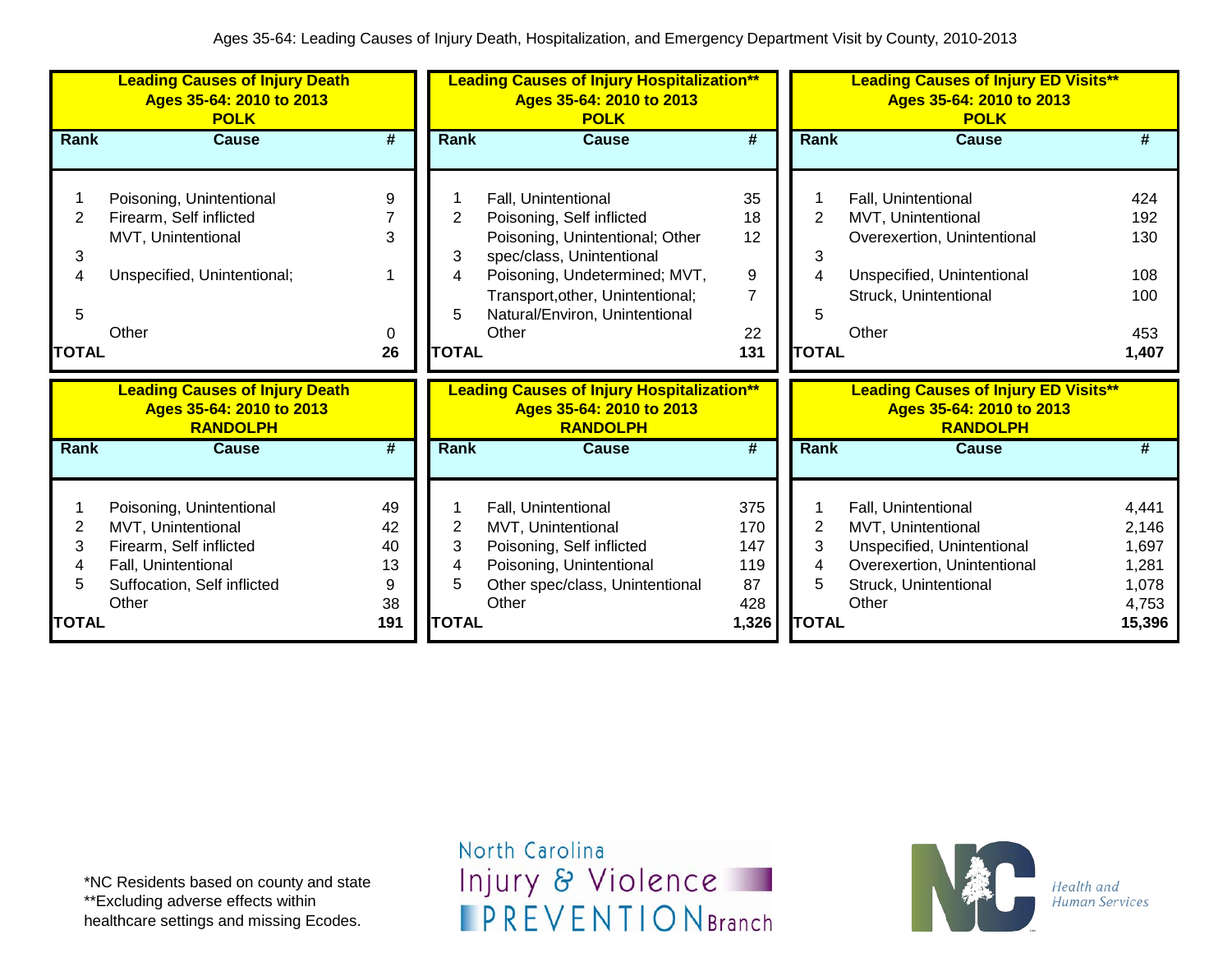Ages 35-64: Leading Causes of Injury Death, Hospitalization, and Emergency Department Visit by County, 2010-2013

**Leading Causes of Injury Death**
**Ages 35-64: 2010 to 2013**
**POLK**

| Rank | Cause | # |
|---|---|---|
| 1 | Poisoning, Unintentional | 9 |
| 2 | Firearm, Self inflicted | 7 |
| | MVT, Unintentional | 3 |
| 3 | | |
| 4 | Unspecified, Unintentional; | 1 |
| 5 | | |
| | Other | 0 |
| **TOTAL** | | **26** |

**Leading Causes of Injury Hospitalization\*\***
**Ages 35-64: 2010 to 2013**
**POLK**

| Rank | Cause | # |
|---|---|---|
| 1 | Fall, Unintentional | 35 |
| 2 | Poisoning, Self inflicted | 18 |
| | Poisoning, Unintentional; Other | 12 |
| 3 | spec/class, Unintentional | |
| 4 | Poisoning, Undetermined; MVT, | 9 |
| | Transport,other, Unintentional; | 7 |
| 5 | Natural/Environ, Unintentional | |
| | Other | 22 |
| **TOTAL** | | **131** |

**Leading Causes of Injury ED Visits\*\***
**Ages 35-64: 2010 to 2013**
**POLK**

| Rank | Cause | # |
|---|---|---|
| 1 | Fall, Unintentional | 424 |
| 2 | MVT, Unintentional | 192 |
| | Overexertion, Unintentional | 130 |
| 3 | | |
| 4 | Unspecified, Unintentional | 108 |
| | Struck, Unintentional | 100 |
| 5 | | |
| | Other | 453 |
| **TOTAL** | | **1,407** |

**Leading Causes of Injury Death**
**Ages 35-64: 2010 to 2013**
**RANDOLPH**

| Rank | Cause | # |
|---|---|---|
| 1 | Poisoning, Unintentional | 49 |
| 2 | MVT, Unintentional | 42 |
| 3 | Firearm, Self inflicted | 40 |
| 4 | Fall, Unintentional | 13 |
| 5 | Suffocation, Self inflicted | 9 |
| | Other | 38 |
| **TOTAL** | | **191** |

**Leading Causes of Injury Hospitalization\*\***
**Ages 35-64: 2010 to 2013**
**RANDOLPH**

| Rank | Cause | # |
|---|---|---|
| 1 | Fall, Unintentional | 375 |
| 2 | MVT, Unintentional | 170 |
| 3 | Poisoning, Self inflicted | 147 |
| 4 | Poisoning, Unintentional | 119 |
| 5 | Other spec/class, Unintentional | 87 |
| | Other | 428 |
| **TOTAL** | | **1,326** |

**Leading Causes of Injury ED Visits\*\***
**Ages 35-64: 2010 to 2013**
**RANDOLPH**

| Rank | Cause | # |
|---|---|---|
| 1 | Fall, Unintentional | 4,441 |
| 2 | MVT, Unintentional | 2,146 |
| 3 | Unspecified, Unintentional | 1,697 |
| 4 | Overexertion, Unintentional | 1,281 |
| 5 | Struck, Unintentional | 1,078 |
| | Other | 4,753 |
| **TOTAL** | | **15,396** |

\*NC Residents based on county and state
\*\*Excluding adverse effects within healthcare settings and missing Ecodes.

North Carolina Injury & Violence PREVENTION Branch

NC Health and Human Services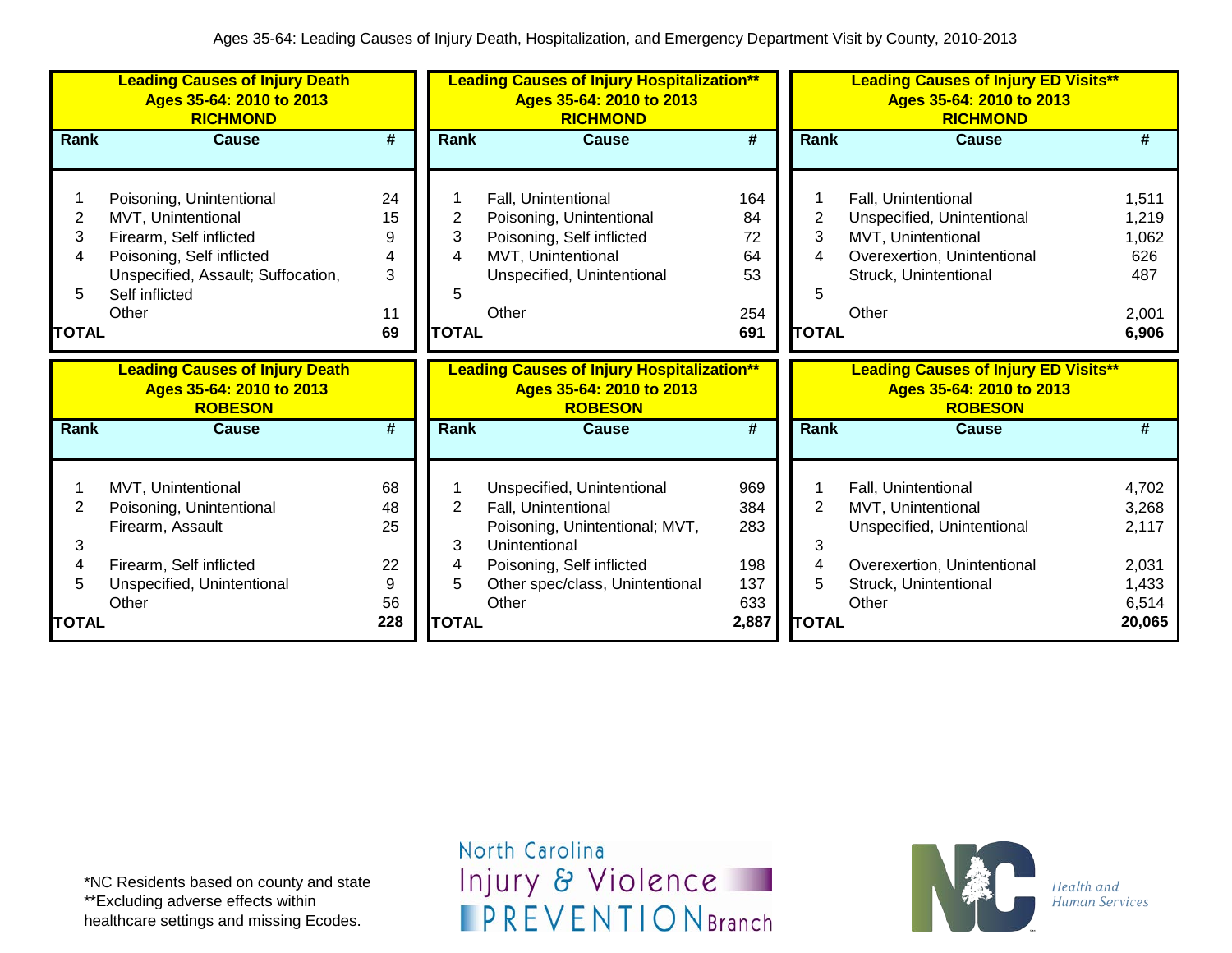Ages 35-64: Leading Causes of Injury Death, Hospitalization, and Emergency Department Visit by County, 2010-2013

**Leading Causes of Injury Death**
**Ages 35-64: 2010 to 2013**
**RICHMOND**

| Rank | Cause | # |
|---|---|---|
| 1 | Poisoning, Unintentional | 24 |
| 2 | MVT, Unintentional | 15 |
| 3 | Firearm, Self inflicted | 9 |
| 4 | Poisoning, Self inflicted | 4 |
| 5 | Unspecified, Assault; Suffocation, Self inflicted | 3 |
| | Other | 11 |
| **TOTAL** | | **69** |

**Leading Causes of Injury Hospitalization****
**Ages 35-64: 2010 to 2013**
**RICHMOND**

| Rank | Cause | # |
|---|---|---|
| 1 | Fall, Unintentional | 164 |
| 2 | Poisoning, Unintentional | 84 |
| 3 | Poisoning, Self inflicted | 72 |
| 4 | MVT, Unintentional | 64 |
| 5 | Unspecified, Unintentional | 53 |
| | Other | 254 |
| **TOTAL** | | **691** |

**Leading Causes of Injury ED Visits****
**Ages 35-64: 2010 to 2013**
**RICHMOND**

| Rank | Cause | # |
|---|---|---|
| 1 | Fall, Unintentional | 1,511 |
| 2 | Unspecified, Unintentional | 1,219 |
| 3 | MVT, Unintentional | 1,062 |
| 4 | Overexertion, Unintentional | 626 |
| 5 | Struck, Unintentional | 487 |
| | Other | 2,001 |
| **TOTAL** | | **6,906** |

**Leading Causes of Injury Death**
**Ages 35-64: 2010 to 2013**
**ROBESON**

| Rank | Cause | # |
|---|---|---|
| 1 | MVT, Unintentional | 68 |
| 2 | Poisoning, Unintentional | 48 |
| 3 | Firearm, Assault | 25 |
| 4 | Firearm, Self inflicted | 22 |
| 5 | Unspecified, Unintentional | 9 |
| | Other | 56 |
| **TOTAL** | | **228** |

**Leading Causes of Injury Hospitalization****
**Ages 35-64: 2010 to 2013**
**ROBESON**

| Rank | Cause | # |
|---|---|---|
| 1 | Unspecified, Unintentional | 969 |
| 2 | Fall, Unintentional | 384 |
| 3 | Poisoning, Unintentional; MVT, Unintentional | 283 |
| 4 | Poisoning, Self inflicted | 198 |
| 5 | Other spec/class, Unintentional | 137 |
| | Other | 633 |
| **TOTAL** | | **2,887** |

**Leading Causes of Injury ED Visits****
**Ages 35-64: 2010 to 2013**
**ROBESON**

| Rank | Cause | # |
|---|---|---|
| 1 | Fall, Unintentional | 4,702 |
| 2 | MVT, Unintentional | 3,268 |
| 3 | Unspecified, Unintentional | 2,117 |
| 4 | Overexertion, Unintentional | 2,031 |
| 5 | Struck, Unintentional | 1,433 |
| | Other | 6,514 |
| **TOTAL** | | **20,065** |

*NC Residents based on county and state
**Excluding adverse effects within healthcare settings and missing Ecodes.

North Carolina Injury & Violence PREVENTION Branch

Health and Human Services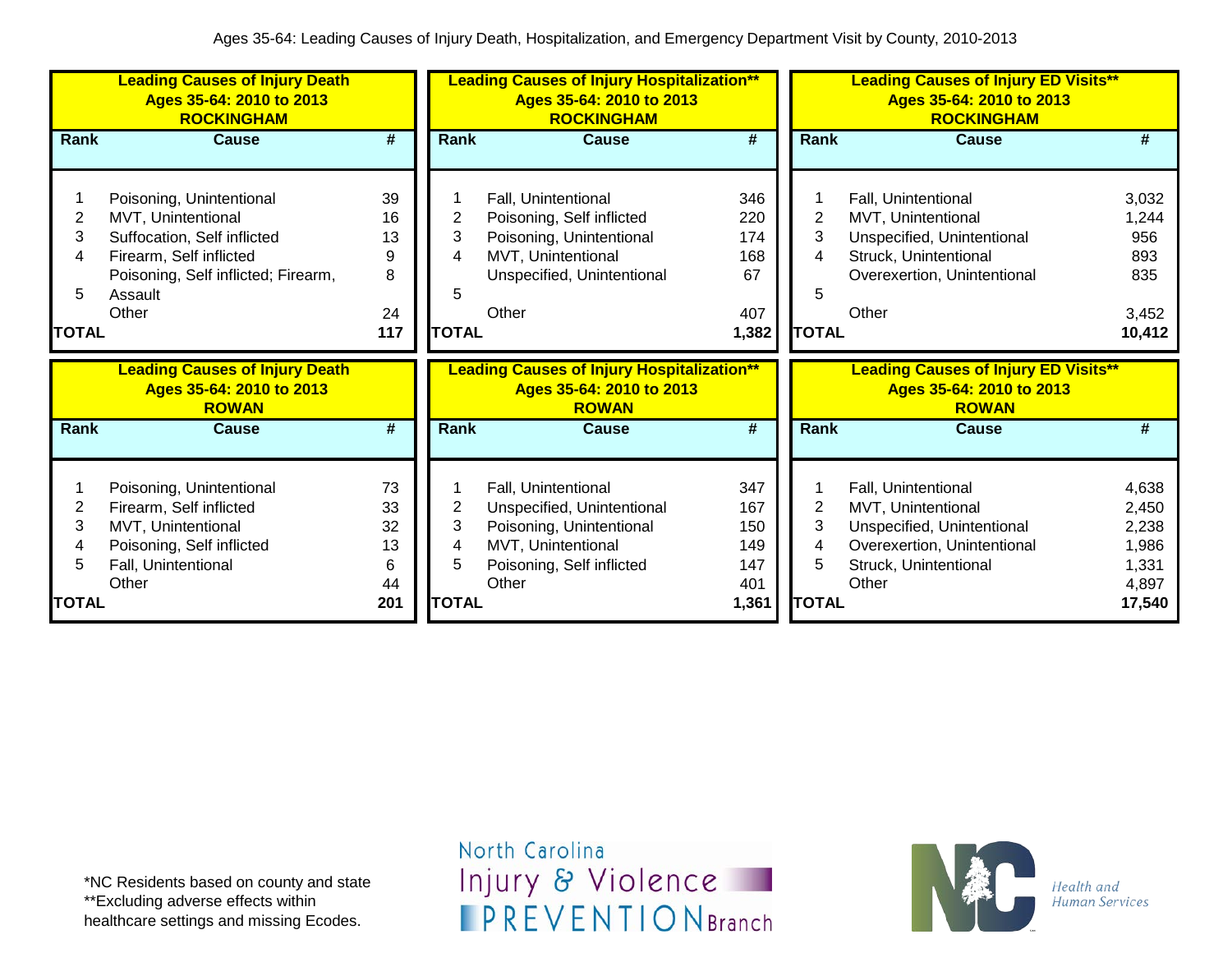Ages 35-64: Leading Causes of Injury Death, Hospitalization, and Emergency Department Visit by County, 2010-2013

**Leading Causes of Injury Death**
**Ages 35-64: 2010 to 2013**
**ROCKINGHAM**

| Rank | Cause | # |
|---|---|---|
| 1 | Poisoning, Unintentional | 39 |
| 2 | MVT, Unintentional | 16 |
| 3 | Suffocation, Self inflicted | 13 |
| 4 | Firearm, Self inflicted | 9 |
| 5 | Poisoning, Self inflicted; Firearm, Assault | 8 |
| | Other | 24 |
| **TOTAL** | | **117** |

**Leading Causes of Injury Hospitalization****
**Ages 35-64: 2010 to 2013**
**ROCKINGHAM**

| Rank | Cause | # |
|---|---|---|
| 1 | Fall, Unintentional | 346 |
| 2 | Poisoning, Self inflicted | 220 |
| 3 | Poisoning, Unintentional | 174 |
| 4 | MVT, Unintentional | 168 |
| 5 | Unspecified, Unintentional | 67 |
| | Other | 407 |
| **TOTAL** | | **1,382** |

**Leading Causes of Injury ED Visits****
**Ages 35-64: 2010 to 2013**
**ROCKINGHAM**

| Rank | Cause | # |
|---|---|---|
| 1 | Fall, Unintentional | 3,032 |
| 2 | MVT, Unintentional | 1,244 |
| 3 | Unspecified, Unintentional | 956 |
| 4 | Struck, Unintentional | 893 |
| 5 | Overexertion, Unintentional | 835 |
| | Other | 3,452 |
| **TOTAL** | | **10,412** |

**Leading Causes of Injury Death**
**Ages 35-64: 2010 to 2013**
**ROWAN**

| Rank | Cause | # |
|---|---|---|
| 1 | Poisoning, Unintentional | 73 |
| 2 | Firearm, Self inflicted | 33 |
| 3 | MVT, Unintentional | 32 |
| 4 | Poisoning, Self inflicted | 13 |
| 5 | Fall, Unintentional | 6 |
| | Other | 44 |
| **TOTAL** | | **201** |

**Leading Causes of Injury Hospitalization****
**Ages 35-64: 2010 to 2013**
**ROWAN**

| Rank | Cause | # |
|---|---|---|
| 1 | Fall, Unintentional | 347 |
| 2 | Unspecified, Unintentional | 167 |
| 3 | Poisoning, Unintentional | 150 |
| 4 | MVT, Unintentional | 149 |
| 5 | Poisoning, Self inflicted | 147 |
| | Other | 401 |
| **TOTAL** | | **1,361** |

**Leading Causes of Injury ED Visits****
**Ages 35-64: 2010 to 2013**
**ROWAN**

| Rank | Cause | # |
|---|---|---|
| 1 | Fall, Unintentional | 4,638 |
| 2 | MVT, Unintentional | 2,450 |
| 3 | Unspecified, Unintentional | 2,238 |
| 4 | Overexertion, Unintentional | 1,986 |
| 5 | Struck, Unintentional | 1,331 |
| | Other | 4,897 |
| **TOTAL** | | **17,540** |

*NC Residents based on county and state
**Excluding adverse effects within healthcare settings and missing Ecodes.

North Carolina Injury & Violence PREVENTION Branch

NC Health and Human Services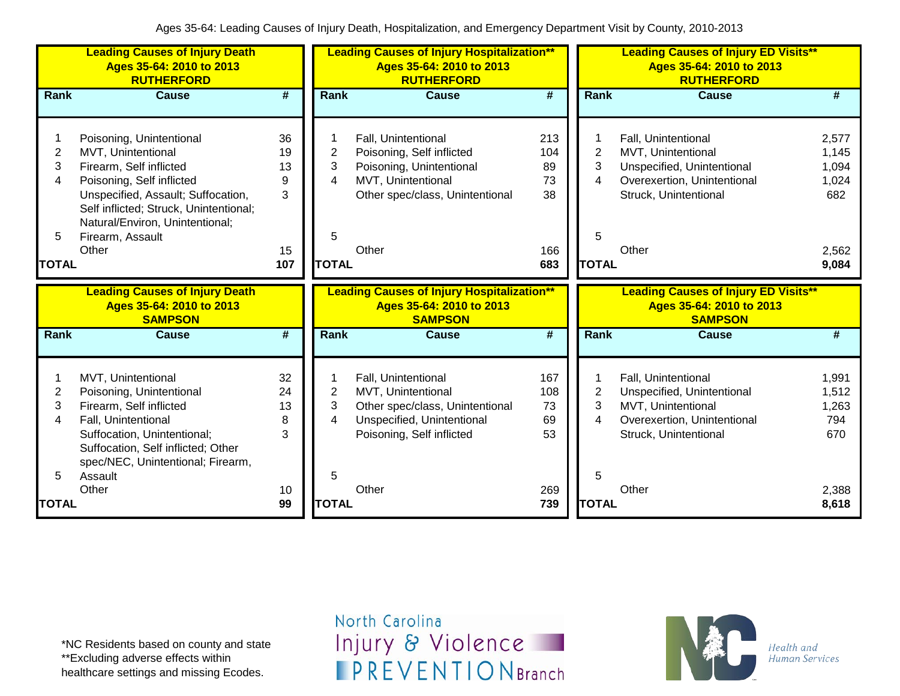Ages 35-64: Leading Causes of Injury Death, Hospitalization, and Emergency Department Visit by County, 2010-2013

**Leading Causes of Injury Death**
**Ages 35-64: 2010 to 2013**
**RUTHERFORD**

| Rank | Cause | # |
|---|---|---|
| 1 | Poisoning, Unintentional | 36 |
| 2 | MVT, Unintentional | 19 |
| 3 | Firearm, Self inflicted | 13 |
| 4 | Poisoning, Self inflicted | 9 |
| 5 | Unspecified, Assault; Suffocation, Self inflicted; Struck, Unintentional; Natural/Environ, Unintentional; Firearm, Assault | 3 |
| | Other | 15 |
| **TOTAL** | | **107** |

**Leading Causes of Injury Hospitalization****
**Ages 35-64: 2010 to 2013**
**RUTHERFORD**

| Rank | Cause | # |
|---|---|---|
| 1 | Fall, Unintentional | 213 |
| 2 | Poisoning, Self inflicted | 104 |
| 3 | Poisoning, Unintentional | 89 |
| 4 | MVT, Unintentional | 73 |
| 5 | Other spec/class, Unintentional | 38 |
| | Other | 166 |
| **TOTAL** | | **683** |

**Leading Causes of Injury ED Visits****
**Ages 35-64: 2010 to 2013**
**RUTHERFORD**

| Rank | Cause | # |
|---|---|---|
| 1 | Fall, Unintentional | 2,577 |
| 2 | MVT, Unintentional | 1,145 |
| 3 | Unspecified, Unintentional | 1,094 |
| 4 | Overexertion, Unintentional | 1,024 |
| 5 | Struck, Unintentional | 682 |
| | Other | 2,562 |
| **TOTAL** | | **9,084** |

**Leading Causes of Injury Death**
**Ages 35-64: 2010 to 2013**
**SAMPSON**

| Rank | Cause | # |
|---|---|---|
| 1 | MVT, Unintentional | 32 |
| 2 | Poisoning, Unintentional | 24 |
| 3 | Firearm, Self inflicted | 13 |
| 4 | Fall, Unintentional | 8 |
| 5 | Suffocation, Unintentional; Suffocation, Self inflicted; Other spec/NEC, Unintentional; Firearm, Assault | 3 |
| | Other | 10 |
| **TOTAL** | | **99** |

**Leading Causes of Injury Hospitalization****
**Ages 35-64: 2010 to 2013**
**SAMPSON**

| Rank | Cause | # |
|---|---|---|
| 1 | Fall, Unintentional | 167 |
| 2 | MVT, Unintentional | 108 |
| 3 | Other spec/class, Unintentional | 73 |
| 4 | Unspecified, Unintentional | 69 |
| 5 | Poisoning, Self inflicted | 53 |
| | Other | 269 |
| **TOTAL** | | **739** |

**Leading Causes of Injury ED Visits****
**Ages 35-64: 2010 to 2013**
**SAMPSON**

| Rank | Cause | # |
|---|---|---|
| 1 | Fall, Unintentional | 1,991 |
| 2 | Unspecified, Unintentional | 1,512 |
| 3 | MVT, Unintentional | 1,263 |
| 4 | Overexertion, Unintentional | 794 |
| 5 | Struck, Unintentional | 670 |
| | Other | 2,388 |
| **TOTAL** | | **8,618** |

*NC Residents based on county and state
**Excluding adverse effects within healthcare settings and missing Ecodes.

North Carolina Injury & Violence PREVENTION Branch

NC Health and Human Services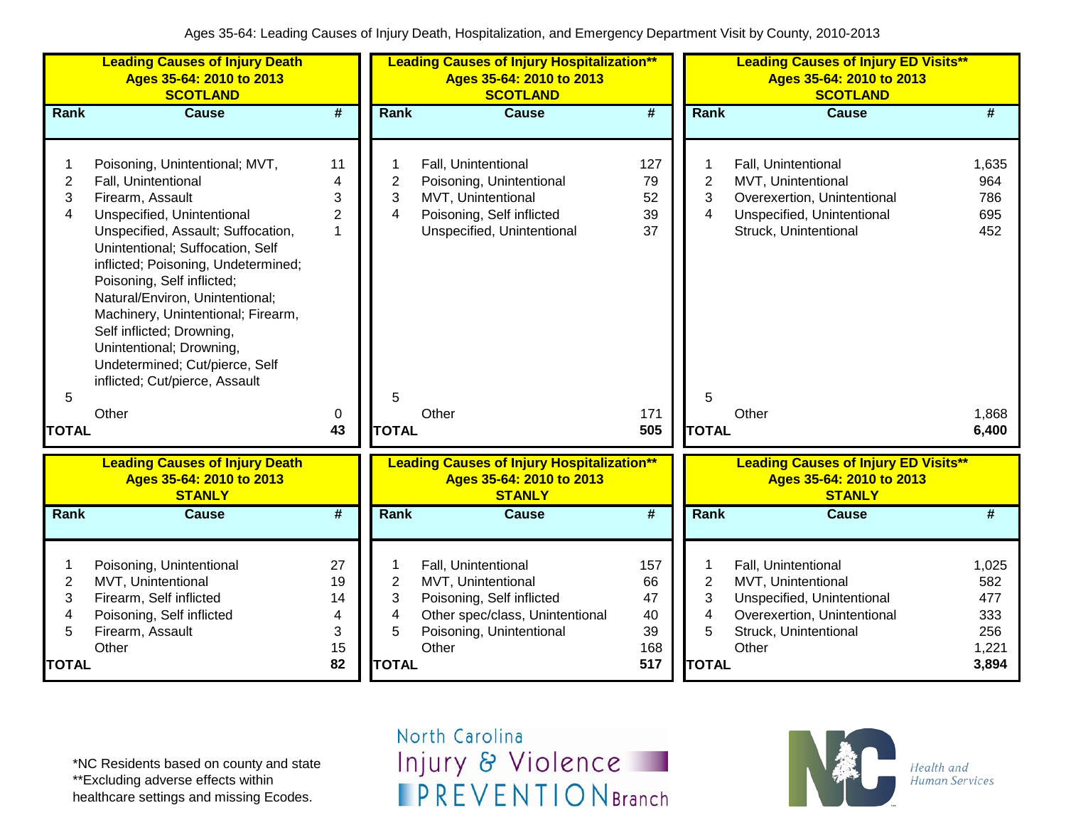Ages 35-64: Leading Causes of Injury Death, Hospitalization, and Emergency Department Visit by County, 2010-2013

**Leading Causes of Injury Death Ages 35-64: 2010 to 2013 SCOTLAND**

| Rank | Cause | # |
|---|---|---|
| 1 | Poisoning, Unintentional; MVT, | 11 |
| 2 | Fall, Unintentional | 4 |
| 3 | Firearm, Assault | 3 |
| 4 | Unspecified, Unintentional | 2 |
| | Unspecified, Assault; Suffocation, Unintentional; Suffocation, Self inflicted; Poisoning, Undetermined; Poisoning, Self inflicted; Natural/Environ, Unintentional; Machinery, Unintentional; Firearm, Self inflicted; Drowning, Unintentional; Drowning, Undetermined; Cut/pierce, Self inflicted; Cut/pierce, Assault | 1 |
| 5 | | |
| | Other | 0 |
| **TOTAL** | | **43** |

**Leading Causes of Injury Hospitalization\*\* Ages 35-64: 2010 to 2013 SCOTLAND**

| Rank | Cause | # |
|---|---|---|
| 1 | Fall, Unintentional | 127 |
| 2 | Poisoning, Unintentional | 79 |
| 3 | MVT, Unintentional | 52 |
| 4 | Poisoning, Self inflicted | 39 |
| | Unspecified, Unintentional | 37 |
| 5 | | |
| | Other | 171 |
| **TOTAL** | | **505** |

**Leading Causes of Injury ED Visits\*\* Ages 35-64: 2010 to 2013 SCOTLAND**

| Rank | Cause | # |
|---|---|---|
| 1 | Fall, Unintentional | 1,635 |
| 2 | MVT, Unintentional | 964 |
| 3 | Overexertion, Unintentional | 786 |
| 4 | Unspecified, Unintentional | 695 |
| | Struck, Unintentional | 452 |
| 5 | | |
| | Other | 1,868 |
| **TOTAL** | | **6,400** |

**Leading Causes of Injury Death Ages 35-64: 2010 to 2013 STANLY**

| Rank | Cause | # |
|---|---|---|
| 1 | Poisoning, Unintentional | 27 |
| 2 | MVT, Unintentional | 19 |
| 3 | Firearm, Self inflicted | 14 |
| 4 | Poisoning, Self inflicted | 4 |
| 5 | Firearm, Assault | 3 |
| | Other | 15 |
| **TOTAL** | | **82** |

**Leading Causes of Injury Hospitalization\*\* Ages 35-64: 2010 to 2013 STANLY**

| Rank | Cause | # |
|---|---|---|
| 1 | Fall, Unintentional | 157 |
| 2 | MVT, Unintentional | 66 |
| 3 | Poisoning, Self inflicted | 47 |
| 4 | Other spec/class, Unintentional | 40 |
| 5 | Poisoning, Unintentional | 39 |
| | Other | 168 |
| **TOTAL** | | **517** |

**Leading Causes of Injury ED Visits\*\* Ages 35-64: 2010 to 2013 STANLY**

| Rank | Cause | # |
|---|---|---|
| 1 | Fall, Unintentional | 1,025 |
| 2 | MVT, Unintentional | 582 |
| 3 | Unspecified, Unintentional | 477 |
| 4 | Overexertion, Unintentional | 333 |
| 5 | Struck, Unintentional | 256 |
| | Other | 1,221 |
| **TOTAL** | | **3,894** |

*NC Residents based on county and state
**Excluding adverse effects within healthcare settings and missing Ecodes.

North Carolina Injury & Violence PREVENTION Branch

Health and Human Services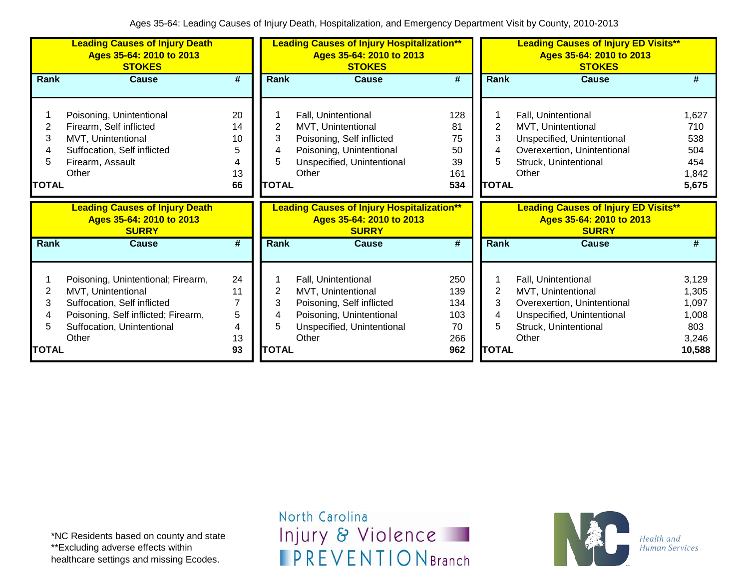# Ages 35-64: Leading Causes of Injury Death, Hospitalization, and Emergency Department Visit by County, 2010-2013

**Leading Causes of Injury Death**
**Ages 35-64: 2010 to 2013**
**STOKES**

| Rank | Cause | # |
|---|---|---|
| 1 | Poisoning, Unintentional | 20 |
| 2 | Firearm, Self inflicted | 14 |
| 3 | MVT, Unintentional | 10 |
| 4 | Suffocation, Self inflicted | 5 |
| 5 | Firearm, Assault | 4 |
| | Other | 13 |
| **TOTAL** | | **66** |

**Leading Causes of Injury Hospitalization****
**Ages 35-64: 2010 to 2013**
**STOKES**

| Rank | Cause | # |
|---|---|---|
| 1 | Fall, Unintentional | 128 |
| 2 | MVT, Unintentional | 81 |
| 3 | Poisoning, Self inflicted | 75 |
| 4 | Poisoning, Unintentional | 50 |
| 5 | Unspecified, Unintentional | 39 |
| | Other | 161 |
| **TOTAL** | | **534** |

**Leading Causes of Injury ED Visits****
**Ages 35-64: 2010 to 2013**
**STOKES**

| Rank | Cause | # |
|---|---|---|
| 1 | Fall, Unintentional | 1,627 |
| 2 | MVT, Unintentional | 710 |
| 3 | Unspecified, Unintentional | 538 |
| 4 | Overexertion, Unintentional | 504 |
| 5 | Struck, Unintentional | 454 |
| | Other | 1,842 |
| **TOTAL** | | **5,675** |

**Leading Causes of Injury Death**
**Ages 35-64: 2010 to 2013**
**SURRY**

| Rank | Cause | # |
|---|---|---|
| 1 | Poisoning, Unintentional; Firearm, | 24 |
| 2 | MVT, Unintentional | 11 |
| 3 | Suffocation, Self inflicted | 7 |
| 4 | Poisoning, Self inflicted; Firearm, | 5 |
| 5 | Suffocation, Unintentional | 4 |
| | Other | 13 |
| **TOTAL** | | **93** |

**Leading Causes of Injury Hospitalization****
**Ages 35-64: 2010 to 2013**
**SURRY**

| Rank | Cause | # |
|---|---|---|
| 1 | Fall, Unintentional | 250 |
| 2 | MVT, Unintentional | 139 |
| 3 | Poisoning, Self inflicted | 134 |
| 4 | Poisoning, Unintentional | 103 |
| 5 | Unspecified, Unintentional | 70 |
| | Other | 266 |
| **TOTAL** | | **962** |

**Leading Causes of Injury ED Visits****
**Ages 35-64: 2010 to 2013**
**SURRY**

| Rank | Cause | # |
|---|---|---|
| 1 | Fall, Unintentional | 3,129 |
| 2 | MVT, Unintentional | 1,305 |
| 3 | Overexertion, Unintentional | 1,097 |
| 4 | Unspecified, Unintentional | 1,008 |
| 5 | Struck, Unintentional | 803 |
| | Other | 3,246 |
| **TOTAL** | | **10,588** |

*NC Residents based on county and state
**Excluding adverse effects within healthcare settings and missing Ecodes.

North Carolina Injury & Violence PREVENTION Branch

Health and Human Services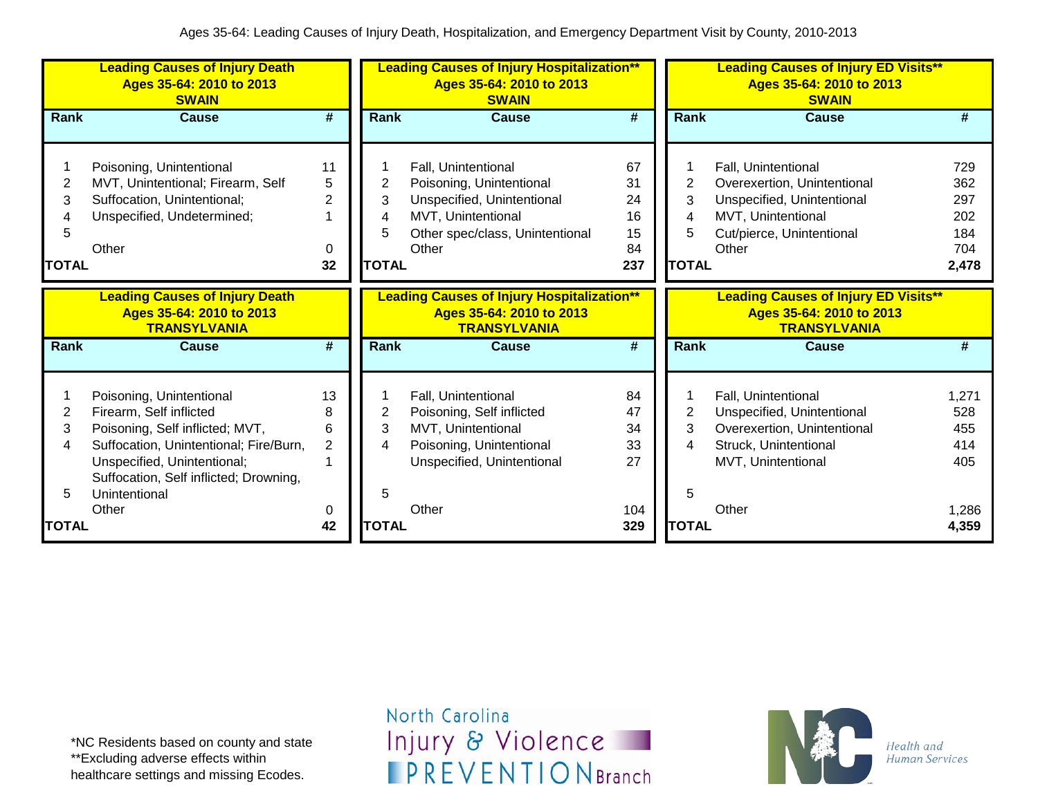Ages 35-64: Leading Causes of Injury Death, Hospitalization, and Emergency Department Visit by County, 2010-2013

**Leading Causes of Injury Death**
**Ages 35-64: 2010 to 2013**
**SWAIN**

| Rank | Cause | # |
|---|---|---|
| 1 | Poisoning, Unintentional | 11 |
| 2 | MVT, Unintentional; Firearm, Self | 5 |
| 3 | Suffocation, Unintentional; | 2 |
| 4 | Unspecified, Undetermined; | 1 |
| 5 | | |
| | Other | 0 |
| **TOTAL** | | **32** |

**Leading Causes of Injury Hospitalization\*\***
**Ages 35-64: 2010 to 2013**
**SWAIN**

| Rank | Cause | # |
|---|---|---|
| 1 | Fall, Unintentional | 67 |
| 2 | Poisoning, Unintentional | 31 |
| 3 | Unspecified, Unintentional | 24 |
| 4 | MVT, Unintentional | 16 |
| 5 | Other spec/class, Unintentional | 15 |
| | Other | 84 |
| **TOTAL** | | **237** |

**Leading Causes of Injury ED Visits\*\***
**Ages 35-64: 2010 to 2013**
**SWAIN**

| Rank | Cause | # |
|---|---|---|
| 1 | Fall, Unintentional | 729 |
| 2 | Overexertion, Unintentional | 362 |
| 3 | Unspecified, Unintentional | 297 |
| 4 | MVT, Unintentional | 202 |
| 5 | Cut/pierce, Unintentional | 184 |
| | Other | 704 |
| **TOTAL** | | **2,478** |

**Leading Causes of Injury Death**
**Ages 35-64: 2010 to 2013**
**TRANSYLVANIA**

| Rank | Cause | # |
|---|---|---|
| 1 | Poisoning, Unintentional | 13 |
| 2 | Firearm, Self inflicted | 8 |
| 3 | Poisoning, Self inflicted; MVT, | 6 |
| 4 | Suffocation, Unintentional; Fire/Burn, | 2 |
| | Unspecified, Unintentional; Suffocation, Self inflicted; Drowning, | 1 |
| 5 | Unintentional | |
| | Other | 0 |
| **TOTAL** | | **42** |

**Leading Causes of Injury Hospitalization\*\***
**Ages 35-64: 2010 to 2013**
**TRANSYLVANIA**

| Rank | Cause | # |
|---|---|---|
| 1 | Fall, Unintentional | 84 |
| 2 | Poisoning, Self inflicted | 47 |
| 3 | MVT, Unintentional | 34 |
| 4 | Poisoning, Unintentional | 33 |
| | Unspecified, Unintentional | 27 |
| 5 | | |
| | Other | 104 |
| **TOTAL** | | **329** |

**Leading Causes of Injury ED Visits\*\***
**Ages 35-64: 2010 to 2013**
**TRANSYLVANIA**

| Rank | Cause | # |
|---|---|---|
| 1 | Fall, Unintentional | 1,271 |
| 2 | Unspecified, Unintentional | 528 |
| 3 | Overexertion, Unintentional | 455 |
| 4 | Struck, Unintentional | 414 |
| | MVT, Unintentional | 405 |
| 5 | | |
| | Other | 1,286 |
| **TOTAL** | | **4,359** |

*NC Residents based on county and state
**Excluding adverse effects within healthcare settings and missing Ecodes.

North Carolina Injury & Violence PREVENTION Branch

Health and Human Services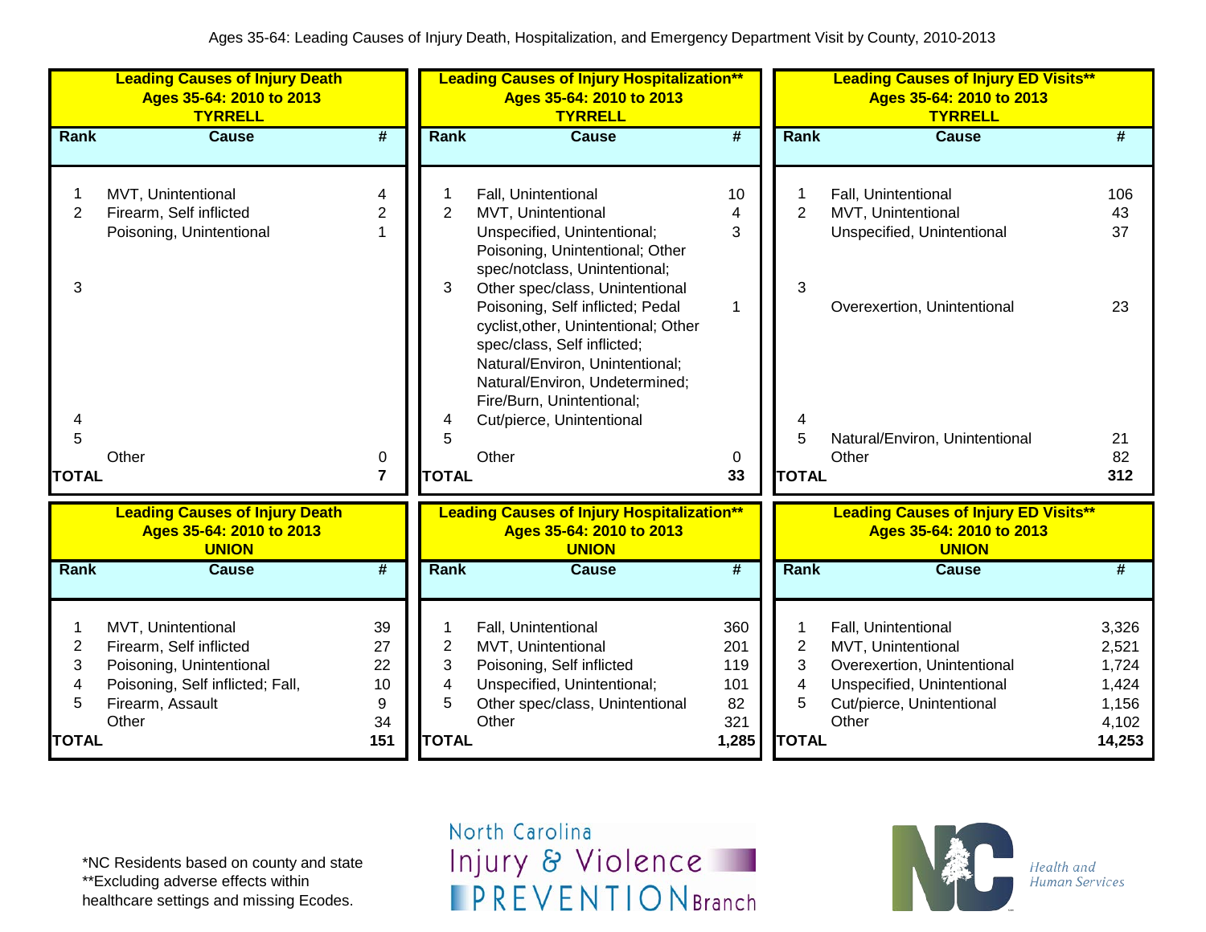Ages 35-64: Leading Causes of Injury Death, Hospitalization, and Emergency Department Visit by County, 2010-2013

**Leading Causes of Injury Death**
**Ages 35-64: 2010 to 2013**
**TYRRELL**

| Rank | Cause | # |
|---|---|---|
| 1 | MVT, Unintentional | 4 |
| 2 | Firearm, Self inflicted | 2 |
| | Poisoning, Unintentional | 1 |
| 3 | | |
| 4 | | |
| 5 | | |
| | Other | 0 |
| **TOTAL** | | **7** |

**Leading Causes of Injury Hospitalization\*\***
**Ages 35-64: 2010 to 2013**
**TYRRELL**

| Rank | Cause | # |
|---|---|---|
| 1 | Fall, Unintentional | 10 |
| 2 | MVT, Unintentional | 4 |
| | Unspecified, Unintentional; Poisoning, Unintentional; Other spec/notclass, Unintentional; | 3 |
| 3 | Other spec/class, Unintentional | |
| | Poisoning, Self inflicted; Pedal cyclist,other, Unintentional; Other spec/class, Self inflicted; Natural/Environ, Unintentional; Natural/Environ, Undetermined; Fire/Burn, Unintentional; | 1 |
| 4 | Cut/pierce, Unintentional | |
| 5 | | |
| | Other | 0 |
| **TOTAL** | | **33** |

**Leading Causes of Injury ED Visits\*\***
**Ages 35-64: 2010 to 2013**
**TYRRELL**

| Rank | Cause | # |
|---|---|---|
| 1 | Fall, Unintentional | 106 |
| 2 | MVT, Unintentional | 43 |
| | Unspecified, Unintentional | 37 |
| 3 | | |
| | Overexertion, Unintentional | 23 |
| 4 | | |
| 5 | Natural/Environ, Unintentional | 21 |
| | Other | 82 |
| **TOTAL** | | **312** |

**Leading Causes of Injury Death**
**Ages 35-64: 2010 to 2013**
**UNION**

| Rank | Cause | # |
|---|---|---|
| 1 | MVT, Unintentional | 39 |
| 2 | Firearm, Self inflicted | 27 |
| 3 | Poisoning, Unintentional | 22 |
| 4 | Poisoning, Self inflicted; Fall, | 10 |
| 5 | Firearm, Assault | 9 |
| | Other | 34 |
| **TOTAL** | | **151** |

**Leading Causes of Injury Hospitalization\*\***
**Ages 35-64: 2010 to 2013**
**UNION**

| Rank | Cause | # |
|---|---|---|
| 1 | Fall, Unintentional | 360 |
| 2 | MVT, Unintentional | 201 |
| 3 | Poisoning, Self inflicted | 119 |
| 4 | Unspecified, Unintentional; | 101 |
| 5 | Other spec/class, Unintentional | 82 |
| | Other | 321 |
| **TOTAL** | | **1,285** |

**Leading Causes of Injury ED Visits\*\***
**Ages 35-64: 2010 to 2013**
**UNION**

| Rank | Cause | # |
|---|---|---|
| 1 | Fall, Unintentional | 3,326 |
| 2 | MVT, Unintentional | 2,521 |
| 3 | Overexertion, Unintentional | 1,724 |
| 4 | Unspecified, Unintentional | 1,424 |
| 5 | Cut/pierce, Unintentional | 1,156 |
| | Other | 4,102 |
| **TOTAL** | | **14,253** |

\*NC Residents based on county and state
\*\*Excluding adverse effects within healthcare settings and missing Ecodes.

North Carolina Injury & Violence PREVENTION Branch

Health and Human Services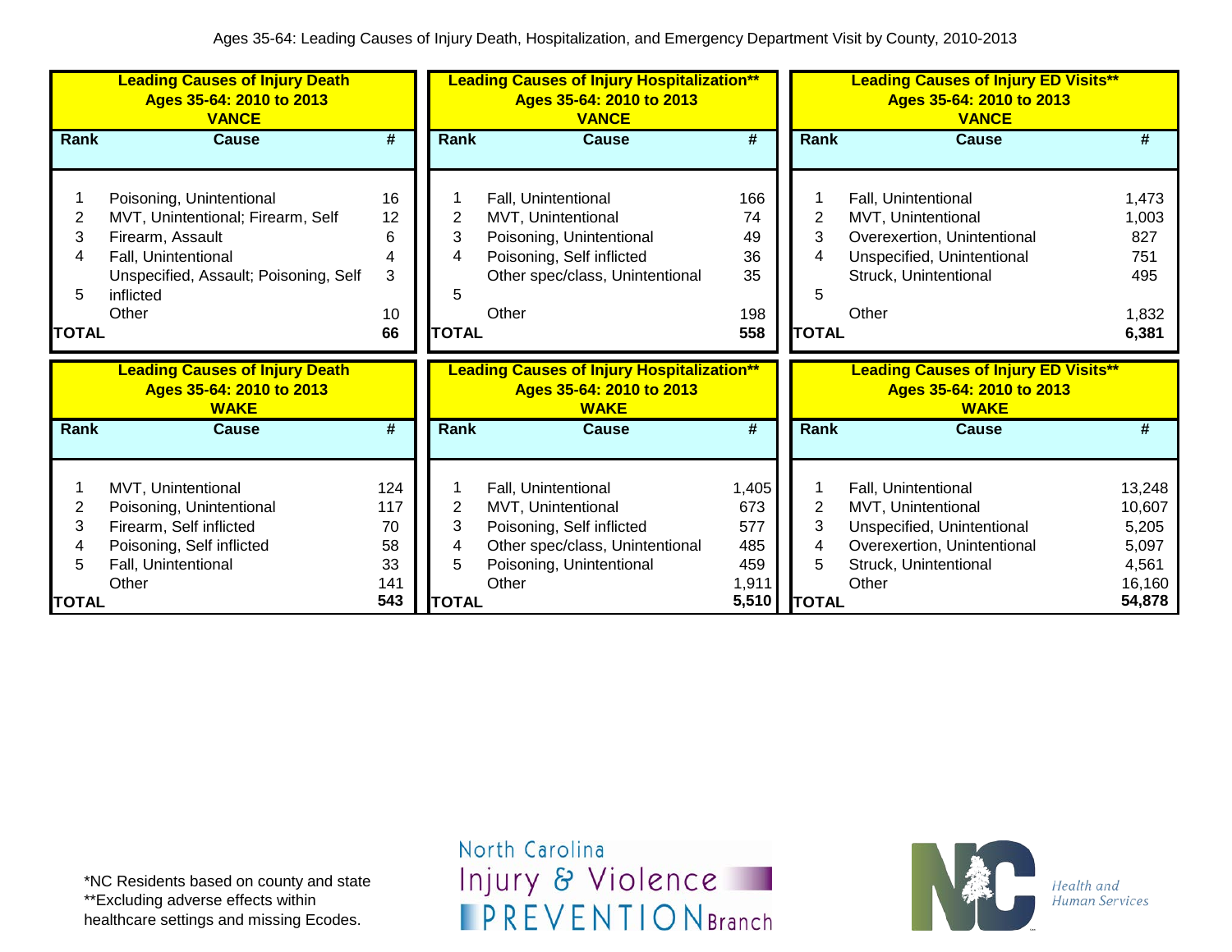Ages 35-64: Leading Causes of Injury Death, Hospitalization, and Emergency Department Visit by County, 2010-2013

**Leading Causes of Injury Death**
**Ages 35-64: 2010 to 2013**
**VANCE**

| Rank | Cause | # |
|---|---|---|
| 1 | Poisoning, Unintentional | 16 |
| 2 | MVT, Unintentional; Firearm, Self | 12 |
| 3 | Firearm, Assault | 6 |
| 4 | Fall, Unintentional | 4 |
| 5 | Unspecified, Assault; Poisoning, Self inflicted | 3 |
| | Other | 10 |
| **TOTAL** | | **66** |

**Leading Causes of Injury Hospitalization****
**Ages 35-64: 2010 to 2013**
**VANCE**

| Rank | Cause | # |
|---|---|---|
| 1 | Fall, Unintentional | 166 |
| 2 | MVT, Unintentional | 74 |
| 3 | Poisoning, Unintentional | 49 |
| 4 | Poisoning, Self inflicted | 36 |
| 5 | Other spec/class, Unintentional | 35 |
| | Other | 198 |
| **TOTAL** | | **558** |

**Leading Causes of Injury ED Visits****
**Ages 35-64: 2010 to 2013**
**VANCE**

| Rank | Cause | # |
|---|---|---|
| 1 | Fall, Unintentional | 1,473 |
| 2 | MVT, Unintentional | 1,003 |
| 3 | Overexertion, Unintentional | 827 |
| 4 | Unspecified, Unintentional | 751 |
| 5 | Struck, Unintentional | 495 |
| | Other | 1,832 |
| **TOTAL** | | **6,381** |

**Leading Causes of Injury Death**
**Ages 35-64: 2010 to 2013**
**WAKE**

| Rank | Cause | # |
|---|---|---|
| 1 | MVT, Unintentional | 124 |
| 2 | Poisoning, Unintentional | 117 |
| 3 | Firearm, Self inflicted | 70 |
| 4 | Poisoning, Self inflicted | 58 |
| 5 | Fall, Unintentional | 33 |
| | Other | 141 |
| **TOTAL** | | **543** |

**Leading Causes of Injury Hospitalization****
**Ages 35-64: 2010 to 2013**
**WAKE**

| Rank | Cause | # |
|---|---|---|
| 1 | Fall, Unintentional | 1,405 |
| 2 | MVT, Unintentional | 673 |
| 3 | Poisoning, Self inflicted | 577 |
| 4 | Other spec/class, Unintentional | 485 |
| 5 | Poisoning, Unintentional | 459 |
| | Other | 1,911 |
| **TOTAL** | | **5,510** |

**Leading Causes of Injury ED Visits****
**Ages 35-64: 2010 to 2013**
**WAKE**

| Rank | Cause | # |
|---|---|---|
| 1 | Fall, Unintentional | 13,248 |
| 2 | MVT, Unintentional | 10,607 |
| 3 | Unspecified, Unintentional | 5,205 |
| 4 | Overexertion, Unintentional | 5,097 |
| 5 | Struck, Unintentional | 4,561 |
| | Other | 16,160 |
| **TOTAL** | | **54,878** |

*NC Residents based on county and state
**Excluding adverse effects within healthcare settings and missing Ecodes.

North Carolina Injury & Violence PREVENTION Branch

Health and Human Services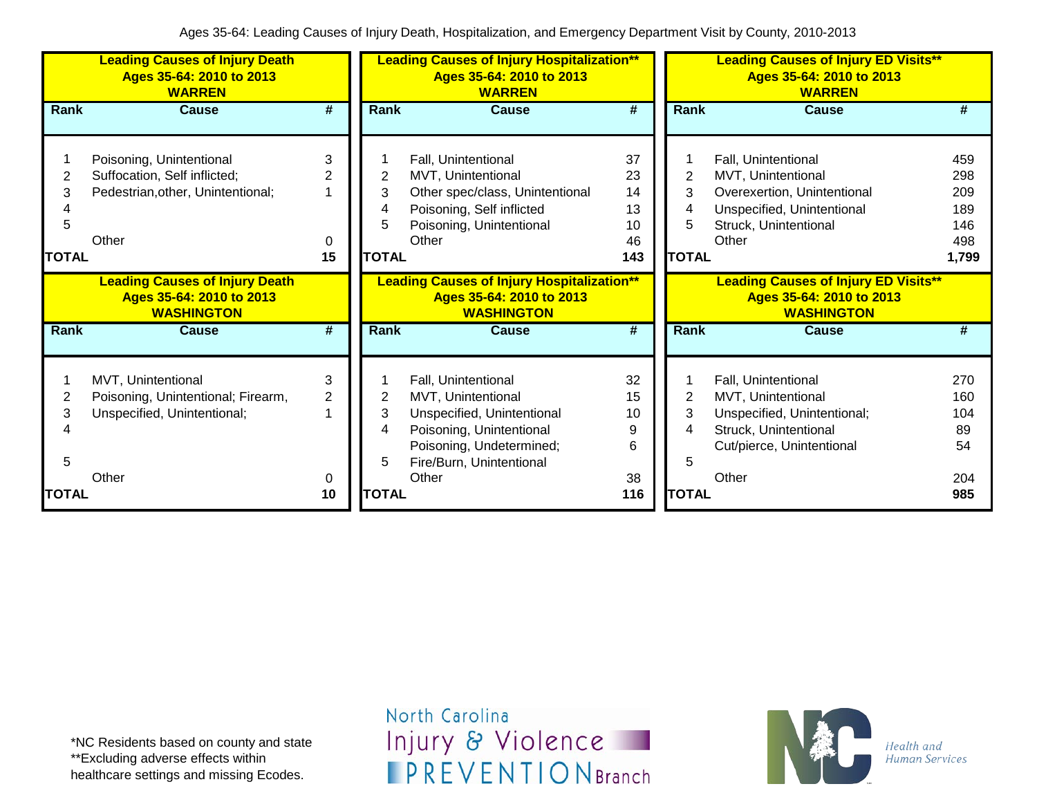Ages 35-64: Leading Causes of Injury Death, Hospitalization, and Emergency Department Visit by County, 2010-2013

**Leading Causes of Injury Death Ages 35-64: 2010 to 2013 WARREN**

| Rank | Cause | # |
|---|---|---|
| 1 | Poisoning, Unintentional | 3 |
| 2 | Suffocation, Self inflicted; | 2 |
| 3 | Pedestrian,other, Unintentional; | 1 |
| 4 | | |
| 5 | | |
| | Other | 0 |
| **TOTAL** | | **15** |

**Leading Causes of Injury Hospitalization\*\* Ages 35-64: 2010 to 2013 WARREN**

| Rank | Cause | # |
|---|---|---|
| 1 | Fall, Unintentional | 37 |
| 2 | MVT, Unintentional | 23 |
| 3 | Other spec/class, Unintentional | 14 |
| 4 | Poisoning, Self inflicted | 13 |
| 5 | Poisoning, Unintentional | 10 |
| | Other | 46 |
| **TOTAL** | | **143** |

**Leading Causes of Injury ED Visits\*\* Ages 35-64: 2010 to 2013 WARREN**

| Rank | Cause | # |
|---|---|---|
| 1 | Fall, Unintentional | 459 |
| 2 | MVT, Unintentional | 298 |
| 3 | Overexertion, Unintentional | 209 |
| 4 | Unspecified, Unintentional | 189 |
| 5 | Struck, Unintentional | 146 |
| | Other | 498 |
| **TOTAL** | | **1,799** |

**Leading Causes of Injury Death Ages 35-64: 2010 to 2013 WASHINGTON**

| Rank | Cause | # |
|---|---|---|
| 1 | MVT, Unintentional | 3 |
| 2 | Poisoning, Unintentional; Firearm, | 2 |
| 3 | Unspecified, Unintentional; | 1 |
| 4 | | |
| 5 | | |
| | Other | 0 |
| **TOTAL** | | **10** |

**Leading Causes of Injury Hospitalization\*\* Ages 35-64: 2010 to 2013 WASHINGTON**

| Rank | Cause | # |
|---|---|---|
| 1 | Fall, Unintentional | 32 |
| 2 | MVT, Unintentional | 15 |
| 3 | Unspecified, Unintentional | 10 |
| 4 | Poisoning, Unintentional | 9 |
| | Poisoning, Undetermined; | 6 |
| 5 | Fire/Burn, Unintentional | |
| | Other | 38 |
| **TOTAL** | | **116** |

**Leading Causes of Injury ED Visits\*\* Ages 35-64: 2010 to 2013 WASHINGTON**

| Rank | Cause | # |
|---|---|---|
| 1 | Fall, Unintentional | 270 |
| 2 | MVT, Unintentional | 160 |
| 3 | Unspecified, Unintentional; | 104 |
| 4 | Struck, Unintentional | 89 |
| | Cut/pierce, Unintentional | 54 |
| 5 | | |
| | Other | 204 |
| **TOTAL** | | **985** |

\*NC Residents based on county and state
\*\*Excluding adverse effects within healthcare settings and missing Ecodes.

North Carolina Injury & Violence PREVENTION Branch

NC Health and Human Services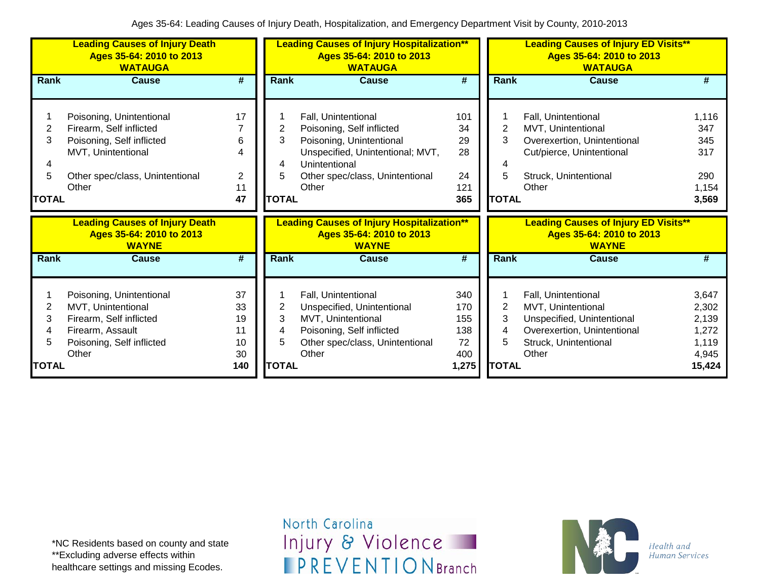Ages 35-64: Leading Causes of Injury Death, Hospitalization, and Emergency Department Visit by County, 2010-2013

**Leading Causes of Injury Death**
**Ages 35-64: 2010 to 2013**
**WATAUGA**

| Rank | Cause | # |
|---|---|---|
| 1 | Poisoning, Unintentional | 17 |
| 2 | Firearm, Self inflicted | 7 |
| 3 | Poisoning, Self inflicted | 6 |
| 4 | MVT, Unintentional | 4 |
| 5 | Other spec/class, Unintentional | 2 |
| | Other | 11 |
| TOTAL | | 47 |

**Leading Causes of Injury Hospitalization****
**Ages 35-64: 2010 to 2013**
**WATAUGA**

| Rank | Cause | # |
|---|---|---|
| 1 | Fall, Unintentional | 101 |
| 2 | Poisoning, Self inflicted | 34 |
| 3 | Poisoning, Unintentional | 29 |
| 4 | Unspecified, Unintentional; MVT, Unintentional | 28 |
| 5 | Other spec/class, Unintentional | 24 |
| | Other | 121 |
| TOTAL | | 365 |

**Leading Causes of Injury ED Visits****
**Ages 35-64: 2010 to 2013**
**WATAUGA**

| Rank | Cause | # |
|---|---|---|
| 1 | Fall, Unintentional | 1,116 |
| 2 | MVT, Unintentional | 347 |
| 3 | Overexertion, Unintentional | 345 |
| 4 | Cut/pierce, Unintentional | 317 |
| 5 | Struck, Unintentional | 290 |
| | Other | 1,154 |
| TOTAL | | 3,569 |

**Leading Causes of Injury Death**
**Ages 35-64: 2010 to 2013**
**WAYNE**

| Rank | Cause | # |
|---|---|---|
| 1 | Poisoning, Unintentional | 37 |
| 2 | MVT, Unintentional | 33 |
| 3 | Firearm, Self inflicted | 19 |
| 4 | Firearm, Assault | 11 |
| 5 | Poisoning, Self inflicted | 10 |
| | Other | 30 |
| TOTAL | | 140 |

**Leading Causes of Injury Hospitalization****
**Ages 35-64: 2010 to 2013**
**WAYNE**

| Rank | Cause | # |
|---|---|---|
| 1 | Fall, Unintentional | 340 |
| 2 | Unspecified, Unintentional | 170 |
| 3 | MVT, Unintentional | 155 |
| 4 | Poisoning, Self inflicted | 138 |
| 5 | Other spec/class, Unintentional | 72 |
| | Other | 400 |
| TOTAL | | 1,275 |

**Leading Causes of Injury ED Visits****
**Ages 35-64: 2010 to 2013**
**WAYNE**

| Rank | Cause | # |
|---|---|---|
| 1 | Fall, Unintentional | 3,647 |
| 2 | MVT, Unintentional | 2,302 |
| 3 | Unspecified, Unintentional | 2,139 |
| 4 | Overexertion, Unintentional | 1,272 |
| 5 | Struck, Unintentional | 1,119 |
| | Other | 4,945 |
| TOTAL | | 15,424 |

*NC Residents based on county and state
**Excluding adverse effects within healthcare settings and missing Ecodes.

North Carolina Injury & Violence PREVENTION Branch

Health and Human Services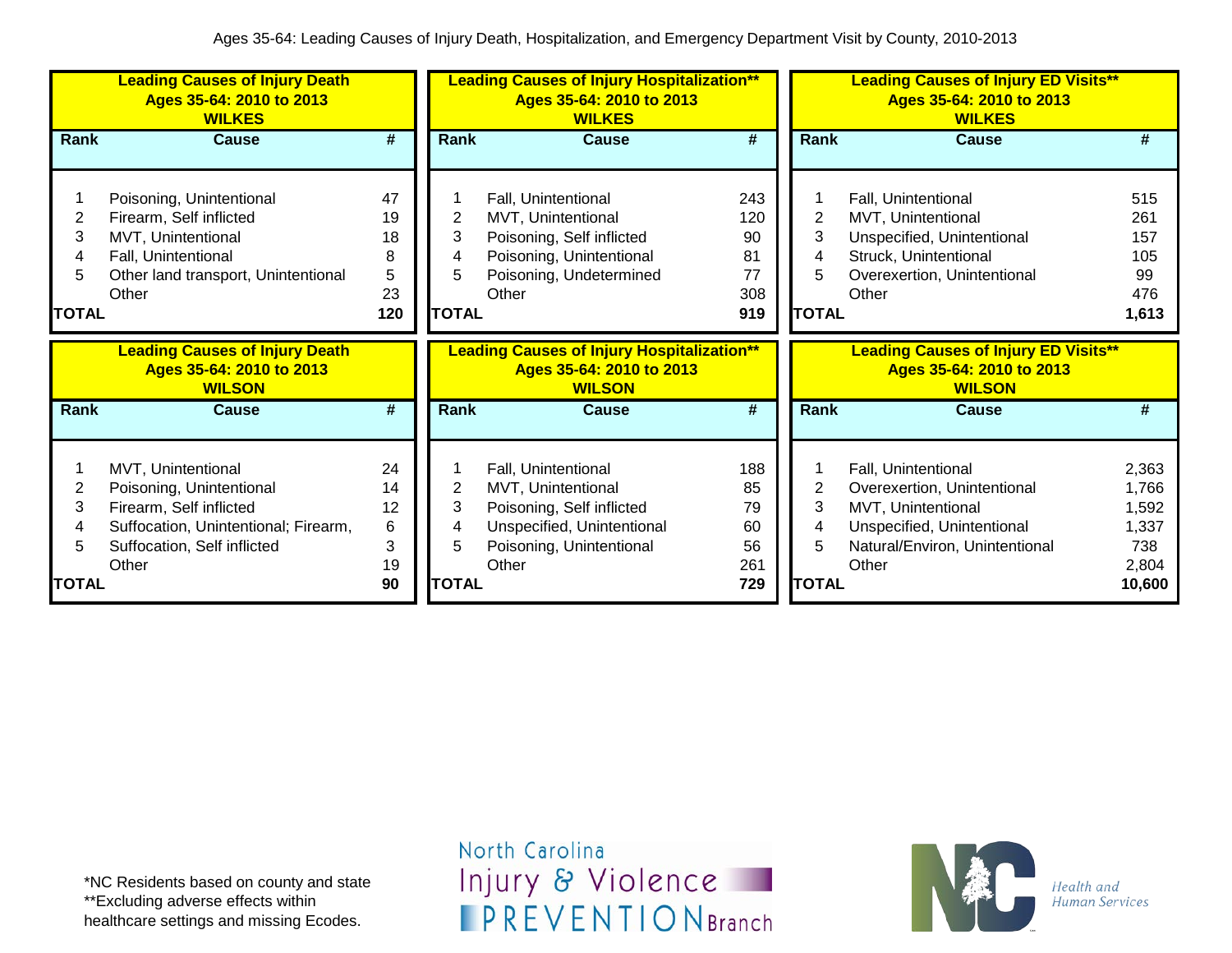Ages 35-64: Leading Causes of Injury Death, Hospitalization, and Emergency Department Visit by County, 2010-2013

**Leading Causes of Injury Death**
**Ages 35-64: 2010 to 2013**
**WILKES**

| Rank | Cause | # |
|---|---|---|
| 1 | Poisoning, Unintentional | 47 |
| 2 | Firearm, Self inflicted | 19 |
| 3 | MVT, Unintentional | 18 |
| 4 | Fall, Unintentional | 8 |
| 5 | Other land transport, Unintentional | 5 |
| | Other | 23 |
| **TOTAL** | | **120** |

**Leading Causes of Injury Hospitalization****
**Ages 35-64: 2010 to 2013**
**WILKES**

| Rank | Cause | # |
|---|---|---|
| 1 | Fall, Unintentional | 243 |
| 2 | MVT, Unintentional | 120 |
| 3 | Poisoning, Self inflicted | 90 |
| 4 | Poisoning, Unintentional | 81 |
| 5 | Poisoning, Undetermined | 77 |
| | Other | 308 |
| **TOTAL** | | **919** |

**Leading Causes of Injury ED Visits****
**Ages 35-64: 2010 to 2013**
**WILKES**

| Rank | Cause | # |
|---|---|---|
| 1 | Fall, Unintentional | 515 |
| 2 | MVT, Unintentional | 261 |
| 3 | Unspecified, Unintentional | 157 |
| 4 | Struck, Unintentional | 105 |
| 5 | Overexertion, Unintentional | 99 |
| | Other | 476 |
| **TOTAL** | | **1,613** |

**Leading Causes of Injury Death**
**Ages 35-64: 2010 to 2013**
**WILSON**

| Rank | Cause | # |
|---|---|---|
| 1 | MVT, Unintentional | 24 |
| 2 | Poisoning, Unintentional | 14 |
| 3 | Firearm, Self inflicted | 12 |
| 4 | Suffocation, Unintentional; Firearm, | 6 |
| 5 | Suffocation, Self inflicted | 3 |
| | Other | 19 |
| **TOTAL** | | **90** |

**Leading Causes of Injury Hospitalization****
**Ages 35-64: 2010 to 2013**
**WILSON**

| Rank | Cause | # |
|---|---|---|
| 1 | Fall, Unintentional | 188 |
| 2 | MVT, Unintentional | 85 |
| 3 | Poisoning, Self inflicted | 79 |
| 4 | Unspecified, Unintentional | 60 |
| 5 | Poisoning, Unintentional | 56 |
| | Other | 261 |
| **TOTAL** | | **729** |

**Leading Causes of Injury ED Visits****
**Ages 35-64: 2010 to 2013**
**WILSON**

| Rank | Cause | # |
|---|---|---|
| 1 | Fall, Unintentional | 2,363 |
| 2 | Overexertion, Unintentional | 1,766 |
| 3 | MVT, Unintentional | 1,592 |
| 4 | Unspecified, Unintentional | 1,337 |
| 5 | Natural/Environ, Unintentional | 738 |
| | Other | 2,804 |
| **TOTAL** | | **10,600** |

*NC Residents based on county and state
**Excluding adverse effects within healthcare settings and missing Ecodes.

North Carolina Injury & Violence PREVENTION Branch

NC Health and Human Services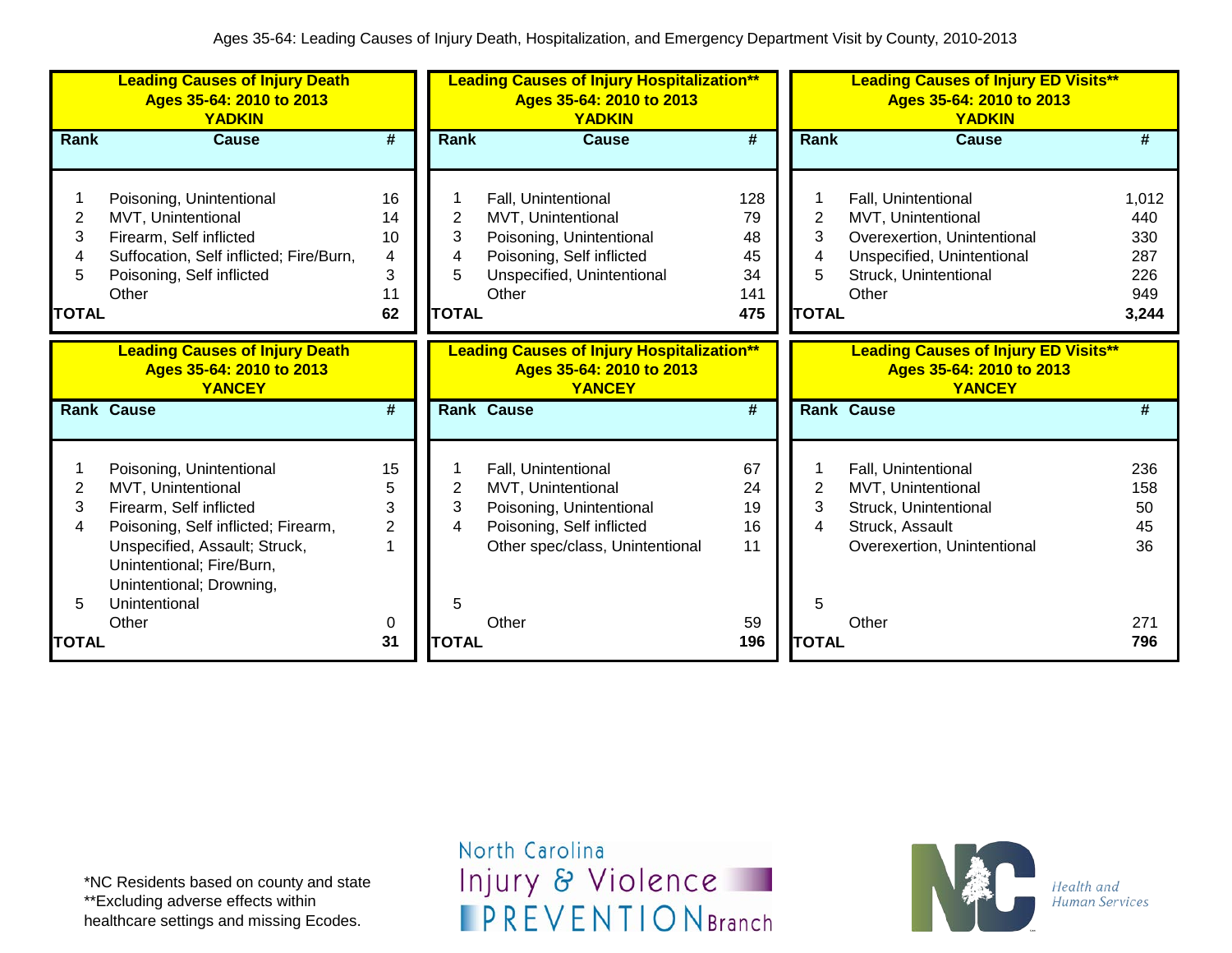Ages 35-64: Leading Causes of Injury Death, Hospitalization, and Emergency Department Visit by County, 2010-2013

**Leading Causes of Injury Death**
**Ages 35-64: 2010 to 2013**
**YADKIN**

| Rank | Cause | # |
|---|---|---|
| 1 | Poisoning, Unintentional | 16 |
| 2 | MVT, Unintentional | 14 |
| 3 | Firearm, Self inflicted | 10 |
| 4 | Suffocation, Self inflicted; Fire/Burn, | 4 |
| 5 | Poisoning, Self inflicted | 3 |
| | Other | 11 |
| **TOTAL** | | **62** |

**Leading Causes of Injury Hospitalization****
**Ages 35-64: 2010 to 2013**
**YADKIN**

| Rank | Cause | # |
|---|---|---|
| 1 | Fall, Unintentional | 128 |
| 2 | MVT, Unintentional | 79 |
| 3 | Poisoning, Unintentional | 48 |
| 4 | Poisoning, Self inflicted | 45 |
| 5 | Unspecified, Unintentional | 34 |
| | Other | 141 |
| **TOTAL** | | **475** |

**Leading Causes of Injury ED Visits****
**Ages 35-64: 2010 to 2013**
**YADKIN**

| Rank | Cause | # |
|---|---|---|
| 1 | Fall, Unintentional | 1,012 |
| 2 | MVT, Unintentional | 440 |
| 3 | Overexertion, Unintentional | 330 |
| 4 | Unspecified, Unintentional | 287 |
| 5 | Struck, Unintentional | 226 |
| | Other | 949 |
| **TOTAL** | | **3,244** |

**Leading Causes of Injury Death**
**Ages 35-64: 2010 to 2013**
**YANCEY**

| Rank | Cause | # |
|---|---|---|
| 1 | Poisoning, Unintentional | 15 |
| 2 | MVT, Unintentional | 5 |
| 3 | Firearm, Self inflicted | 3 |
| 4 | Poisoning, Self inflicted; Firearm, | 2 |
| 5 | Unspecified, Assault; Struck, Unintentional; Fire/Burn, Unintentional; Drowning, Unintentional | 1 |
| | Other | 0 |
| **TOTAL** | | **31** |

**Leading Causes of Injury Hospitalization****
**Ages 35-64: 2010 to 2013**
**YANCEY**

| Rank | Cause | # |
|---|---|---|
| 1 | Fall, Unintentional | 67 |
| 2 | MVT, Unintentional | 24 |
| 3 | Poisoning, Unintentional | 19 |
| 4 | Poisoning, Self inflicted | 16 |
| | Other spec/class, Unintentional | 11 |
| 5 | | |
| | Other | 59 |
| **TOTAL** | | **196** |

**Leading Causes of Injury ED Visits****
**Ages 35-64: 2010 to 2013**
**YANCEY**

| Rank | Cause | # |
|---|---|---|
| 1 | Fall, Unintentional | 236 |
| 2 | MVT, Unintentional | 158 |
| 3 | Struck, Unintentional | 50 |
| 4 | Struck, Assault | 45 |
| | Overexertion, Unintentional | 36 |
| 5 | | |
| | Other | 271 |
| **TOTAL** | | **796** |

*NC Residents based on county and state
**Excluding adverse effects within healthcare settings and missing Ecodes.

North Carolina Injury & Violence PREVENTION Branch

Health and Human Services